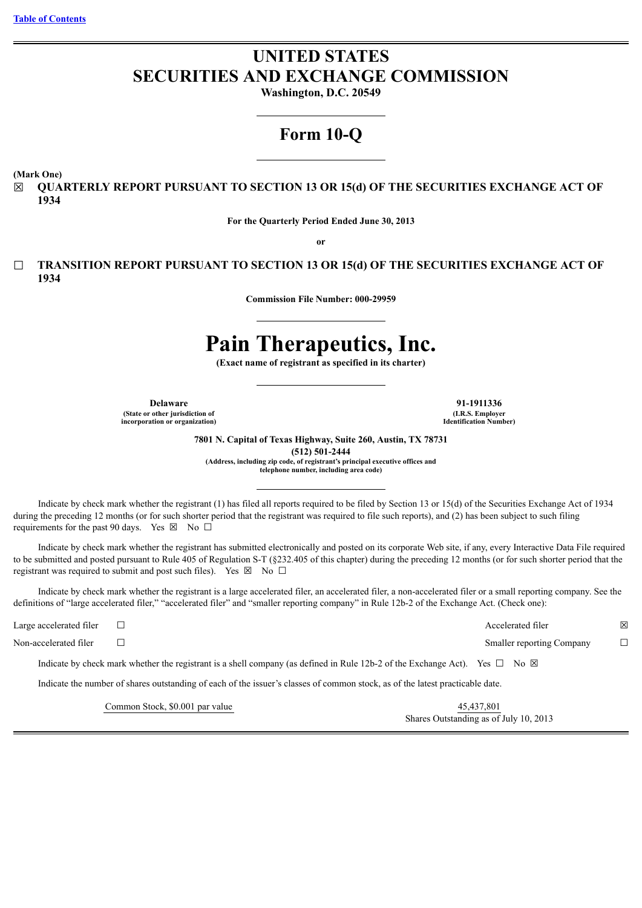[Table of Contents](#)

# UNITED STATES
# SECURITIES AND EXCHANGE COMMISSION

**Washington, D.C. 20549**

# Form 10-Q

**(Mark One)**

☒ **QUARTERLY REPORT PURSUANT TO SECTION 13 OR 15(d) OF THE SECURITIES EXCHANGE ACT OF 1934**

**For the Quarterly Period Ended June 30, 2013**

**or**

☐ **TRANSITION REPORT PURSUANT TO SECTION 13 OR 15(d) OF THE SECURITIES EXCHANGE ACT OF 1934**

**Commission File Number: 000-29959**

# Pain Therapeutics, Inc.

**(Exact name of registrant as specified in its charter)**

| **Delaware** | **91-1911336** |
|---|---|
| **(State or other jurisdiction of incorporation or organization)** | **(I.R.S. Employer Identification Number)** |

**7801 N. Capital of Texas Highway, Suite 260, Austin, TX 78731**
**(512) 501-2444**
**(Address, including zip code, of registrant's principal executive offices and telephone number, including area code)**

Indicate by check mark whether the registrant (1) has filed all reports required to be filed by Section 13 or 15(d) of the Securities Exchange Act of 1934 during the preceding 12 months (or for such shorter period that the registrant was required to file such reports), and (2) has been subject to such filing requirements for the past 90 days. Yes ☒ No ☐

Indicate by check mark whether the registrant has submitted electronically and posted on its corporate Web site, if any, every Interactive Data File required to be submitted and posted pursuant to Rule 405 of Regulation S-T (§232.405 of this chapter) during the preceding 12 months (or for such shorter period that the registrant was required to submit and post such files). Yes ☒ No ☐

Indicate by check mark whether the registrant is a large accelerated filer, an accelerated filer, a non-accelerated filer or a small reporting company. See the definitions of "large accelerated filer," "accelerated filer" and "smaller reporting company" in Rule 12b-2 of the Exchange Act. (Check one):

| | | | |
|---|---|---|---|
| Large accelerated filer | ☐ | Accelerated filer | ☒ |
| Non-accelerated filer | ☐ | Smaller reporting Company | ☐ |

Indicate by check mark whether the registrant is a shell company (as defined in Rule 12b-2 of the Exchange Act). Yes ☐ No ☒

Indicate the number of shares outstanding of each of the issuer's classes of common stock, as of the latest practicable date.

| | |
|---|---|
| Common Stock, $0.001 par value | 45,437,801 |
| | Shares Outstanding as of July 10, 2013 |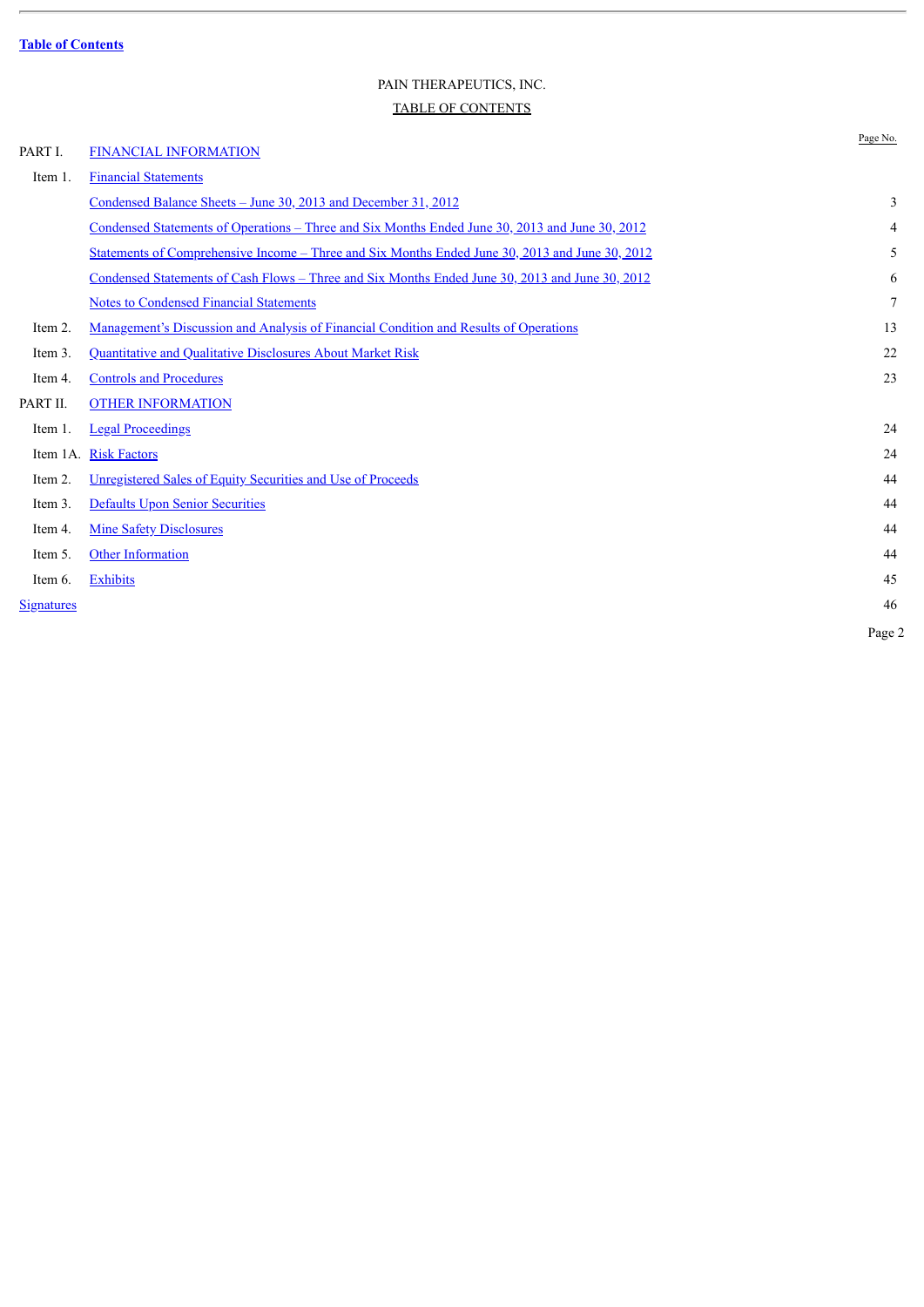**Table of Contents**

PAIN THERAPEUTICS, INC.

TABLE OF CONTENTS

| | | Page No. |
|---|---|---|
| PART I. | FINANCIAL INFORMATION | |
| Item 1. | Financial Statements | |
| | Condensed Balance Sheets – June 30, 2013 and December 31, 2012 | 3 |
| | Condensed Statements of Operations – Three and Six Months Ended June 30, 2013 and June 30, 2012 | 4 |
| | Statements of Comprehensive Income – Three and Six Months Ended June 30, 2013 and June 30, 2012 | 5 |
| | Condensed Statements of Cash Flows – Three and Six Months Ended June 30, 2013 and June 30, 2012 | 6 |
| | Notes to Condensed Financial Statements | 7 |
| Item 2. | Management's Discussion and Analysis of Financial Condition and Results of Operations | 13 |
| Item 3. | Quantitative and Qualitative Disclosures About Market Risk | 22 |
| Item 4. | Controls and Procedures | 23 |
| PART II. | OTHER INFORMATION | |
| Item 1. | Legal Proceedings | 24 |
| Item 1A. | Risk Factors | 24 |
| Item 2. | Unregistered Sales of Equity Securities and Use of Proceeds | 44 |
| Item 3. | Defaults Upon Senior Securities | 44 |
| Item 4. | Mine Safety Disclosures | 44 |
| Item 5. | Other Information | 44 |
| Item 6. | Exhibits | 45 |
| Signatures | | 46 |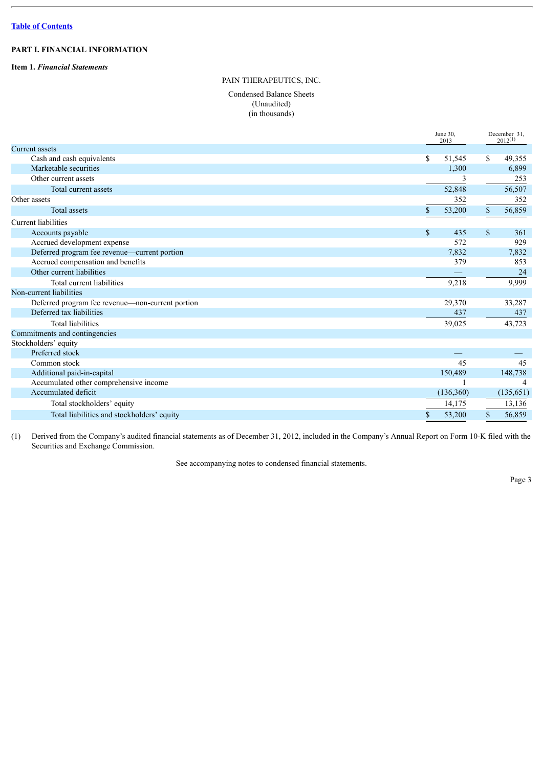Table of Contents

## PART I. FINANCIAL INFORMATION

**Item 1.** ***Financial Statements***

PAIN THERAPEUTICS, INC.

Condensed Balance Sheets
(Unaudited)
(in thousands)

| | June 30, 2013 | December 31, 2012[(1)] |
|---|---|---|
| Current assets | | |
| Cash and cash equivalents | $ 51,545 | $ 49,355 |
| Marketable securities | 1,300 | 6,899 |
| Other current assets | 3 | 253 |
| Total current assets | 52,848 | 56,507 |
| Other assets | 352 | 352 |
| Total assets | $ 53,200 | $ 56,859 |
| Current liabilities | | |
| Accounts payable | $ 435 | $ 361 |
| Accrued development expense | 572 | 929 |
| Deferred program fee revenue—current portion | 7,832 | 7,832 |
| Accrued compensation and benefits | 379 | 853 |
| Other current liabilities | — | 24 |
| Total current liabilities | 9,218 | 9,999 |
| Non-current liabilities | | |
| Deferred program fee revenue—non-current portion | 29,370 | 33,287 |
| Deferred tax liabilities | 437 | 437 |
| Total liabilities | 39,025 | 43,723 |
| Commitments and contingencies | | |
| Stockholders' equity | | |
| Preferred stock | — | — |
| Common stock | 45 | 45 |
| Additional paid-in-capital | 150,489 | 148,738 |
| Accumulated other comprehensive income | 1 | 4 |
| Accumulated deficit | (136,360) | (135,651) |
| Total stockholders' equity | 14,175 | 13,136 |
| Total liabilities and stockholders' equity | $ 53,200 | $ 56,859 |

(1) Derived from the Company's audited financial statements as of December 31, 2012, included in the Company's Annual Report on Form 10-K filed with the Securities and Exchange Commission.

See accompanying notes to condensed financial statements.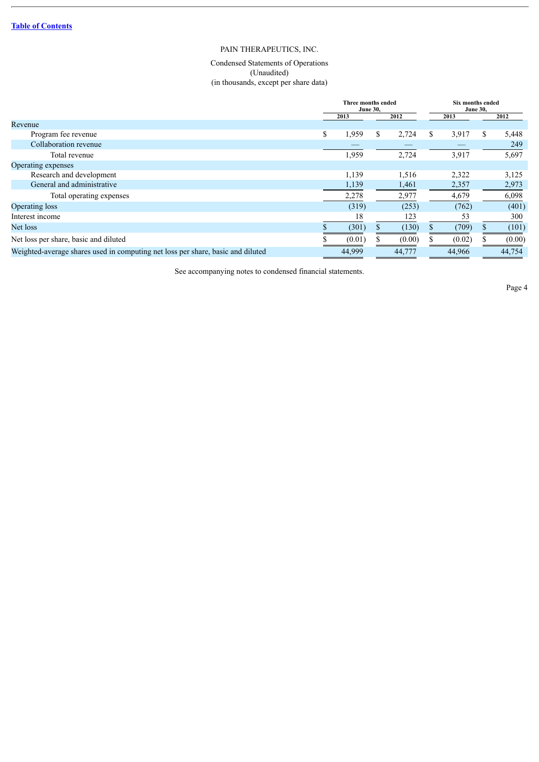[Table of Contents](#)

PAIN THERAPEUTICS, INC.

Condensed Statements of Operations
(Unaudited)
(in thousands, except per share data)

| | Three months ended June 30, | | Six months ended June 30, | |
|---|---|---|---|---|
| | 2013 | 2012 | 2013 | 2012 |
| Revenue | | | | |
| Program fee revenue | $ 1,959 | $ 2,724 | $ 3,917 | $ 5,448 |
| Collaboration revenue | — | — | — | 249 |
| Total revenue | 1,959 | 2,724 | 3,917 | 5,697 |
| Operating expenses | | | | |
| Research and development | 1,139 | 1,516 | 2,322 | 3,125 |
| General and administrative | 1,139 | 1,461 | 2,357 | 2,973 |
| Total operating expenses | 2,278 | 2,977 | 4,679 | 6,098 |
| Operating loss | (319) | (253) | (762) | (401) |
| Interest income | 18 | 123 | 53 | 300 |
| Net loss | $ (301) | $ (130) | $ (709) | $ (101) |
| Net loss per share, basic and diluted | $ (0.01) | $ (0.00) | $ (0.02) | $ (0.00) |
| Weighted-average shares used in computing net loss per share, basic and diluted | 44,999 | 44,777 | 44,966 | 44,754 |

See accompanying notes to condensed financial statements.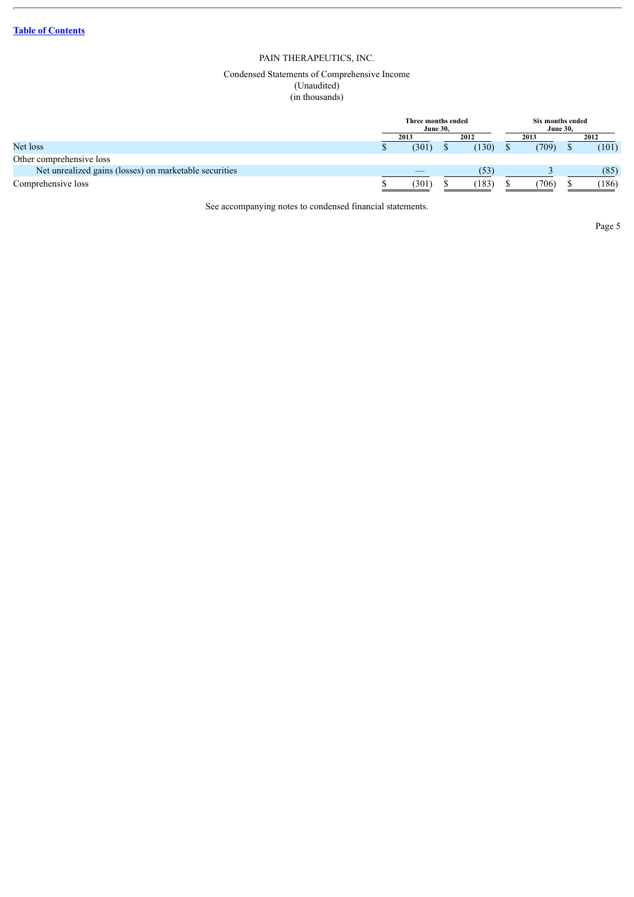[Table of Contents]

PAIN THERAPEUTICS, INC.

Condensed Statements of Comprehensive Income
(Unaudited)
(in thousands)

| | Three months ended June 30, | | Six months ended June 30, | |
|---|---|---|---|---|
| | 2013 | 2012 | 2013 | 2012 |
| Net loss | $ (301) | $ (130) | $ (709) | $ (101) |
| Other comprehensive loss | | | | |
| Net unrealized gains (losses) on marketable securities | — | (53) | 3 | (85) |
| Comprehensive loss | $ (301) | $ (183) | $ (706) | $ (186) |

See accompanying notes to condensed financial statements.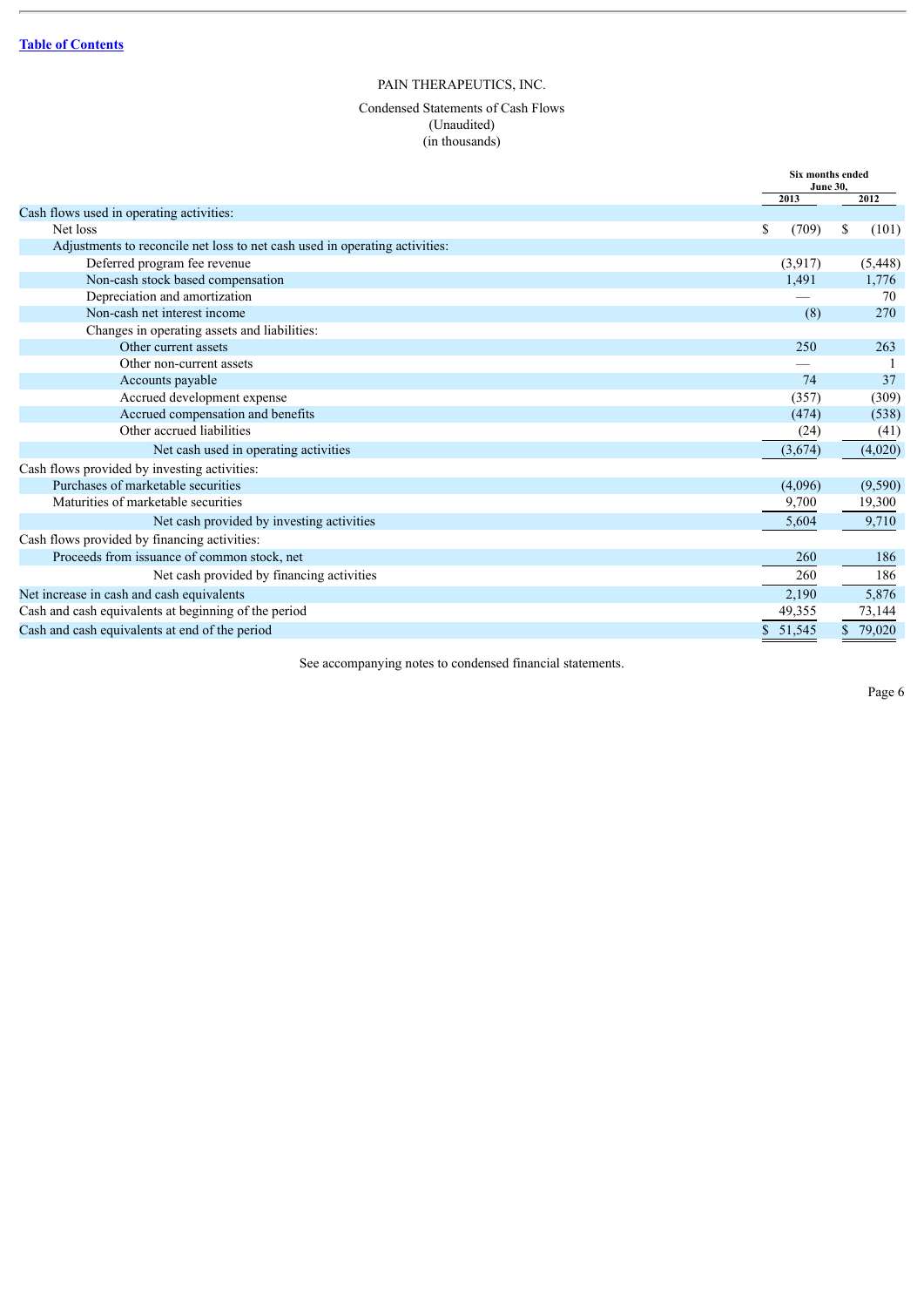PAIN THERAPEUTICS, INC.

Condensed Statements of Cash Flows
(Unaudited)
(in thousands)

| | Six months ended June 30, | |
|---|---|---|
| | 2013 | 2012 |
| Cash flows used in operating activities: | | |
| Net loss | $ (709) | $ (101) |
| Adjustments to reconcile net loss to net cash used in operating activities: | | |
| Deferred program fee revenue | (3,917) | (5,448) |
| Non-cash stock based compensation | 1,491 | 1,776 |
| Depreciation and amortization | — | 70 |
| Non-cash net interest income | (8) | 270 |
| Changes in operating assets and liabilities: | | |
| Other current assets | 250 | 263 |
| Other non-current assets | — | 1 |
| Accounts payable | 74 | 37 |
| Accrued development expense | (357) | (309) |
| Accrued compensation and benefits | (474) | (538) |
| Other accrued liabilities | (24) | (41) |
| Net cash used in operating activities | (3,674) | (4,020) |
| Cash flows provided by investing activities: | | |
| Purchases of marketable securities | (4,096) | (9,590) |
| Maturities of marketable securities | 9,700 | 19,300 |
| Net cash provided by investing activities | 5,604 | 9,710 |
| Cash flows provided by financing activities: | | |
| Proceeds from issuance of common stock, net | 260 | 186 |
| Net cash provided by financing activities | 260 | 186 |
| Net increase in cash and cash equivalents | 2,190 | 5,876 |
| Cash and cash equivalents at beginning of the period | 49,355 | 73,144 |
| Cash and cash equivalents at end of the period | $ 51,545 | $ 79,020 |

See accompanying notes to condensed financial statements.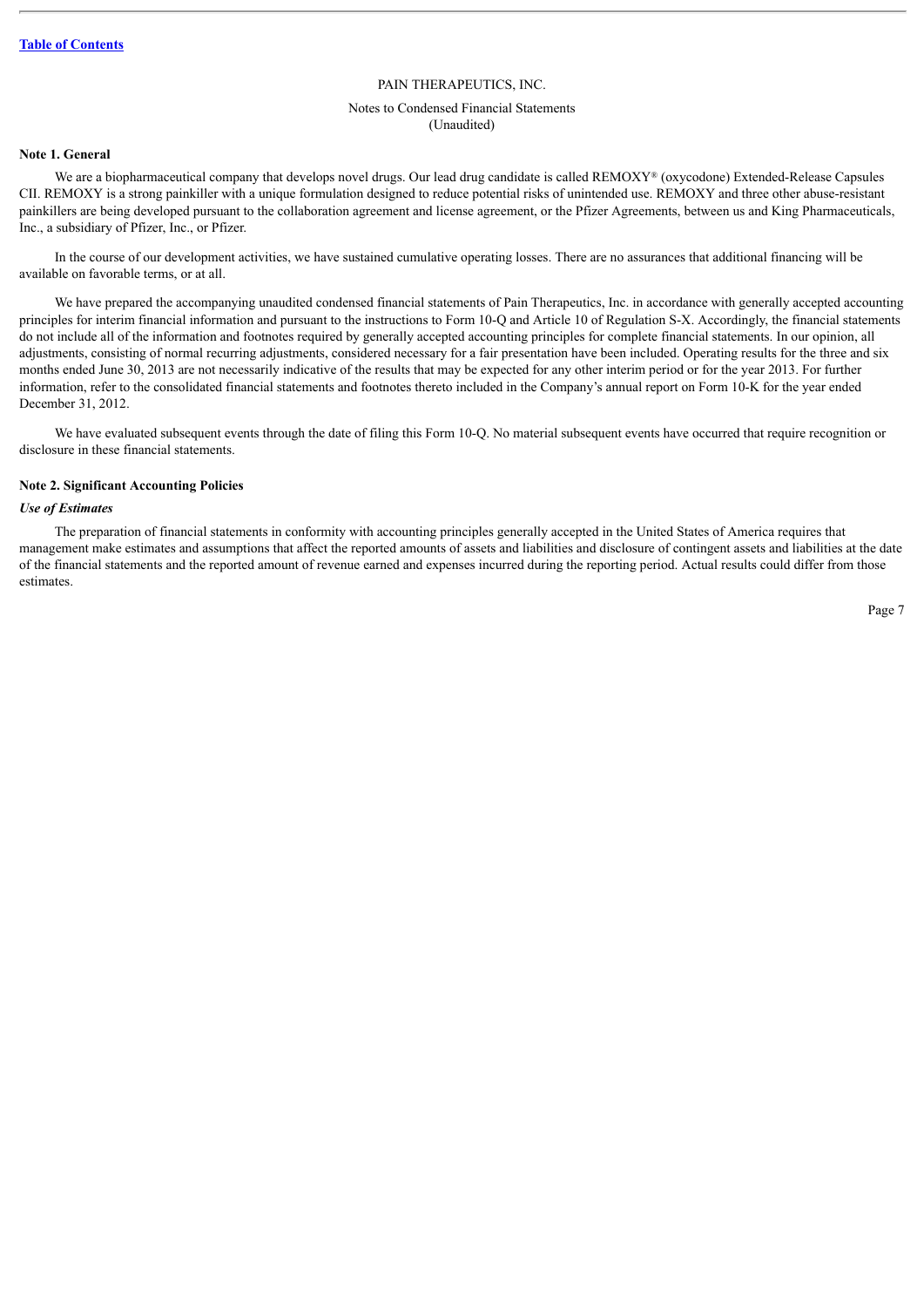PAIN THERAPEUTICS, INC.

Notes to Condensed Financial Statements
(Unaudited)

**Note 1. General**

We are a biopharmaceutical company that develops novel drugs. Our lead drug candidate is called REMOXY® (oxycodone) Extended-Release Capsules CII. REMOXY is a strong painkiller with a unique formulation designed to reduce potential risks of unintended use. REMOXY and three other abuse-resistant painkillers are being developed pursuant to the collaboration agreement and license agreement, or the Pfizer Agreements, between us and King Pharmaceuticals, Inc., a subsidiary of Pfizer, Inc., or Pfizer.

In the course of our development activities, we have sustained cumulative operating losses. There are no assurances that additional financing will be available on favorable terms, or at all.

We have prepared the accompanying unaudited condensed financial statements of Pain Therapeutics, Inc. in accordance with generally accepted accounting principles for interim financial information and pursuant to the instructions to Form 10-Q and Article 10 of Regulation S-X. Accordingly, the financial statements do not include all of the information and footnotes required by generally accepted accounting principles for complete financial statements. In our opinion, all adjustments, consisting of normal recurring adjustments, considered necessary for a fair presentation have been included. Operating results for the three and six months ended June 30, 2013 are not necessarily indicative of the results that may be expected for any other interim period or for the year 2013. For further information, refer to the consolidated financial statements and footnotes thereto included in the Company's annual report on Form 10-K for the year ended December 31, 2012.

We have evaluated subsequent events through the date of filing this Form 10-Q. No material subsequent events have occurred that require recognition or disclosure in these financial statements.

**Note 2. Significant Accounting Policies**

***Use of Estimates***

The preparation of financial statements in conformity with accounting principles generally accepted in the United States of America requires that management make estimates and assumptions that affect the reported amounts of assets and liabilities and disclosure of contingent assets and liabilities at the date of the financial statements and the reported amount of revenue earned and expenses incurred during the reporting period. Actual results could differ from those estimates.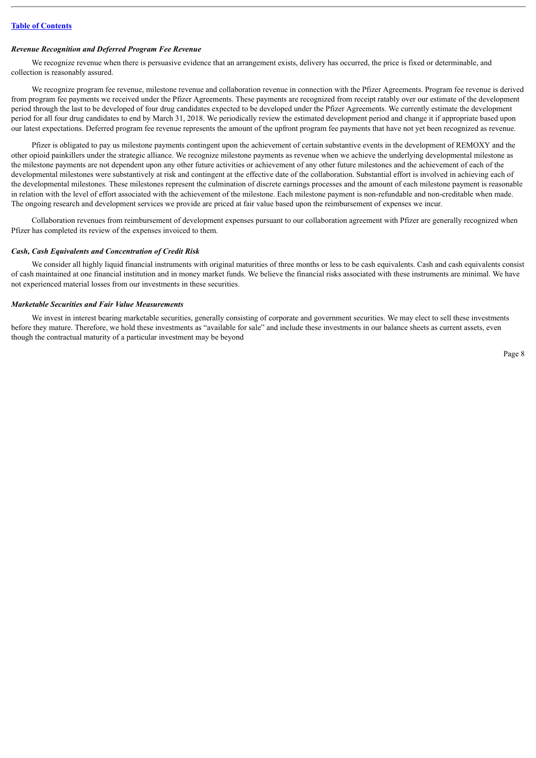### *Revenue Recognition and Deferred Program Fee Revenue*

We recognize revenue when there is persuasive evidence that an arrangement exists, delivery has occurred, the price is fixed or determinable, and collection is reasonably assured.

We recognize program fee revenue, milestone revenue and collaboration revenue in connection with the Pfizer Agreements. Program fee revenue is derived from program fee payments we received under the Pfizer Agreements. These payments are recognized from receipt ratably over our estimate of the development period through the last to be developed of four drug candidates expected to be developed under the Pfizer Agreements. We currently estimate the development period for all four drug candidates to end by March 31, 2018. We periodically review the estimated development period and change it if appropriate based upon our latest expectations. Deferred program fee revenue represents the amount of the upfront program fee payments that have not yet been recognized as revenue.

Pfizer is obligated to pay us milestone payments contingent upon the achievement of certain substantive events in the development of REMOXY and the other opioid painkillers under the strategic alliance. We recognize milestone payments as revenue when we achieve the underlying developmental milestone as the milestone payments are not dependent upon any other future activities or achievement of any other future milestones and the achievement of each of the developmental milestones were substantively at risk and contingent at the effective date of the collaboration. Substantial effort is involved in achieving each of the developmental milestones. These milestones represent the culmination of discrete earnings processes and the amount of each milestone payment is reasonable in relation with the level of effort associated with the achievement of the milestone. Each milestone payment is non-refundable and non-creditable when made. The ongoing research and development services we provide are priced at fair value based upon the reimbursement of expenses we incur.

Collaboration revenues from reimbursement of development expenses pursuant to our collaboration agreement with Pfizer are generally recognized when Pfizer has completed its review of the expenses invoiced to them.

### *Cash, Cash Equivalents and Concentration of Credit Risk*

We consider all highly liquid financial instruments with original maturities of three months or less to be cash equivalents. Cash and cash equivalents consist of cash maintained at one financial institution and in money market funds. We believe the financial risks associated with these instruments are minimal. We have not experienced material losses from our investments in these securities.

### *Marketable Securities and Fair Value Measurements*

We invest in interest bearing marketable securities, generally consisting of corporate and government securities. We may elect to sell these investments before they mature. Therefore, we hold these investments as "available for sale" and include these investments in our balance sheets as current assets, even though the contractual maturity of a particular investment may be beyond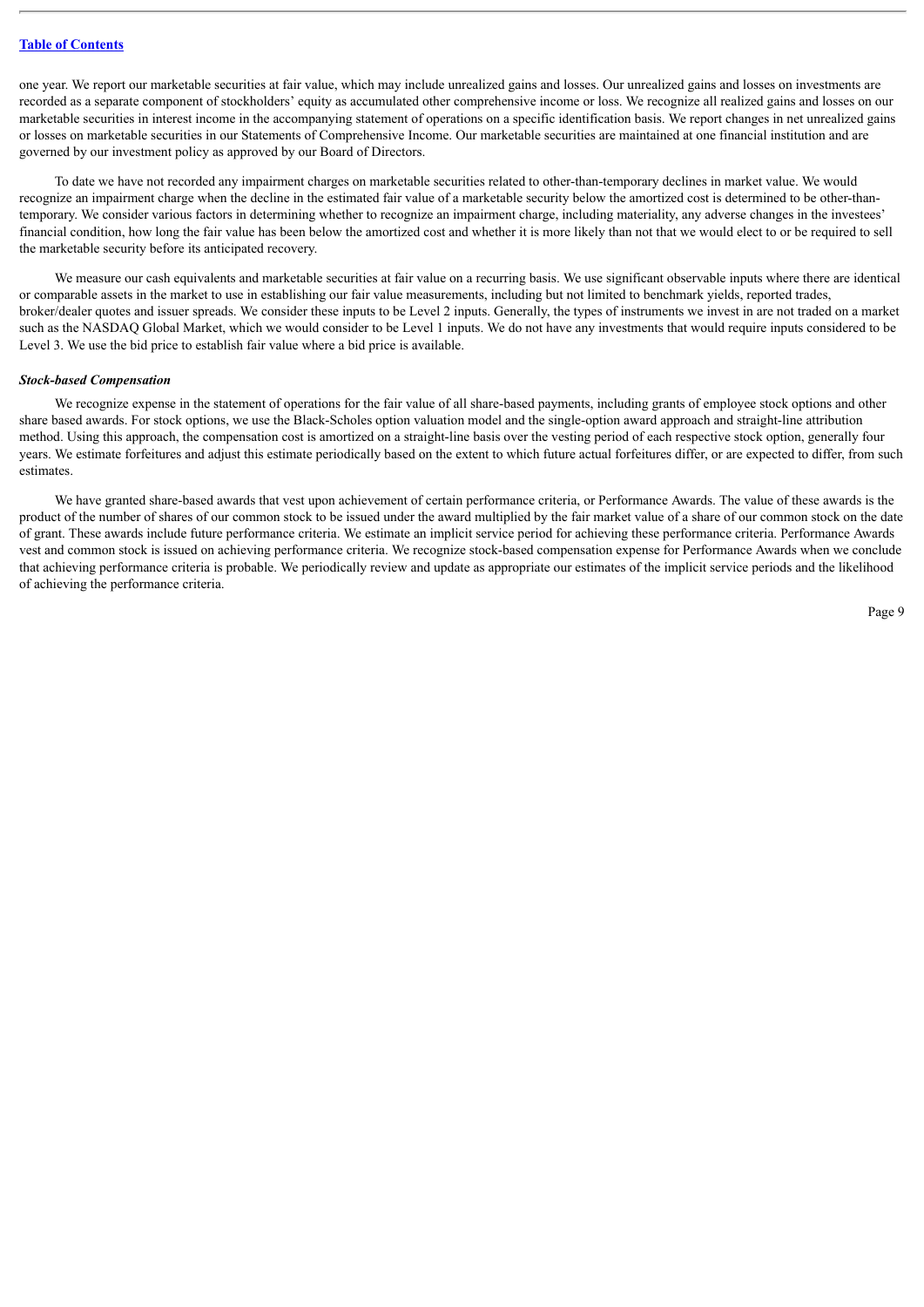one year. We report our marketable securities at fair value, which may include unrealized gains and losses. Our unrealized gains and losses on investments are recorded as a separate component of stockholders' equity as accumulated other comprehensive income or loss. We recognize all realized gains and losses on our marketable securities in interest income in the accompanying statement of operations on a specific identification basis. We report changes in net unrealized gains or losses on marketable securities in our Statements of Comprehensive Income. Our marketable securities are maintained at one financial institution and are governed by our investment policy as approved by our Board of Directors.

To date we have not recorded any impairment charges on marketable securities related to other-than-temporary declines in market value. We would recognize an impairment charge when the decline in the estimated fair value of a marketable security below the amortized cost is determined to be other-than-temporary. We consider various factors in determining whether to recognize an impairment charge, including materiality, any adverse changes in the investees' financial condition, how long the fair value has been below the amortized cost and whether it is more likely than not that we would elect to or be required to sell the marketable security before its anticipated recovery.

We measure our cash equivalents and marketable securities at fair value on a recurring basis. We use significant observable inputs where there are identical or comparable assets in the market to use in establishing our fair value measurements, including but not limited to benchmark yields, reported trades, broker/dealer quotes and issuer spreads. We consider these inputs to be Level 2 inputs. Generally, the types of instruments we invest in are not traded on a market such as the NASDAQ Global Market, which we would consider to be Level 1 inputs. We do not have any investments that would require inputs considered to be Level 3. We use the bid price to establish fair value where a bid price is available.

***Stock-based Compensation***

We recognize expense in the statement of operations for the fair value of all share-based payments, including grants of employee stock options and other share based awards. For stock options, we use the Black-Scholes option valuation model and the single-option award approach and straight-line attribution method. Using this approach, the compensation cost is amortized on a straight-line basis over the vesting period of each respective stock option, generally four years. We estimate forfeitures and adjust this estimate periodically based on the extent to which future actual forfeitures differ, or are expected to differ, from such estimates.

We have granted share-based awards that vest upon achievement of certain performance criteria, or Performance Awards. The value of these awards is the product of the number of shares of our common stock to be issued under the award multiplied by the fair market value of a share of our common stock on the date of grant. These awards include future performance criteria. We estimate an implicit service period for achieving these performance criteria. Performance Awards vest and common stock is issued on achieving performance criteria. We recognize stock-based compensation expense for Performance Awards when we conclude that achieving performance criteria is probable. We periodically review and update as appropriate our estimates of the implicit service periods and the likelihood of achieving the performance criteria.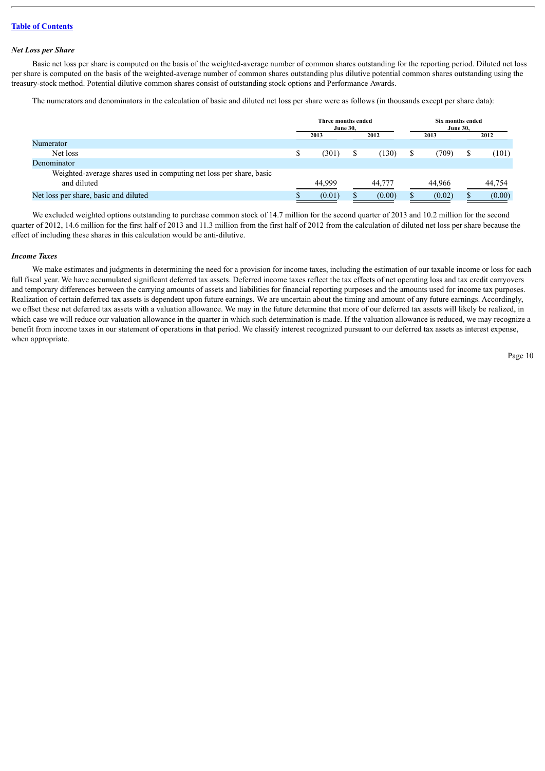[Table of Contents]

### *Net Loss per Share*

Basic net loss per share is computed on the basis of the weighted-average number of common shares outstanding for the reporting period. Diluted net loss per share is computed on the basis of the weighted-average number of common shares outstanding plus dilutive potential common shares outstanding using the treasury-stock method. Potential dilutive common shares consist of outstanding stock options and Performance Awards.

The numerators and denominators in the calculation of basic and diluted net loss per share were as follows (in thousands except per share data):

| | Three months ended June 30, | | Six months ended June 30, | |
|---|---|---|---|---|
| | 2013 | 2012 | 2013 | 2012 |
| Numerator | | | | |
| Net loss | $ (301) | $ (130) | $ (709) | $ (101) |
| Denominator | | | | |
| Weighted-average shares used in computing net loss per share, basic and diluted | 44,999 | 44,777 | 44,966 | 44,754 |
| Net loss per share, basic and diluted | $ (0.01) | $ (0.00) | $ (0.02) | $ (0.00) |

We excluded weighted options outstanding to purchase common stock of 14.7 million for the second quarter of 2013 and 10.2 million for the second quarter of 2012, 14.6 million for the first half of 2013 and 11.3 million from the first half of 2012 from the calculation of diluted net loss per share because the effect of including these shares in this calculation would be anti-dilutive.

### *Income Taxes*

We make estimates and judgments in determining the need for a provision for income taxes, including the estimation of our taxable income or loss for each full fiscal year. We have accumulated significant deferred tax assets. Deferred income taxes reflect the tax effects of net operating loss and tax credit carryovers and temporary differences between the carrying amounts of assets and liabilities for financial reporting purposes and the amounts used for income tax purposes. Realization of certain deferred tax assets is dependent upon future earnings. We are uncertain about the timing and amount of any future earnings. Accordingly, we offset these net deferred tax assets with a valuation allowance. We may in the future determine that more of our deferred tax assets will likely be realized, in which case we will reduce our valuation allowance in the quarter in which such determination is made. If the valuation allowance is reduced, we may recognize a benefit from income taxes in our statement of operations in that period. We classify interest recognized pursuant to our deferred tax assets as interest expense, when appropriate.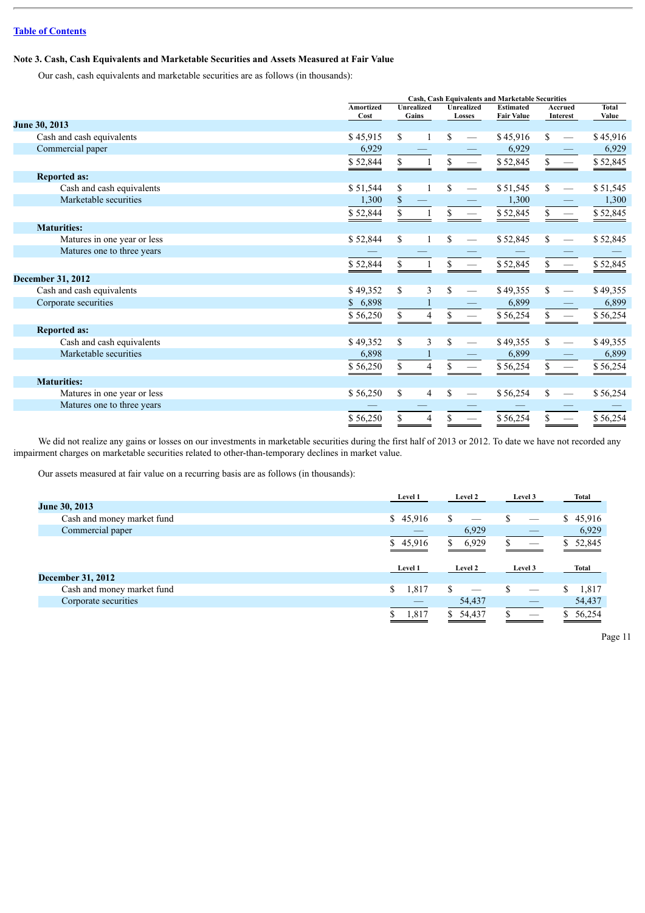Table of Contents

## Note 3. Cash, Cash Equivalents and Marketable Securities and Assets Measured at Fair Value

Our cash, cash equivalents and marketable securities are as follows (in thousands):

| | Cash, Cash Equivalents and Marketable Securities | | | | | |
|---|---|---|---|---|---|---|
| | Amortized Cost | Unrealized Gains | Unrealized Losses | Estimated Fair Value | Accrued Interest | Total Value |
| **June 30, 2013** | | | | | | |
| Cash and cash equivalents | $ 45,915 | $ 1 | $ — | $ 45,916 | $ — | $ 45,916 |
| Commercial paper | 6,929 | — | — | 6,929 | — | 6,929 |
| | $ 52,844 | $ 1 | $ — | $ 52,845 | $ — | $ 52,845 |
| **Reported as:** | | | | | | |
| Cash and cash equivalents | $ 51,544 | $ 1 | $ — | $ 51,545 | $ — | $ 51,545 |
| Marketable securities | 1,300 | $ — | — | 1,300 | — | 1,300 |
| | $ 52,844 | $ 1 | $ — | $ 52,845 | $ — | $ 52,845 |
| **Maturities:** | | | | | | |
| Matures in one year or less | $ 52,844 | $ 1 | $ — | $ 52,845 | $ — | $ 52,845 |
| Matures one to three years | — | — | — | — | — | — |
| | $ 52,844 | $ 1 | $ — | $ 52,845 | $ — | $ 52,845 |
| **December 31, 2012** | | | | | | |
| Cash and cash equivalents | $ 49,352 | $ 3 | $ — | $ 49,355 | $ — | $ 49,355 |
| Corporate securities | $ 6,898 | 1 | — | 6,899 | — | 6,899 |
| | $ 56,250 | $ 4 | $ — | $ 56,254 | $ — | $ 56,254 |
| **Reported as:** | | | | | | |
| Cash and cash equivalents | $ 49,352 | $ 3 | $ — | $ 49,355 | $ — | $ 49,355 |
| Marketable securities | 6,898 | 1 | — | 6,899 | — | 6,899 |
| | $ 56,250 | $ 4 | $ — | $ 56,254 | $ — | $ 56,254 |
| **Maturities:** | | | | | | |
| Matures in one year or less | $ 56,250 | $ 4 | $ — | $ 56,254 | $ — | $ 56,254 |
| Matures one to three years | — | — | — | — | — | — |
| | $ 56,250 | $ 4 | $ — | $ 56,254 | $ — | $ 56,254 |

We did not realize any gains or losses on our investments in marketable securities during the first half of 2013 or 2012. To date we have not recorded any impairment charges on marketable securities related to other-than-temporary declines in market value.

Our assets measured at fair value on a recurring basis are as follows (in thousands):

| | Level 1 | Level 2 | Level 3 | Total |
|---|---|---|---|---|
| **June 30, 2013** | | | | |
| Cash and money market fund | $ 45,916 | $ — | $ — | $ 45,916 |
| Commercial paper | — | 6,929 | — | 6,929 |
| | $ 45,916 | $ 6,929 | $ — | $ 52,845 |

| | Level 1 | Level 2 | Level 3 | Total |
|---|---|---|---|---|
| **December 31, 2012** | | | | |
| Cash and money market fund | $ 1,817 | $ — | $ — | $ 1,817 |
| Corporate securities | — | 54,437 | — | 54,437 |
| | $ 1,817 | $ 54,437 | $ — | $ 56,254 |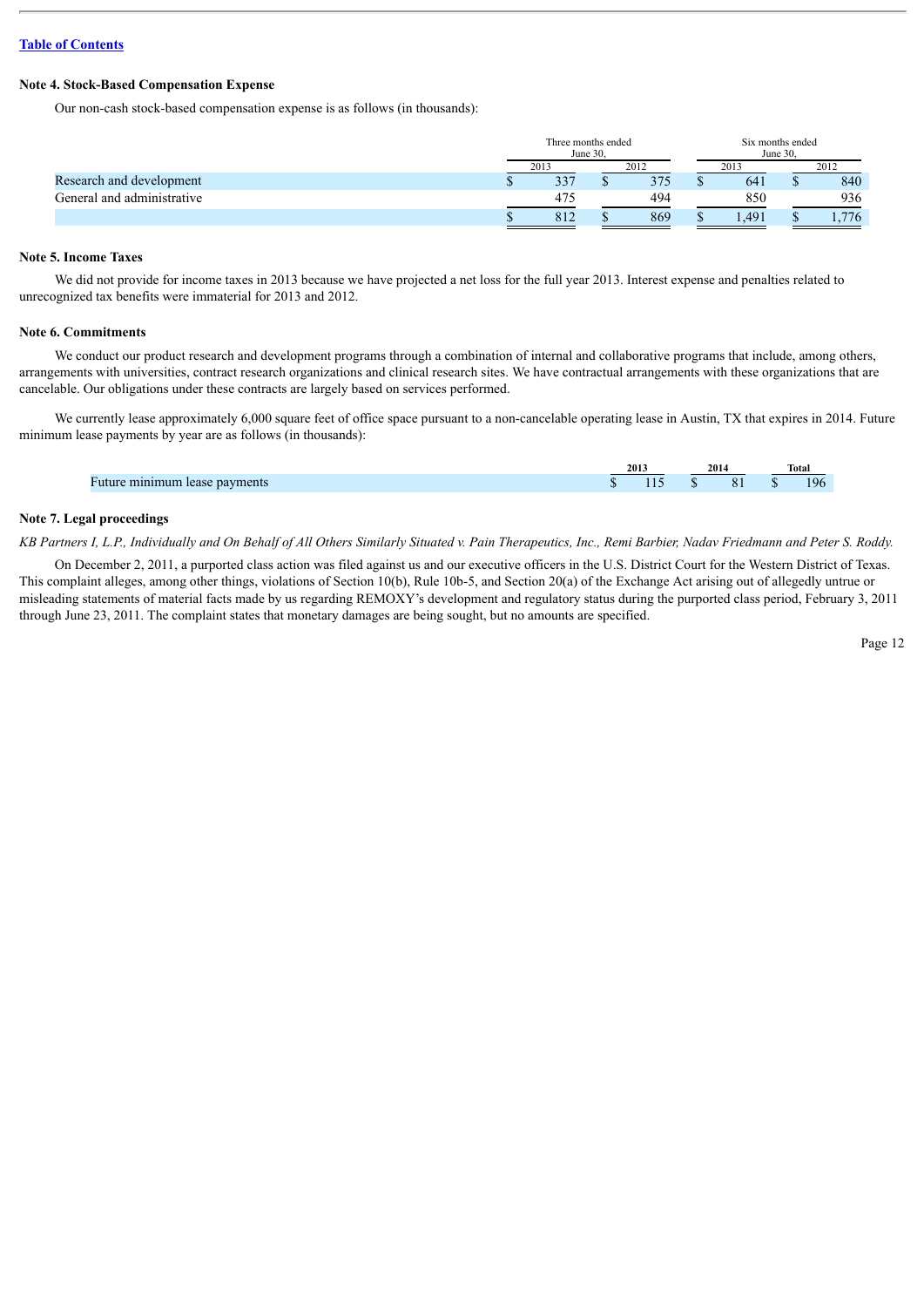Table of Contents

### Note 4. Stock-Based Compensation Expense

Our non-cash stock-based compensation expense is as follows (in thousands):

| | Three months ended June 30, | | Six months ended June 30, | |
|---|---|---|---|---|
| | 2013 | 2012 | 2013 | 2012 |
| Research and development | $ 337 | $ 375 | $ 641 | $ 840 |
| General and administrative | 475 | 494 | 850 | 936 |
| | $ 812 | $ 869 | $ 1,491 | $ 1,776 |

### Note 5. Income Taxes

We did not provide for income taxes in 2013 because we have projected a net loss for the full year 2013. Interest expense and penalties related to unrecognized tax benefits were immaterial for 2013 and 2012.

### Note 6. Commitments

We conduct our product research and development programs through a combination of internal and collaborative programs that include, among others, arrangements with universities, contract research organizations and clinical research sites. We have contractual arrangements with these organizations that are cancelable. Our obligations under these contracts are largely based on services performed.

We currently lease approximately 6,000 square feet of office space pursuant to a non-cancelable operating lease in Austin, TX that expires in 2014. Future minimum lease payments by year are as follows (in thousands):

| | 2013 | 2014 | Total |
|---|---|---|---|
| Future minimum lease payments | $ 115 | $ 81 | $ 196 |

### Note 7. Legal proceedings

*KB Partners I, L.P., Individually and On Behalf of All Others Similarly Situated v. Pain Therapeutics, Inc., Remi Barbier, Nadav Friedmann and Peter S. Roddy.*

On December 2, 2011, a purported class action was filed against us and our executive officers in the U.S. District Court for the Western District of Texas. This complaint alleges, among other things, violations of Section 10(b), Rule 10b-5, and Section 20(a) of the Exchange Act arising out of allegedly untrue or misleading statements of material facts made by us regarding REMOXY's development and regulatory status during the purported class period, February 3, 2011 through June 23, 2011. The complaint states that monetary damages are being sought, but no amounts are specified.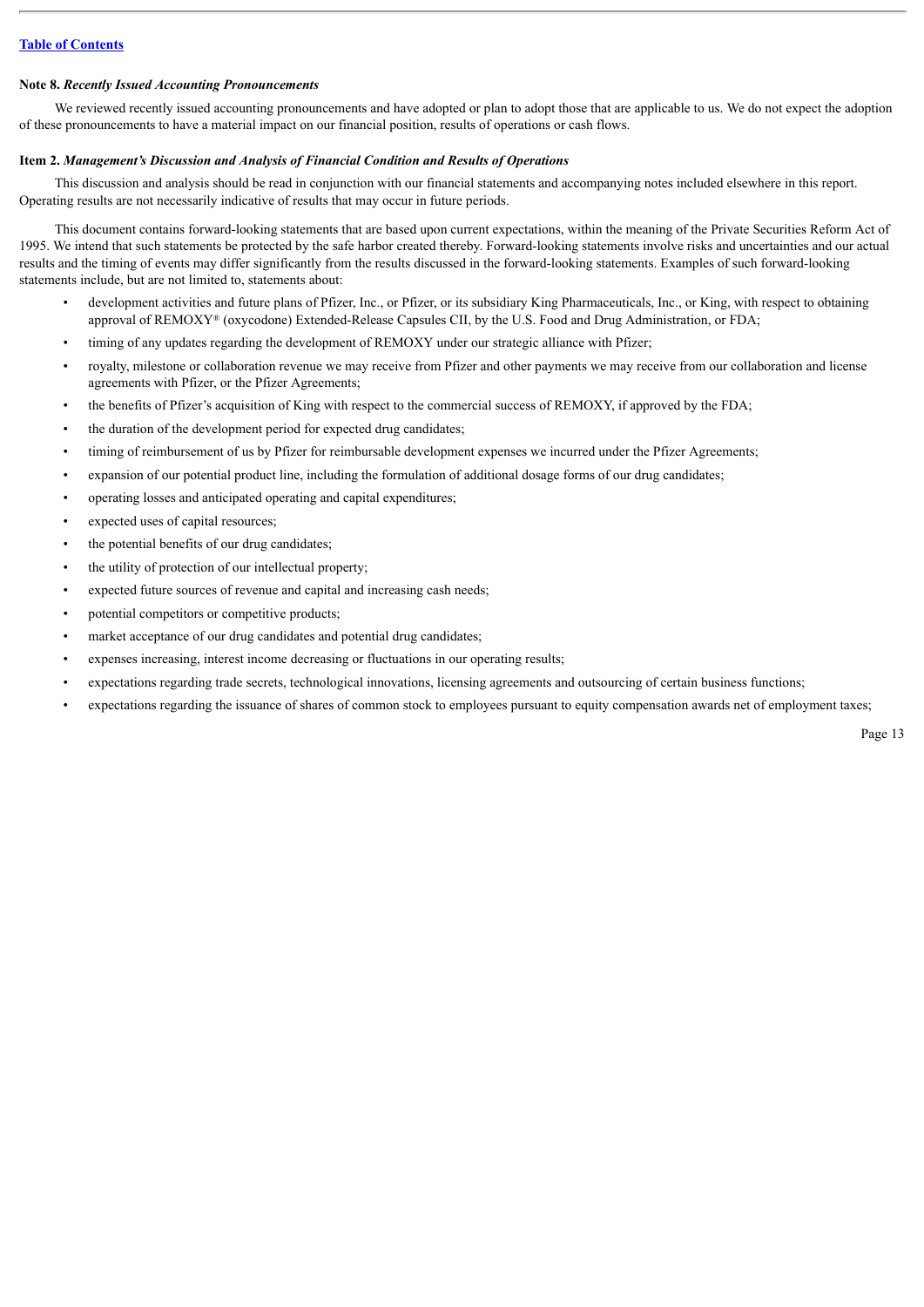**Note 8.** ***Recently Issued Accounting Pronouncements***

We reviewed recently issued accounting pronouncements and have adopted or plan to adopt those that are applicable to us. We do not expect the adoption of these pronouncements to have a material impact on our financial position, results of operations or cash flows.

**Item 2.** ***Management's Discussion and Analysis of Financial Condition and Results of Operations***

This discussion and analysis should be read in conjunction with our financial statements and accompanying notes included elsewhere in this report. Operating results are not necessarily indicative of results that may occur in future periods.

This document contains forward-looking statements that are based upon current expectations, within the meaning of the Private Securities Reform Act of 1995. We intend that such statements be protected by the safe harbor created thereby. Forward-looking statements involve risks and uncertainties and our actual results and the timing of events may differ significantly from the results discussed in the forward-looking statements. Examples of such forward-looking statements include, but are not limited to, statements about:

- development activities and future plans of Pfizer, Inc., or Pfizer, or its subsidiary King Pharmaceuticals, Inc., or King, with respect to obtaining approval of REMOXY® (oxycodone) Extended-Release Capsules CII, by the U.S. Food and Drug Administration, or FDA;
- timing of any updates regarding the development of REMOXY under our strategic alliance with Pfizer;
- royalty, milestone or collaboration revenue we may receive from Pfizer and other payments we may receive from our collaboration and license agreements with Pfizer, or the Pfizer Agreements;
- the benefits of Pfizer's acquisition of King with respect to the commercial success of REMOXY, if approved by the FDA;
- the duration of the development period for expected drug candidates;
- timing of reimbursement of us by Pfizer for reimbursable development expenses we incurred under the Pfizer Agreements;
- expansion of our potential product line, including the formulation of additional dosage forms of our drug candidates;
- operating losses and anticipated operating and capital expenditures;
- expected uses of capital resources;
- the potential benefits of our drug candidates;
- the utility of protection of our intellectual property;
- expected future sources of revenue and capital and increasing cash needs;
- potential competitors or competitive products;
- market acceptance of our drug candidates and potential drug candidates;
- expenses increasing, interest income decreasing or fluctuations in our operating results;
- expectations regarding trade secrets, technological innovations, licensing agreements and outsourcing of certain business functions;
- expectations regarding the issuance of shares of common stock to employees pursuant to equity compensation awards net of employment taxes;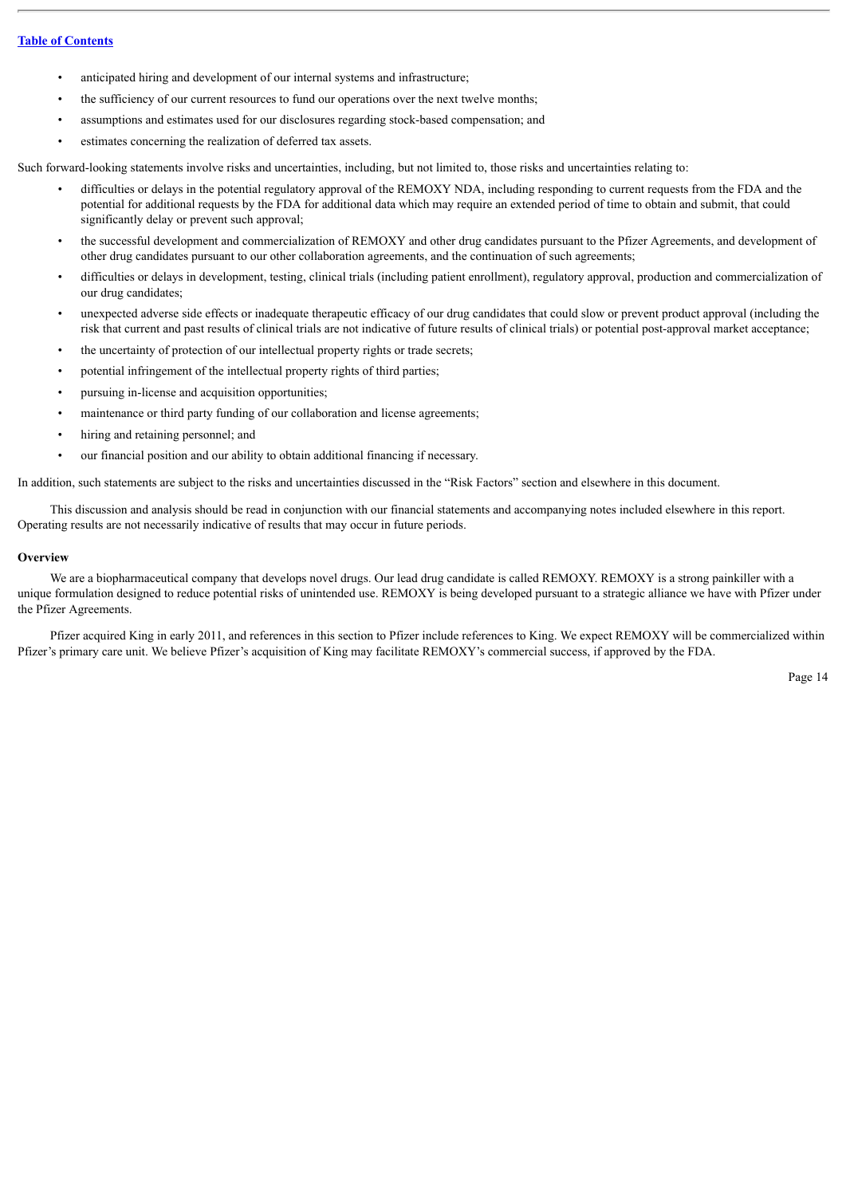- anticipated hiring and development of our internal systems and infrastructure;
- the sufficiency of our current resources to fund our operations over the next twelve months;
- assumptions and estimates used for our disclosures regarding stock-based compensation; and
- estimates concerning the realization of deferred tax assets.

Such forward-looking statements involve risks and uncertainties, including, but not limited to, those risks and uncertainties relating to:

- difficulties or delays in the potential regulatory approval of the REMOXY NDA, including responding to current requests from the FDA and the potential for additional requests by the FDA for additional data which may require an extended period of time to obtain and submit, that could significantly delay or prevent such approval;
- the successful development and commercialization of REMOXY and other drug candidates pursuant to the Pfizer Agreements, and development of other drug candidates pursuant to our other collaboration agreements, and the continuation of such agreements;
- difficulties or delays in development, testing, clinical trials (including patient enrollment), regulatory approval, production and commercialization of our drug candidates;
- unexpected adverse side effects or inadequate therapeutic efficacy of our drug candidates that could slow or prevent product approval (including the risk that current and past results of clinical trials are not indicative of future results of clinical trials) or potential post-approval market acceptance;
- the uncertainty of protection of our intellectual property rights or trade secrets;
- potential infringement of the intellectual property rights of third parties;
- pursuing in-license and acquisition opportunities;
- maintenance or third party funding of our collaboration and license agreements;
- hiring and retaining personnel; and
- our financial position and our ability to obtain additional financing if necessary.

In addition, such statements are subject to the risks and uncertainties discussed in the "Risk Factors" section and elsewhere in this document.

This discussion and analysis should be read in conjunction with our financial statements and accompanying notes included elsewhere in this report. Operating results are not necessarily indicative of results that may occur in future periods.

**Overview**

We are a biopharmaceutical company that develops novel drugs. Our lead drug candidate is called REMOXY. REMOXY is a strong painkiller with a unique formulation designed to reduce potential risks of unintended use. REMOXY is being developed pursuant to a strategic alliance we have with Pfizer under the Pfizer Agreements.

Pfizer acquired King in early 2011, and references in this section to Pfizer include references to King. We expect REMOXY will be commercialized within Pfizer's primary care unit. We believe Pfizer's acquisition of King may facilitate REMOXY's commercial success, if approved by the FDA.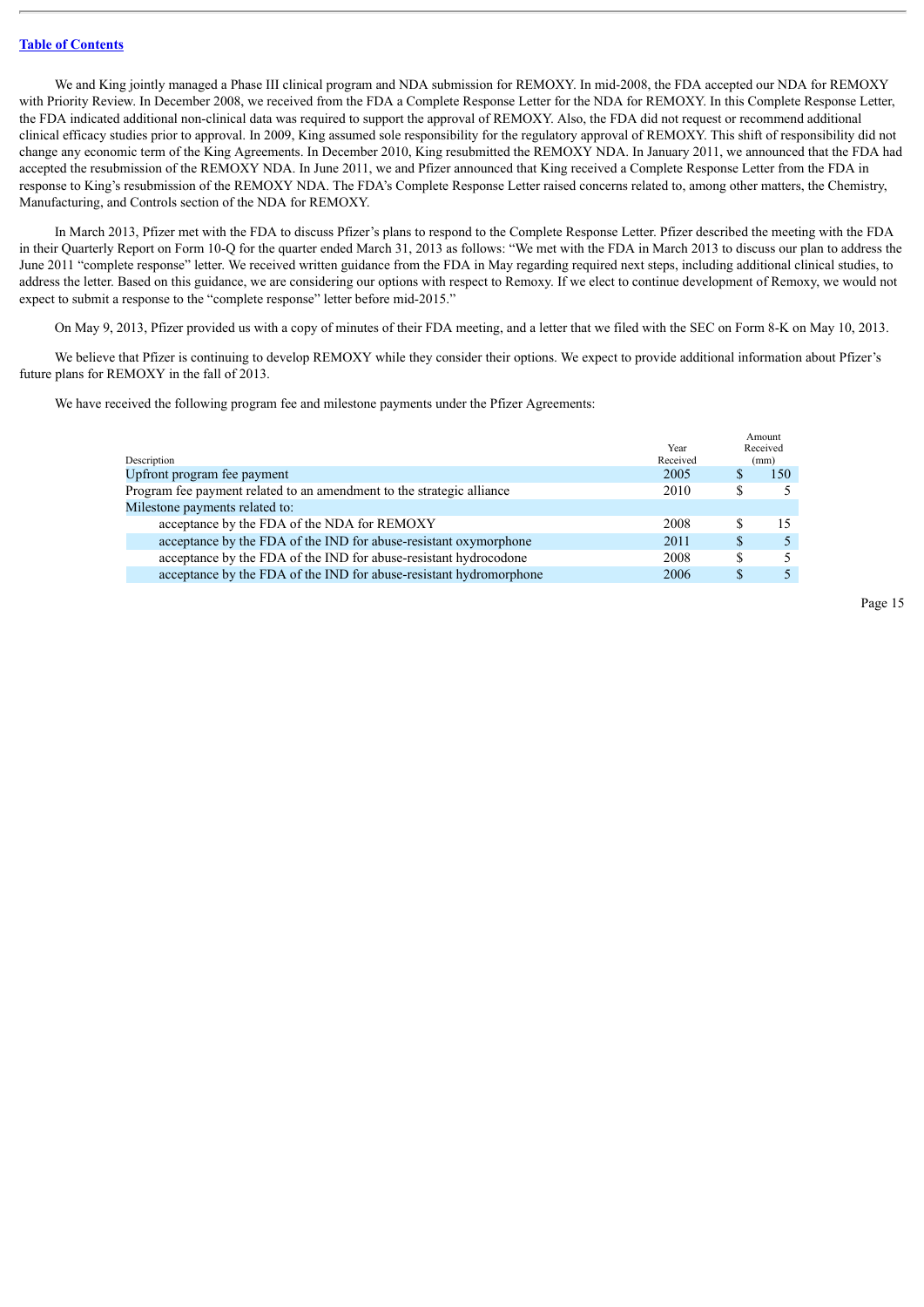We and King jointly managed a Phase III clinical program and NDA submission for REMOXY. In mid-2008, the FDA accepted our NDA for REMOXY with Priority Review. In December 2008, we received from the FDA a Complete Response Letter for the NDA for REMOXY. In this Complete Response Letter, the FDA indicated additional non-clinical data was required to support the approval of REMOXY. Also, the FDA did not request or recommend additional clinical efficacy studies prior to approval. In 2009, King assumed sole responsibility for the regulatory approval of REMOXY. This shift of responsibility did not change any economic term of the King Agreements. In December 2010, King resubmitted the REMOXY NDA. In January 2011, we announced that the FDA had accepted the resubmission of the REMOXY NDA. In June 2011, we and Pfizer announced that King received a Complete Response Letter from the FDA in response to King's resubmission of the REMOXY NDA. The FDA's Complete Response Letter raised concerns related to, among other matters, the Chemistry, Manufacturing, and Controls section of the NDA for REMOXY.

In March 2013, Pfizer met with the FDA to discuss Pfizer's plans to respond to the Complete Response Letter. Pfizer described the meeting with the FDA in their Quarterly Report on Form 10-Q for the quarter ended March 31, 2013 as follows: "We met with the FDA in March 2013 to discuss our plan to address the June 2011 "complete response" letter. We received written guidance from the FDA in May regarding required next steps, including additional clinical studies, to address the letter. Based on this guidance, we are considering our options with respect to Remoxy. If we elect to continue development of Remoxy, we would not expect to submit a response to the "complete response" letter before mid-2015."

On May 9, 2013, Pfizer provided us with a copy of minutes of their FDA meeting, and a letter that we filed with the SEC on Form 8-K on May 10, 2013.

We believe that Pfizer is continuing to develop REMOXY while they consider their options. We expect to provide additional information about Pfizer's future plans for REMOXY in the fall of 2013.

We have received the following program fee and milestone payments under the Pfizer Agreements:

| Description | Year Received | Amount Received (mm) |
|---|---|---|
| Upfront program fee payment | 2005 | $ 150 |
| Program fee payment related to an amendment to the strategic alliance | 2010 | $ 5 |
| Milestone payments related to: | | |
| acceptance by the FDA of the NDA for REMOXY | 2008 | $ 15 |
| acceptance by the FDA of the IND for abuse-resistant oxymorphone | 2011 | $ 5 |
| acceptance by the FDA of the IND for abuse-resistant hydrocodone | 2008 | $ 5 |
| acceptance by the FDA of the IND for abuse-resistant hydromorphone | 2006 | $ 5 |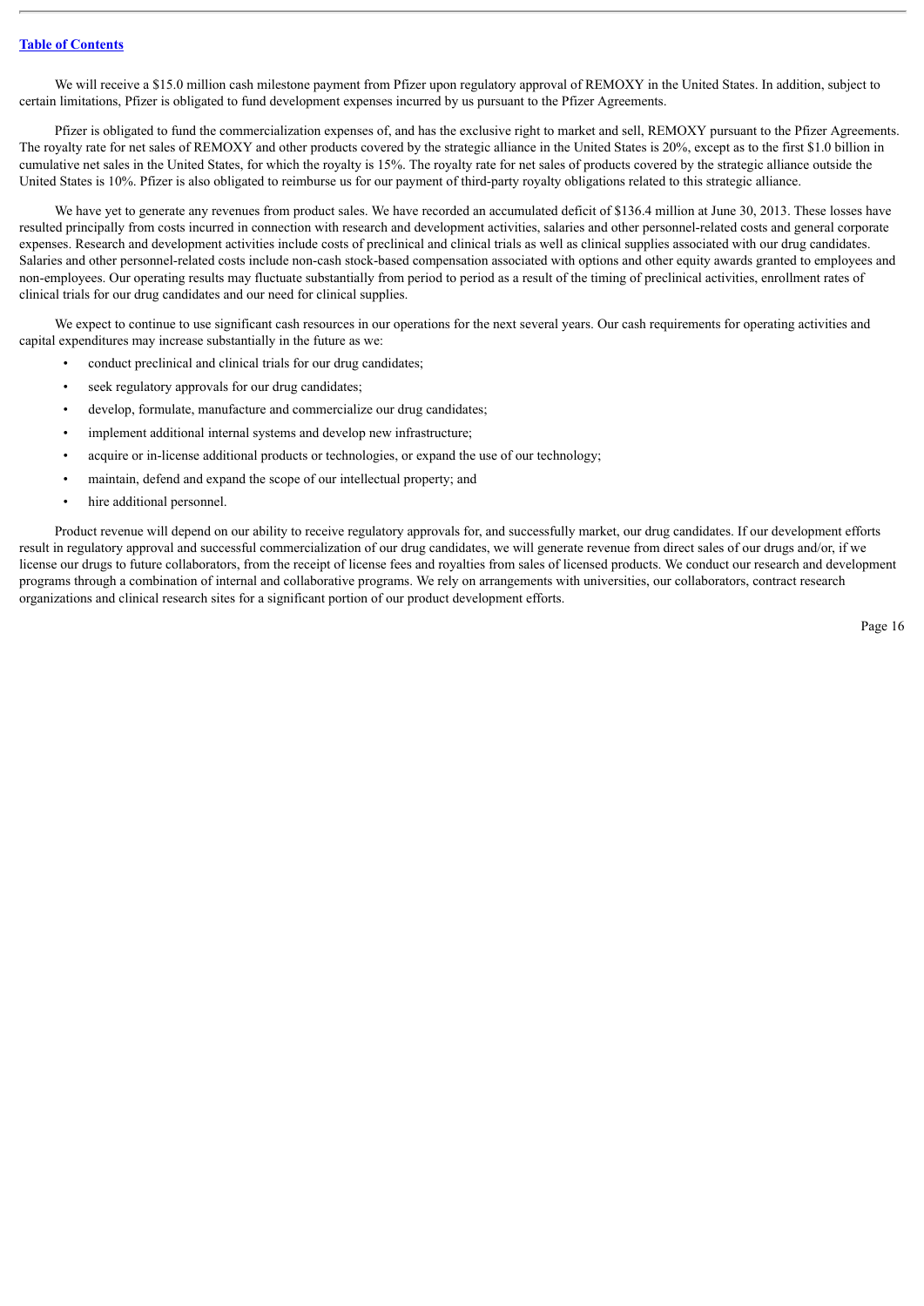We will receive a $15.0 million cash milestone payment from Pfizer upon regulatory approval of REMOXY in the United States. In addition, subject to certain limitations, Pfizer is obligated to fund development expenses incurred by us pursuant to the Pfizer Agreements.

Pfizer is obligated to fund the commercialization expenses of, and has the exclusive right to market and sell, REMOXY pursuant to the Pfizer Agreements. The royalty rate for net sales of REMOXY and other products covered by the strategic alliance in the United States is 20%, except as to the first $1.0 billion in cumulative net sales in the United States, for which the royalty is 15%. The royalty rate for net sales of products covered by the strategic alliance outside the United States is 10%. Pfizer is also obligated to reimburse us for our payment of third-party royalty obligations related to this strategic alliance.

We have yet to generate any revenues from product sales. We have recorded an accumulated deficit of $136.4 million at June 30, 2013. These losses have resulted principally from costs incurred in connection with research and development activities, salaries and other personnel-related costs and general corporate expenses. Research and development activities include costs of preclinical and clinical trials as well as clinical supplies associated with our drug candidates. Salaries and other personnel-related costs include non-cash stock-based compensation associated with options and other equity awards granted to employees and non-employees. Our operating results may fluctuate substantially from period to period as a result of the timing of preclinical activities, enrollment rates of clinical trials for our drug candidates and our need for clinical supplies.

We expect to continue to use significant cash resources in our operations for the next several years. Our cash requirements for operating activities and capital expenditures may increase substantially in the future as we:

- conduct preclinical and clinical trials for our drug candidates;
- seek regulatory approvals for our drug candidates;
- develop, formulate, manufacture and commercialize our drug candidates;
- implement additional internal systems and develop new infrastructure;
- acquire or in-license additional products or technologies, or expand the use of our technology;
- maintain, defend and expand the scope of our intellectual property; and
- hire additional personnel.

Product revenue will depend on our ability to receive regulatory approvals for, and successfully market, our drug candidates. If our development efforts result in regulatory approval and successful commercialization of our drug candidates, we will generate revenue from direct sales of our drugs and/or, if we license our drugs to future collaborators, from the receipt of license fees and royalties from sales of licensed products. We conduct our research and development programs through a combination of internal and collaborative programs. We rely on arrangements with universities, our collaborators, contract research organizations and clinical research sites for a significant portion of our product development efforts.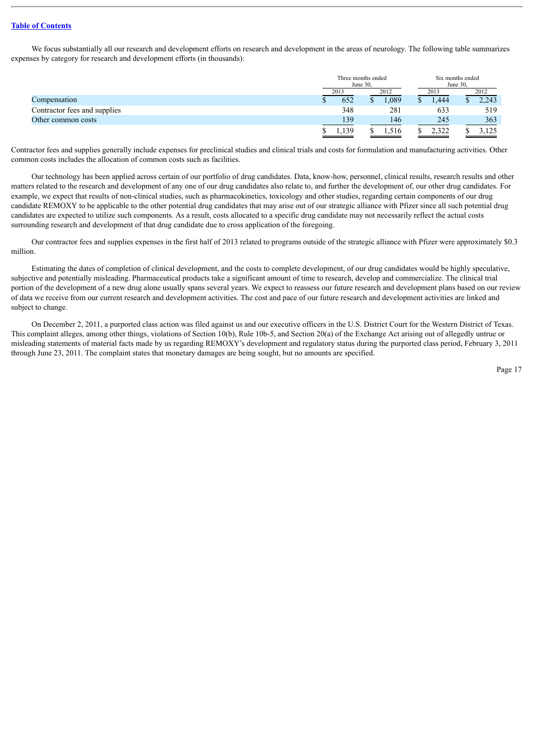We focus substantially all our research and development efforts on research and development in the areas of neurology. The following table summarizes expenses by category for research and development efforts (in thousands):

| | Three months ended June 30, | | Six months ended June 30, | |
|---|---|---|---|---|
| | 2013 | 2012 | 2013 | 2012 |
| Compensation | $ 652 | $ 1,089 | $ 1,444 | $ 2,243 |
| Contractor fees and supplies | 348 | 281 | 633 | 519 |
| Other common costs | 139 | 146 | 245 | 363 |
| | $ 1,139 | $ 1,516 | $ 2,322 | $ 3,125 |

Contractor fees and supplies generally include expenses for preclinical studies and clinical trials and costs for formulation and manufacturing activities. Other common costs includes the allocation of common costs such as facilities.

Our technology has been applied across certain of our portfolio of drug candidates. Data, know-how, personnel, clinical results, research results and other matters related to the research and development of any one of our drug candidates also relate to, and further the development of, our other drug candidates. For example, we expect that results of non-clinical studies, such as pharmacokinetics, toxicology and other studies, regarding certain components of our drug candidate REMOXY to be applicable to the other potential drug candidates that may arise out of our strategic alliance with Pfizer since all such potential drug candidates are expected to utilize such components. As a result, costs allocated to a specific drug candidate may not necessarily reflect the actual costs surrounding research and development of that drug candidate due to cross application of the foregoing.

Our contractor fees and supplies expenses in the first half of 2013 related to programs outside of the strategic alliance with Pfizer were approximately $0.3 million.

Estimating the dates of completion of clinical development, and the costs to complete development, of our drug candidates would be highly speculative, subjective and potentially misleading. Pharmaceutical products take a significant amount of time to research, develop and commercialize. The clinical trial portion of the development of a new drug alone usually spans several years. We expect to reassess our future research and development plans based on our review of data we receive from our current research and development activities. The cost and pace of our future research and development activities are linked and subject to change.

On December 2, 2011, a purported class action was filed against us and our executive officers in the U.S. District Court for the Western District of Texas. This complaint alleges, among other things, violations of Section 10(b), Rule 10b-5, and Section 20(a) of the Exchange Act arising out of allegedly untrue or misleading statements of material facts made by us regarding REMOXY's development and regulatory status during the purported class period, February 3, 2011 through June 23, 2011. The complaint states that monetary damages are being sought, but no amounts are specified.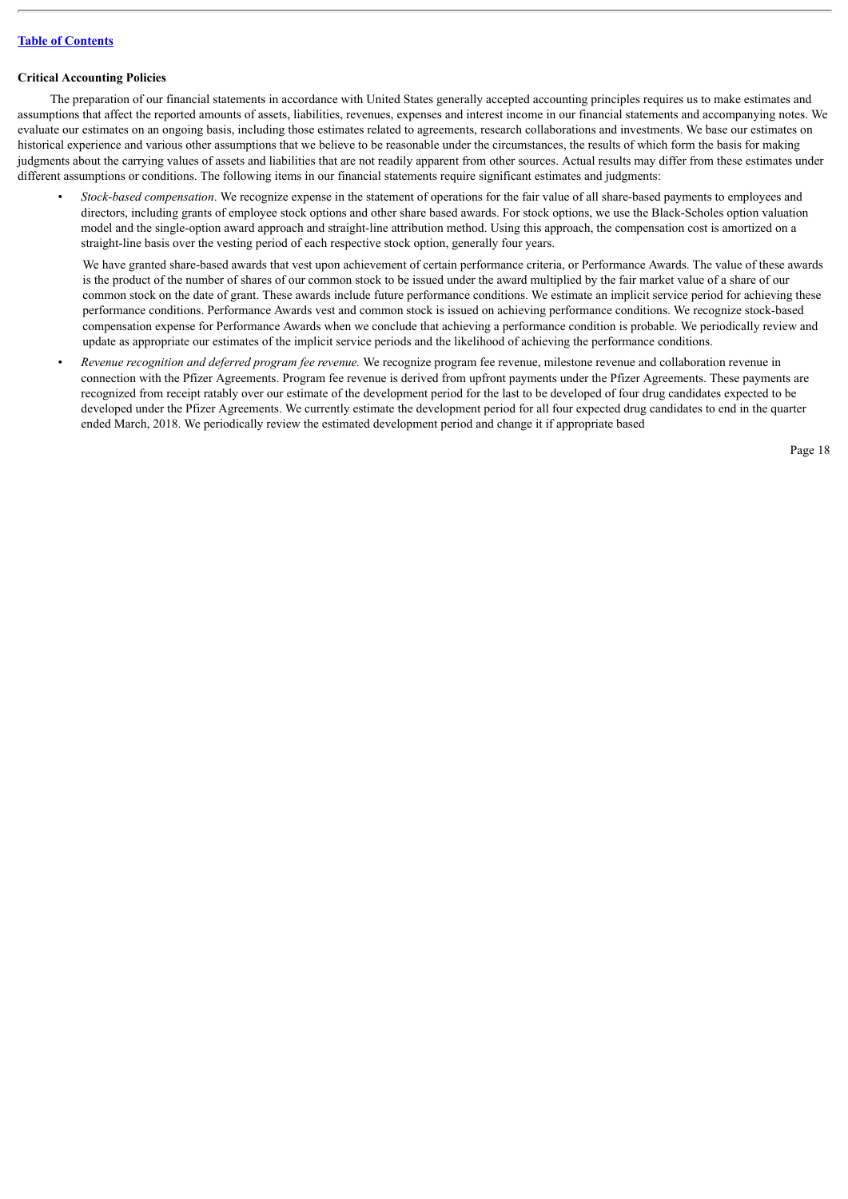**Critical Accounting Policies**

The preparation of our financial statements in accordance with United States generally accepted accounting principles requires us to make estimates and assumptions that affect the reported amounts of assets, liabilities, revenues, expenses and interest income in our financial statements and accompanying notes. We evaluate our estimates on an ongoing basis, including those estimates related to agreements, research collaborations and investments. We base our estimates on historical experience and various other assumptions that we believe to be reasonable under the circumstances, the results of which form the basis for making judgments about the carrying values of assets and liabilities that are not readily apparent from other sources. Actual results may differ from these estimates under different assumptions or conditions. The following items in our financial statements require significant estimates and judgments:

- *Stock-based compensation*. We recognize expense in the statement of operations for the fair value of all share-based payments to employees and directors, including grants of employee stock options and other share based awards. For stock options, we use the Black-Scholes option valuation model and the single-option award approach and straight-line attribution method. Using this approach, the compensation cost is amortized on a straight-line basis over the vesting period of each respective stock option, generally four years.

  We have granted share-based awards that vest upon achievement of certain performance criteria, or Performance Awards. The value of these awards is the product of the number of shares of our common stock to be issued under the award multiplied by the fair market value of a share of our common stock on the date of grant. These awards include future performance conditions. We estimate an implicit service period for achieving these performance conditions. Performance Awards vest and common stock is issued on achieving performance conditions. We recognize stock-based compensation expense for Performance Awards when we conclude that achieving a performance condition is probable. We periodically review and update as appropriate our estimates of the implicit service periods and the likelihood of achieving the performance conditions.

- *Revenue recognition and deferred program fee revenue.* We recognize program fee revenue, milestone revenue and collaboration revenue in connection with the Pfizer Agreements. Program fee revenue is derived from upfront payments under the Pfizer Agreements. These payments are recognized from receipt ratably over our estimate of the development period for the last to be developed of four drug candidates expected to be developed under the Pfizer Agreements. We currently estimate the development period for all four expected drug candidates to end in the quarter ended March, 2018. We periodically review the estimated development period and change it if appropriate based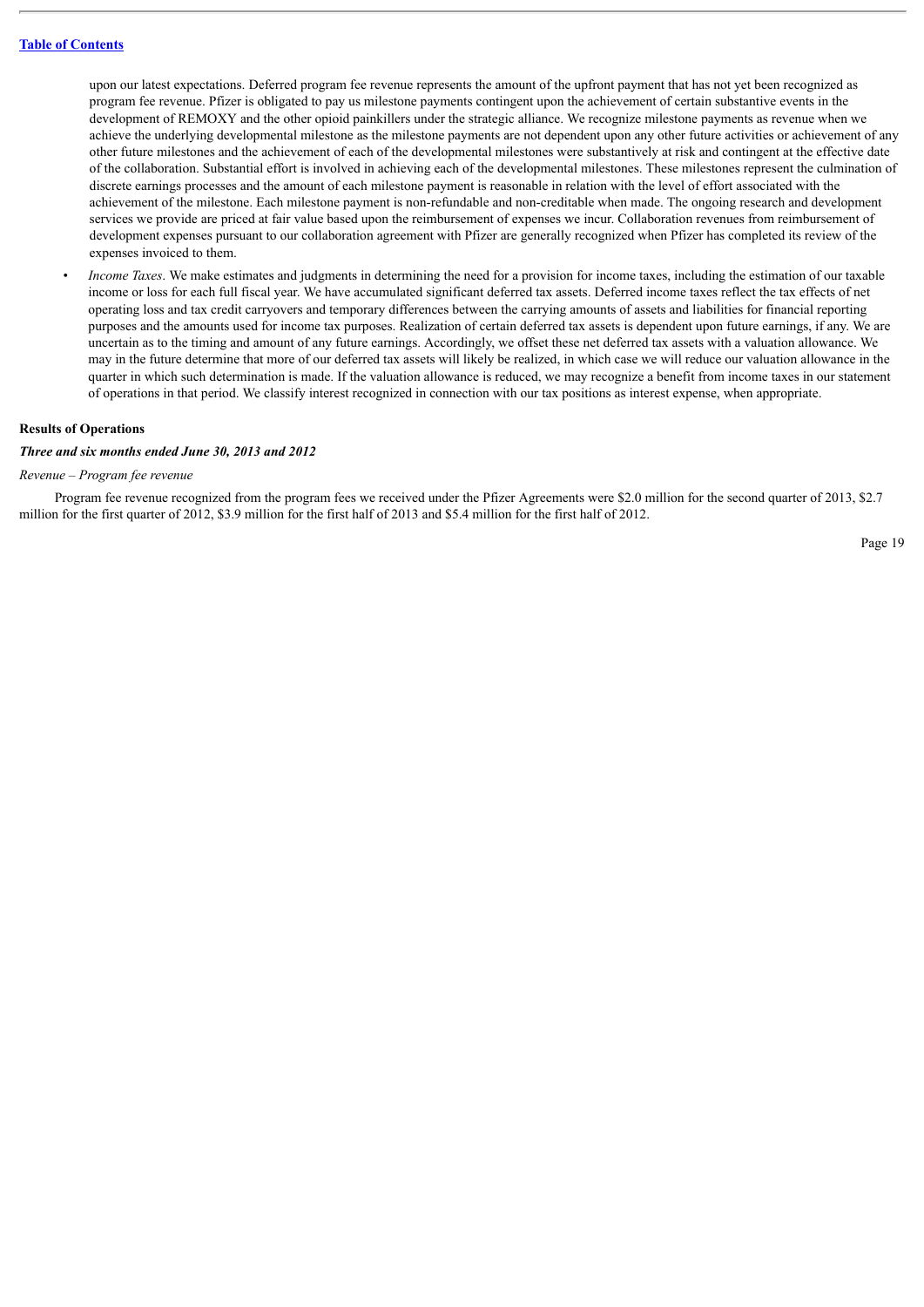upon our latest expectations. Deferred program fee revenue represents the amount of the upfront payment that has not yet been recognized as program fee revenue. Pfizer is obligated to pay us milestone payments contingent upon the achievement of certain substantive events in the development of REMOXY and the other opioid painkillers under the strategic alliance. We recognize milestone payments as revenue when we achieve the underlying developmental milestone as the milestone payments are not dependent upon any other future activities or achievement of any other future milestones and the achievement of each of the developmental milestones were substantively at risk and contingent at the effective date of the collaboration. Substantial effort is involved in achieving each of the developmental milestones. These milestones represent the culmination of discrete earnings processes and the amount of each milestone payment is reasonable in relation with the level of effort associated with the achievement of the milestone. Each milestone payment is non-refundable and non-creditable when made. The ongoing research and development services we provide are priced at fair value based upon the reimbursement of expenses we incur. Collaboration revenues from reimbursement of development expenses pursuant to our collaboration agreement with Pfizer are generally recognized when Pfizer has completed its review of the expenses invoiced to them.

- *Income Taxes*. We make estimates and judgments in determining the need for a provision for income taxes, including the estimation of our taxable income or loss for each full fiscal year. We have accumulated significant deferred tax assets. Deferred income taxes reflect the tax effects of net operating loss and tax credit carryovers and temporary differences between the carrying amounts of assets and liabilities for financial reporting purposes and the amounts used for income tax purposes. Realization of certain deferred tax assets is dependent upon future earnings, if any. We are uncertain as to the timing and amount of any future earnings. Accordingly, we offset these net deferred tax assets with a valuation allowance. We may in the future determine that more of our deferred tax assets will likely be realized, in which case we will reduce our valuation allowance in the quarter in which such determination is made. If the valuation allowance is reduced, we may recognize a benefit from income taxes in our statement of operations in that period. We classify interest recognized in connection with our tax positions as interest expense, when appropriate.

**Results of Operations**

***Three and six months ended June 30, 2013 and 2012***

*Revenue – Program fee revenue*

Program fee revenue recognized from the program fees we received under the Pfizer Agreements were $2.0 million for the second quarter of 2013, $2.7 million for the first quarter of 2012, $3.9 million for the first half of 2013 and $5.4 million for the first half of 2012.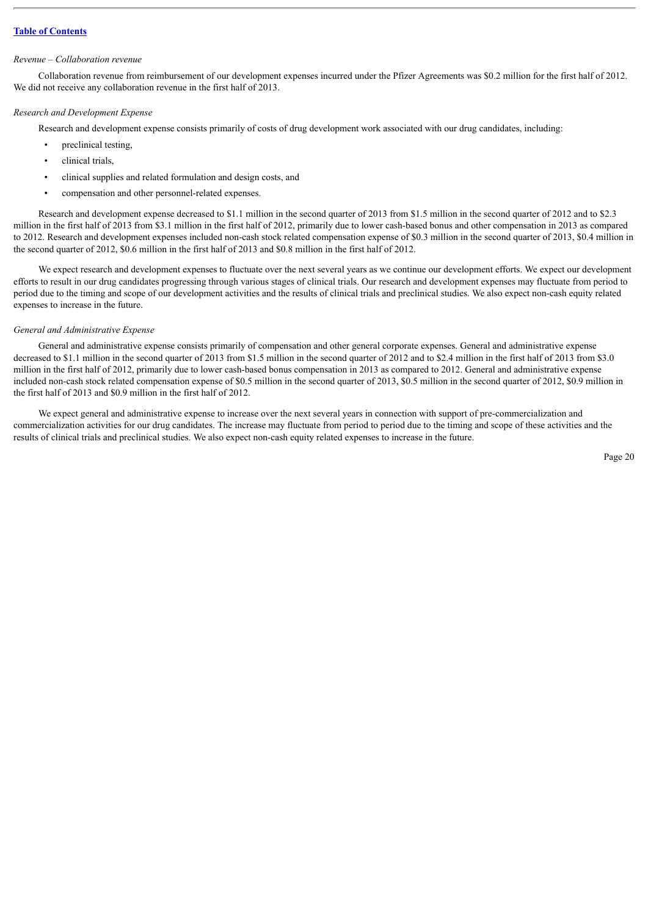*Revenue – Collaboration revenue*

Collaboration revenue from reimbursement of our development expenses incurred under the Pfizer Agreements was $0.2 million for the first half of 2012. We did not receive any collaboration revenue in the first half of 2013.

*Research and Development Expense*

Research and development expense consists primarily of costs of drug development work associated with our drug candidates, including:

- preclinical testing,
- clinical trials,
- clinical supplies and related formulation and design costs, and
- compensation and other personnel-related expenses.

Research and development expense decreased to $1.1 million in the second quarter of 2013 from $1.5 million in the second quarter of 2012 and to $2.3 million in the first half of 2013 from $3.1 million in the first half of 2012, primarily due to lower cash-based bonus and other compensation in 2013 as compared to 2012. Research and development expenses included non-cash stock related compensation expense of $0.3 million in the second quarter of 2013, $0.4 million in the second quarter of 2012, $0.6 million in the first half of 2013 and $0.8 million in the first half of 2012.

We expect research and development expenses to fluctuate over the next several years as we continue our development efforts. We expect our development efforts to result in our drug candidates progressing through various stages of clinical trials. Our research and development expenses may fluctuate from period to period due to the timing and scope of our development activities and the results of clinical trials and preclinical studies. We also expect non-cash equity related expenses to increase in the future.

*General and Administrative Expense*

General and administrative expense consists primarily of compensation and other general corporate expenses. General and administrative expense decreased to $1.1 million in the second quarter of 2013 from $1.5 million in the second quarter of 2012 and to $2.4 million in the first half of 2013 from $3.0 million in the first half of 2012, primarily due to lower cash-based bonus compensation in 2013 as compared to 2012. General and administrative expense included non-cash stock related compensation expense of $0.5 million in the second quarter of 2013, $0.5 million in the second quarter of 2012, $0.9 million in the first half of 2013 and $0.9 million in the first half of 2012.

We expect general and administrative expense to increase over the next several years in connection with support of pre-commercialization and commercialization activities for our drug candidates. The increase may fluctuate from period to period due to the timing and scope of these activities and the results of clinical trials and preclinical studies. We also expect non-cash equity related expenses to increase in the future.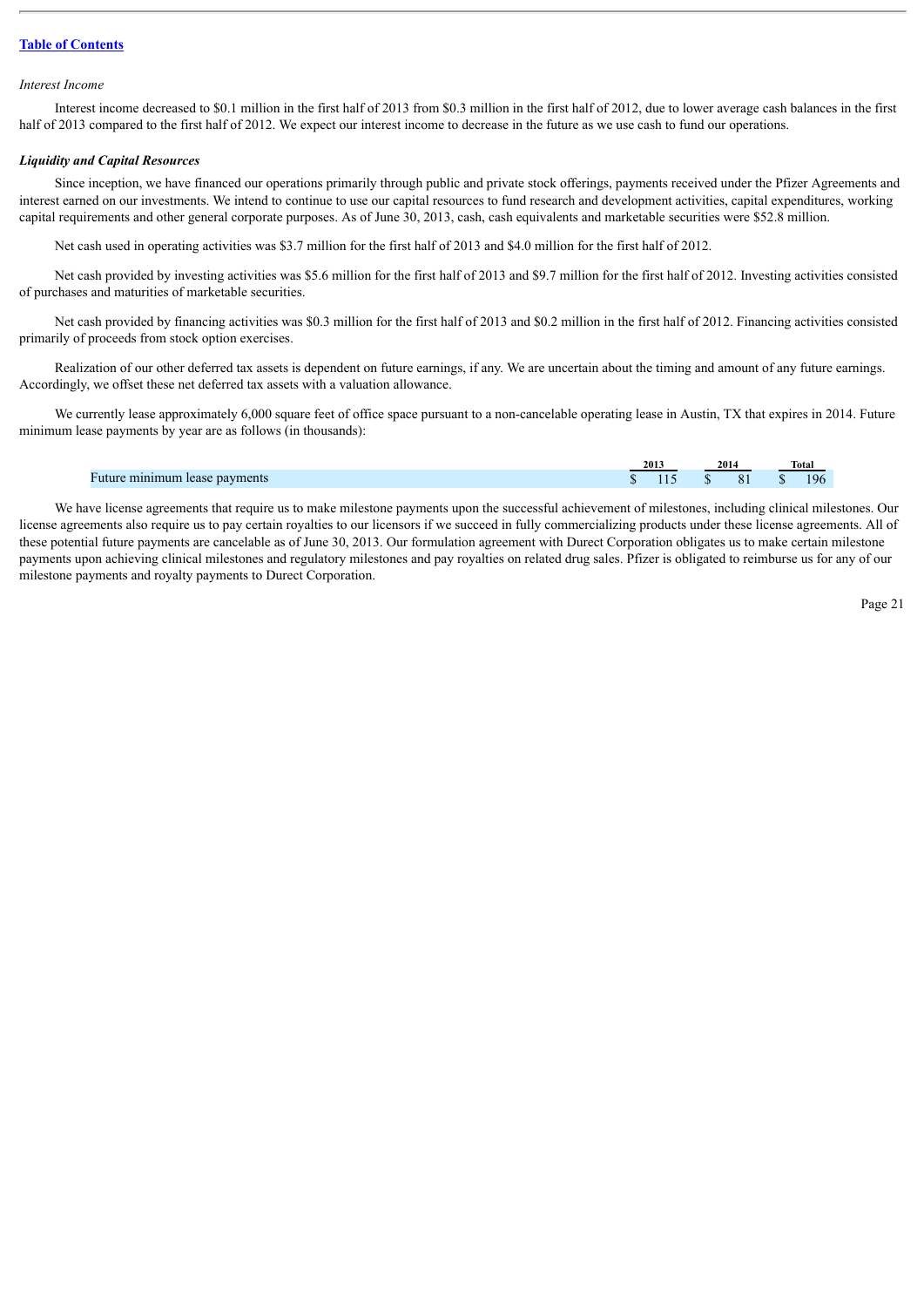*Interest Income*

Interest income decreased to $0.1 million in the first half of 2013 from $0.3 million in the first half of 2012, due to lower average cash balances in the first half of 2013 compared to the first half of 2012. We expect our interest income to decrease in the future as we use cash to fund our operations.

***Liquidity and Capital Resources***

Since inception, we have financed our operations primarily through public and private stock offerings, payments received under the Pfizer Agreements and interest earned on our investments. We intend to continue to use our capital resources to fund research and development activities, capital expenditures, working capital requirements and other general corporate purposes. As of June 30, 2013, cash, cash equivalents and marketable securities were $52.8 million.

Net cash used in operating activities was $3.7 million for the first half of 2013 and $4.0 million for the first half of 2012.

Net cash provided by investing activities was $5.6 million for the first half of 2013 and $9.7 million for the first half of 2012. Investing activities consisted of purchases and maturities of marketable securities.

Net cash provided by financing activities was $0.3 million for the first half of 2013 and $0.2 million in the first half of 2012. Financing activities consisted primarily of proceeds from stock option exercises.

Realization of our other deferred tax assets is dependent on future earnings, if any. We are uncertain about the timing and amount of any future earnings. Accordingly, we offset these net deferred tax assets with a valuation allowance.

We currently lease approximately 6,000 square feet of office space pursuant to a non-cancelable operating lease in Austin, TX that expires in 2014. Future minimum lease payments by year are as follows (in thousands):

| | 2013 | 2014 | Total |
|---|---|---|---|
| Future minimum lease payments | $ 115 | $ 81 | $ 196 |

We have license agreements that require us to make milestone payments upon the successful achievement of milestones, including clinical milestones. Our license agreements also require us to pay certain royalties to our licensors if we succeed in fully commercializing products under these license agreements. All of these potential future payments are cancelable as of June 30, 2013. Our formulation agreement with Durect Corporation obligates us to make certain milestone payments upon achieving clinical milestones and regulatory milestones and pay royalties on related drug sales. Pfizer is obligated to reimburse us for any of our milestone payments and royalty payments to Durect Corporation.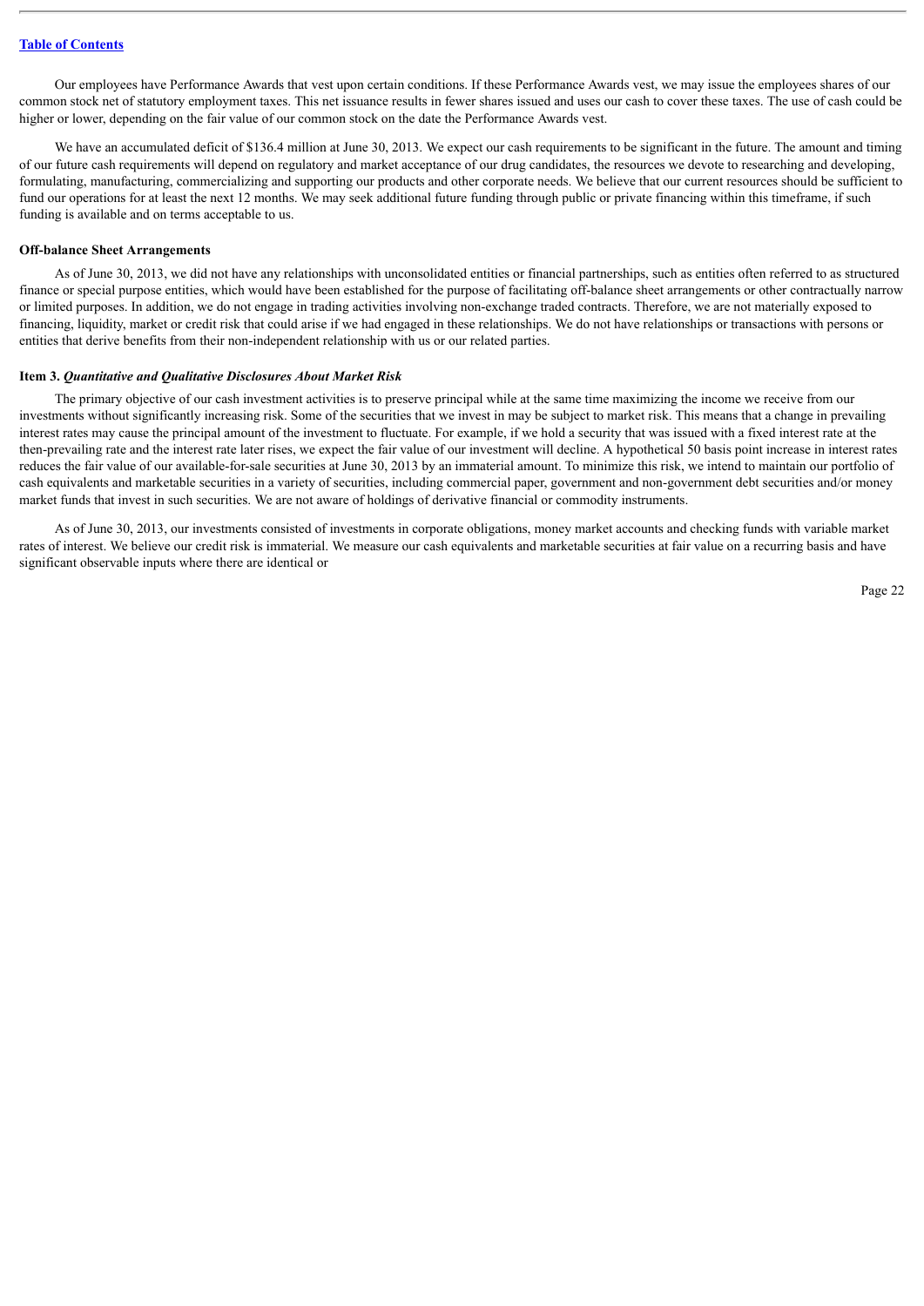Our employees have Performance Awards that vest upon certain conditions. If these Performance Awards vest, we may issue the employees shares of our common stock net of statutory employment taxes. This net issuance results in fewer shares issued and uses our cash to cover these taxes. The use of cash could be higher or lower, depending on the fair value of our common stock on the date the Performance Awards vest.

We have an accumulated deficit of $136.4 million at June 30, 2013. We expect our cash requirements to be significant in the future. The amount and timing of our future cash requirements will depend on regulatory and market acceptance of our drug candidates, the resources we devote to researching and developing, formulating, manufacturing, commercializing and supporting our products and other corporate needs. We believe that our current resources should be sufficient to fund our operations for at least the next 12 months. We may seek additional future funding through public or private financing within this timeframe, if such funding is available and on terms acceptable to us.

**Off-balance Sheet Arrangements**

As of June 30, 2013, we did not have any relationships with unconsolidated entities or financial partnerships, such as entities often referred to as structured finance or special purpose entities, which would have been established for the purpose of facilitating off-balance sheet arrangements or other contractually narrow or limited purposes. In addition, we do not engage in trading activities involving non-exchange traded contracts. Therefore, we are not materially exposed to financing, liquidity, market or credit risk that could arise if we had engaged in these relationships. We do not have relationships or transactions with persons or entities that derive benefits from their non-independent relationship with us or our related parties.

**Item 3.** ***Quantitative and Qualitative Disclosures About Market Risk***

The primary objective of our cash investment activities is to preserve principal while at the same time maximizing the income we receive from our investments without significantly increasing risk. Some of the securities that we invest in may be subject to market risk. This means that a change in prevailing interest rates may cause the principal amount of the investment to fluctuate. For example, if we hold a security that was issued with a fixed interest rate at the then-prevailing rate and the interest rate later rises, we expect the fair value of our investment will decline. A hypothetical 50 basis point increase in interest rates reduces the fair value of our available-for-sale securities at June 30, 2013 by an immaterial amount. To minimize this risk, we intend to maintain our portfolio of cash equivalents and marketable securities in a variety of securities, including commercial paper, government and non-government debt securities and/or money market funds that invest in such securities. We are not aware of holdings of derivative financial or commodity instruments.

As of June 30, 2013, our investments consisted of investments in corporate obligations, money market accounts and checking funds with variable market rates of interest. We believe our credit risk is immaterial. We measure our cash equivalents and marketable securities at fair value on a recurring basis and have significant observable inputs where there are identical or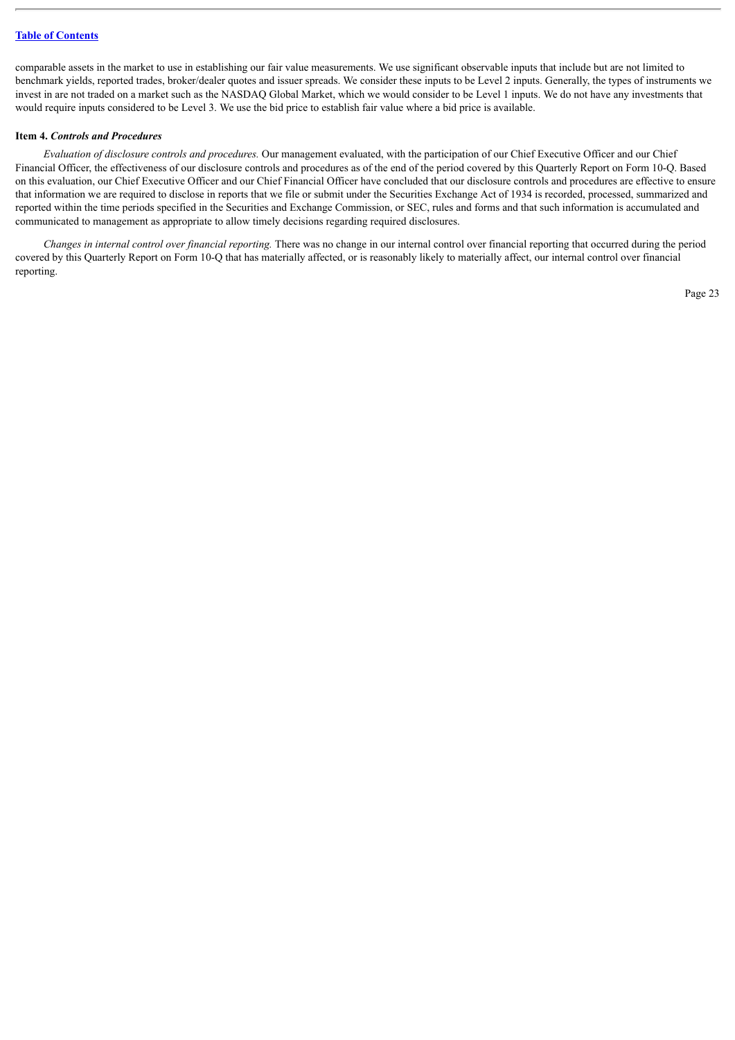comparable assets in the market to use in establishing our fair value measurements. We use significant observable inputs that include but are not limited to benchmark yields, reported trades, broker/dealer quotes and issuer spreads. We consider these inputs to be Level 2 inputs. Generally, the types of instruments we invest in are not traded on a market such as the NASDAQ Global Market, which we would consider to be Level 1 inputs. We do not have any investments that would require inputs considered to be Level 3. We use the bid price to establish fair value where a bid price is available.

**Item 4.** ***Controls and Procedures***

*Evaluation of disclosure controls and procedures.* Our management evaluated, with the participation of our Chief Executive Officer and our Chief Financial Officer, the effectiveness of our disclosure controls and procedures as of the end of the period covered by this Quarterly Report on Form 10-Q. Based on this evaluation, our Chief Executive Officer and our Chief Financial Officer have concluded that our disclosure controls and procedures are effective to ensure that information we are required to disclose in reports that we file or submit under the Securities Exchange Act of 1934 is recorded, processed, summarized and reported within the time periods specified in the Securities and Exchange Commission, or SEC, rules and forms and that such information is accumulated and communicated to management as appropriate to allow timely decisions regarding required disclosures.

*Changes in internal control over financial reporting.* There was no change in our internal control over financial reporting that occurred during the period covered by this Quarterly Report on Form 10-Q that has materially affected, or is reasonably likely to materially affect, our internal control over financial reporting.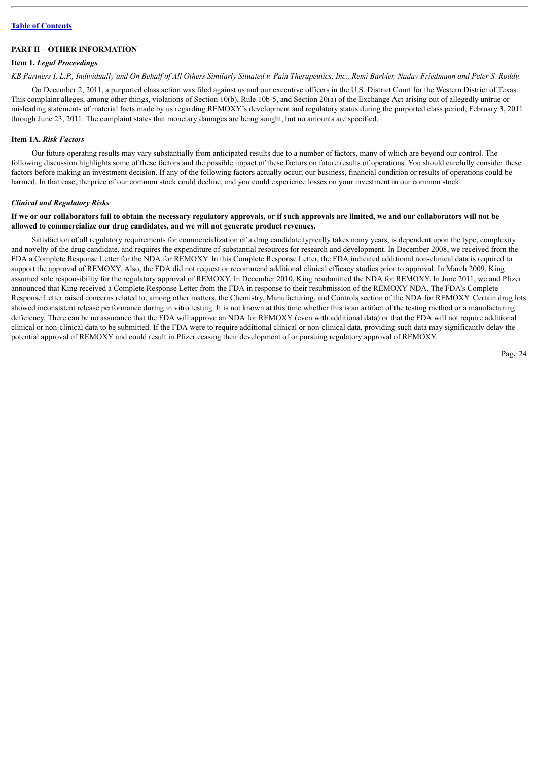## PART II – OTHER INFORMATION

### Item 1. *Legal Proceedings*

*KB Partners I, L.P., Individually and On Behalf of All Others Similarly Situated v. Pain Therapeutics, Inc., Remi Barbier, Nadav Friedmann and Peter S. Roddy.*

On December 2, 2011, a purported class action was filed against us and our executive officers in the U.S. District Court for the Western District of Texas. This complaint alleges, among other things, violations of Section 10(b), Rule 10b-5, and Section 20(a) of the Exchange Act arising out of allegedly untrue or misleading statements of material facts made by us regarding REMOXY's development and regulatory status during the purported class period, February 3, 2011 through June 23, 2011. The complaint states that monetary damages are being sought, but no amounts are specified.

### Item 1A. *Risk Factors*

Our future operating results may vary substantially from anticipated results due to a number of factors, many of which are beyond our control. The following discussion highlights some of these factors and the possible impact of these factors on future results of operations. You should carefully consider these factors before making an investment decision. If any of the following factors actually occur, our business, financial condition or results of operations could be harmed. In that case, the price of our common stock could decline, and you could experience losses on your investment in our common stock.

#### *Clinical and Regulatory Risks*

**If we or our collaborators fail to obtain the necessary regulatory approvals, or if such approvals are limited, we and our collaborators will not be allowed to commercialize our drug candidates, and we will not generate product revenues.**

Satisfaction of all regulatory requirements for commercialization of a drug candidate typically takes many years, is dependent upon the type, complexity and novelty of the drug candidate, and requires the expenditure of substantial resources for research and development. In December 2008, we received from the FDA a Complete Response Letter for the NDA for REMOXY. In this Complete Response Letter, the FDA indicated additional non-clinical data is required to support the approval of REMOXY. Also, the FDA did not request or recommend additional clinical efficacy studies prior to approval. In March 2009, King assumed sole responsibility for the regulatory approval of REMOXY. In December 2010, King resubmitted the NDA for REMOXY. In June 2011, we and Pfizer announced that King received a Complete Response Letter from the FDA in response to their resubmission of the REMOXY NDA. The FDA's Complete Response Letter raised concerns related to, among other matters, the Chemistry, Manufacturing, and Controls section of the NDA for REMOXY. Certain drug lots showed inconsistent release performance during in vitro testing. It is not known at this time whether this is an artifact of the testing method or a manufacturing deficiency. There can be no assurance that the FDA will approve an NDA for REMOXY (even with additional data) or that the FDA will not require additional clinical or non-clinical data to be submitted. If the FDA were to require additional clinical or non-clinical data, providing such data may significantly delay the potential approval of REMOXY and could result in Pfizer ceasing their development of or pursuing regulatory approval of REMOXY.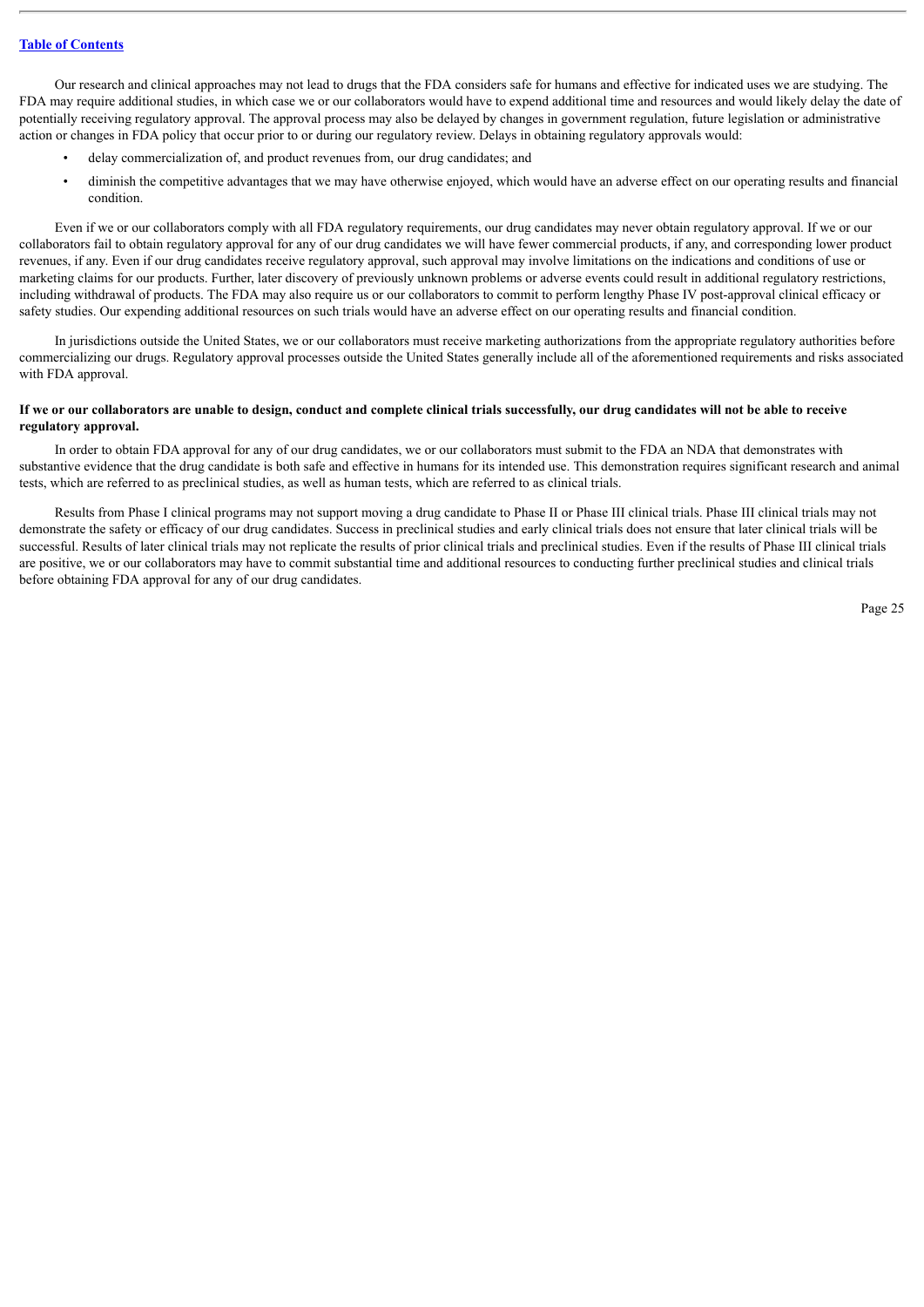Our research and clinical approaches may not lead to drugs that the FDA considers safe for humans and effective for indicated uses we are studying. The FDA may require additional studies, in which case we or our collaborators would have to expend additional time and resources and would likely delay the date of potentially receiving regulatory approval. The approval process may also be delayed by changes in government regulation, future legislation or administrative action or changes in FDA policy that occur prior to or during our regulatory review. Delays in obtaining regulatory approvals would:

- delay commercialization of, and product revenues from, our drug candidates; and
- diminish the competitive advantages that we may have otherwise enjoyed, which would have an adverse effect on our operating results and financial condition.

Even if we or our collaborators comply with all FDA regulatory requirements, our drug candidates may never obtain regulatory approval. If we or our collaborators fail to obtain regulatory approval for any of our drug candidates we will have fewer commercial products, if any, and corresponding lower product revenues, if any. Even if our drug candidates receive regulatory approval, such approval may involve limitations on the indications and conditions of use or marketing claims for our products. Further, later discovery of previously unknown problems or adverse events could result in additional regulatory restrictions, including withdrawal of products. The FDA may also require us or our collaborators to commit to perform lengthy Phase IV post-approval clinical efficacy or safety studies. Our expending additional resources on such trials would have an adverse effect on our operating results and financial condition.

In jurisdictions outside the United States, we or our collaborators must receive marketing authorizations from the appropriate regulatory authorities before commercializing our drugs. Regulatory approval processes outside the United States generally include all of the aforementioned requirements and risks associated with FDA approval.

**If we or our collaborators are unable to design, conduct and complete clinical trials successfully, our drug candidates will not be able to receive regulatory approval.**

In order to obtain FDA approval for any of our drug candidates, we or our collaborators must submit to the FDA an NDA that demonstrates with substantive evidence that the drug candidate is both safe and effective in humans for its intended use. This demonstration requires significant research and animal tests, which are referred to as preclinical studies, as well as human tests, which are referred to as clinical trials.

Results from Phase I clinical programs may not support moving a drug candidate to Phase II or Phase III clinical trials. Phase III clinical trials may not demonstrate the safety or efficacy of our drug candidates. Success in preclinical studies and early clinical trials does not ensure that later clinical trials will be successful. Results of later clinical trials may not replicate the results of prior clinical trials and preclinical studies. Even if the results of Phase III clinical trials are positive, we or our collaborators may have to commit substantial time and additional resources to conducting further preclinical studies and clinical trials before obtaining FDA approval for any of our drug candidates.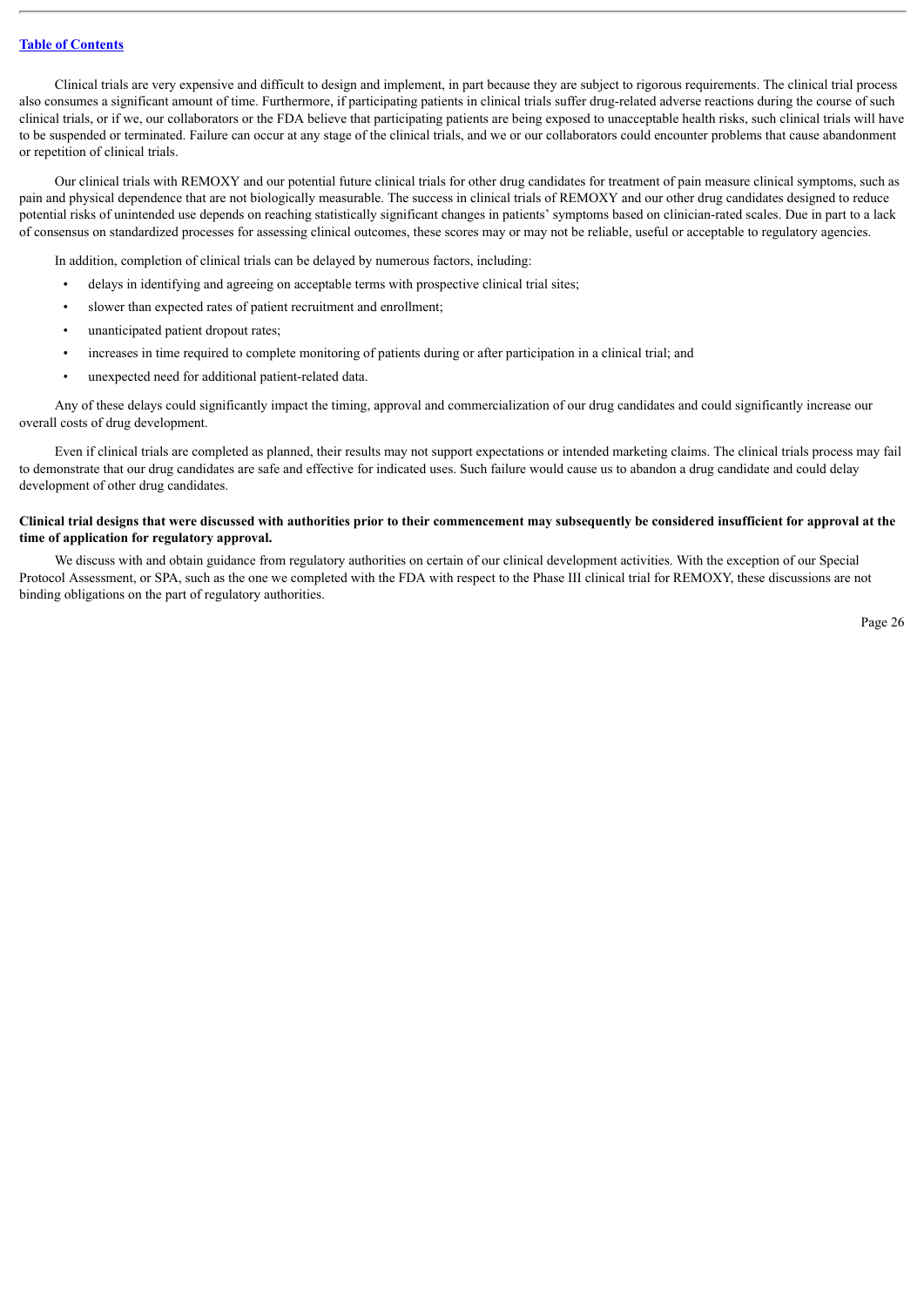Clinical trials are very expensive and difficult to design and implement, in part because they are subject to rigorous requirements. The clinical trial process also consumes a significant amount of time. Furthermore, if participating patients in clinical trials suffer drug-related adverse reactions during the course of such clinical trials, or if we, our collaborators or the FDA believe that participating patients are being exposed to unacceptable health risks, such clinical trials will have to be suspended or terminated. Failure can occur at any stage of the clinical trials, and we or our collaborators could encounter problems that cause abandonment or repetition of clinical trials.

Our clinical trials with REMOXY and our potential future clinical trials for other drug candidates for treatment of pain measure clinical symptoms, such as pain and physical dependence that are not biologically measurable. The success in clinical trials of REMOXY and our other drug candidates designed to reduce potential risks of unintended use depends on reaching statistically significant changes in patients' symptoms based on clinician-rated scales. Due in part to a lack of consensus on standardized processes for assessing clinical outcomes, these scores may or may not be reliable, useful or acceptable to regulatory agencies.

In addition, completion of clinical trials can be delayed by numerous factors, including:

- delays in identifying and agreeing on acceptable terms with prospective clinical trial sites;
- slower than expected rates of patient recruitment and enrollment;
- unanticipated patient dropout rates;
- increases in time required to complete monitoring of patients during or after participation in a clinical trial; and
- unexpected need for additional patient-related data.

Any of these delays could significantly impact the timing, approval and commercialization of our drug candidates and could significantly increase our overall costs of drug development.

Even if clinical trials are completed as planned, their results may not support expectations or intended marketing claims. The clinical trials process may fail to demonstrate that our drug candidates are safe and effective for indicated uses. Such failure would cause us to abandon a drug candidate and could delay development of other drug candidates.

**Clinical trial designs that were discussed with authorities prior to their commencement may subsequently be considered insufficient for approval at the time of application for regulatory approval.**

We discuss with and obtain guidance from regulatory authorities on certain of our clinical development activities. With the exception of our Special Protocol Assessment, or SPA, such as the one we completed with the FDA with respect to the Phase III clinical trial for REMOXY, these discussions are not binding obligations on the part of regulatory authorities.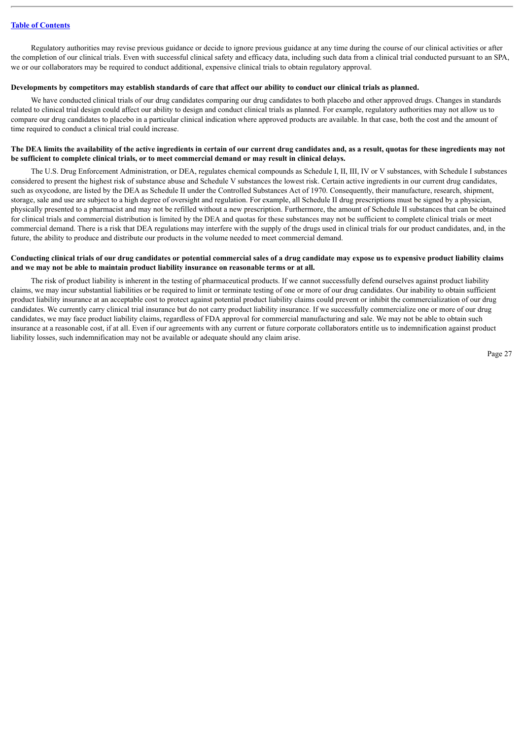Regulatory authorities may revise previous guidance or decide to ignore previous guidance at any time during the course of our clinical activities or after the completion of our clinical trials. Even with successful clinical safety and efficacy data, including such data from a clinical trial conducted pursuant to an SPA, we or our collaborators may be required to conduct additional, expensive clinical trials to obtain regulatory approval.

**Developments by competitors may establish standards of care that affect our ability to conduct our clinical trials as planned.**

We have conducted clinical trials of our drug candidates comparing our drug candidates to both placebo and other approved drugs. Changes in standards related to clinical trial design could affect our ability to design and conduct clinical trials as planned. For example, regulatory authorities may not allow us to compare our drug candidates to placebo in a particular clinical indication where approved products are available. In that case, both the cost and the amount of time required to conduct a clinical trial could increase.

**The DEA limits the availability of the active ingredients in certain of our current drug candidates and, as a result, quotas for these ingredients may not be sufficient to complete clinical trials, or to meet commercial demand or may result in clinical delays.**

The U.S. Drug Enforcement Administration, or DEA, regulates chemical compounds as Schedule I, II, III, IV or V substances, with Schedule I substances considered to present the highest risk of substance abuse and Schedule V substances the lowest risk. Certain active ingredients in our current drug candidates, such as oxycodone, are listed by the DEA as Schedule II under the Controlled Substances Act of 1970. Consequently, their manufacture, research, shipment, storage, sale and use are subject to a high degree of oversight and regulation. For example, all Schedule II drug prescriptions must be signed by a physician, physically presented to a pharmacist and may not be refilled without a new prescription. Furthermore, the amount of Schedule II substances that can be obtained for clinical trials and commercial distribution is limited by the DEA and quotas for these substances may not be sufficient to complete clinical trials or meet commercial demand. There is a risk that DEA regulations may interfere with the supply of the drugs used in clinical trials for our product candidates, and, in the future, the ability to produce and distribute our products in the volume needed to meet commercial demand.

**Conducting clinical trials of our drug candidates or potential commercial sales of a drug candidate may expose us to expensive product liability claims and we may not be able to maintain product liability insurance on reasonable terms or at all.**

The risk of product liability is inherent in the testing of pharmaceutical products. If we cannot successfully defend ourselves against product liability claims, we may incur substantial liabilities or be required to limit or terminate testing of one or more of our drug candidates. Our inability to obtain sufficient product liability insurance at an acceptable cost to protect against potential product liability claims could prevent or inhibit the commercialization of our drug candidates. We currently carry clinical trial insurance but do not carry product liability insurance. If we successfully commercialize one or more of our drug candidates, we may face product liability claims, regardless of FDA approval for commercial manufacturing and sale. We may not be able to obtain such insurance at a reasonable cost, if at all. Even if our agreements with any current or future corporate collaborators entitle us to indemnification against product liability losses, such indemnification may not be available or adequate should any claim arise.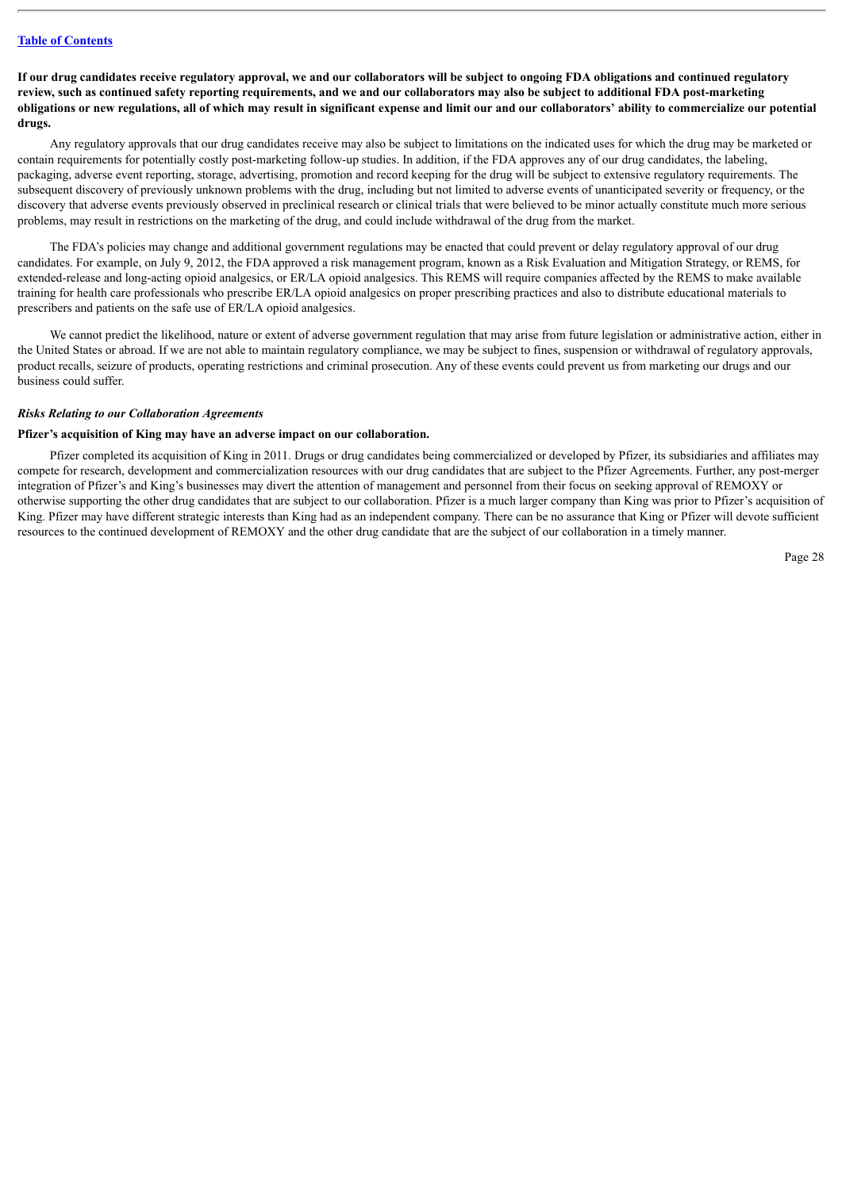**If our drug candidates receive regulatory approval, we and our collaborators will be subject to ongoing FDA obligations and continued regulatory review, such as continued safety reporting requirements, and we and our collaborators may also be subject to additional FDA post-marketing obligations or new regulations, all of which may result in significant expense and limit our and our collaborators' ability to commercialize our potential drugs.**

Any regulatory approvals that our drug candidates receive may also be subject to limitations on the indicated uses for which the drug may be marketed or contain requirements for potentially costly post-marketing follow-up studies. In addition, if the FDA approves any of our drug candidates, the labeling, packaging, adverse event reporting, storage, advertising, promotion and record keeping for the drug will be subject to extensive regulatory requirements. The subsequent discovery of previously unknown problems with the drug, including but not limited to adverse events of unanticipated severity or frequency, or the discovery that adverse events previously observed in preclinical research or clinical trials that were believed to be minor actually constitute much more serious problems, may result in restrictions on the marketing of the drug, and could include withdrawal of the drug from the market.

The FDA's policies may change and additional government regulations may be enacted that could prevent or delay regulatory approval of our drug candidates. For example, on July 9, 2012, the FDA approved a risk management program, known as a Risk Evaluation and Mitigation Strategy, or REMS, for extended-release and long-acting opioid analgesics, or ER/LA opioid analgesics. This REMS will require companies affected by the REMS to make available training for health care professionals who prescribe ER/LA opioid analgesics on proper prescribing practices and also to distribute educational materials to prescribers and patients on the safe use of ER/LA opioid analgesics.

We cannot predict the likelihood, nature or extent of adverse government regulation that may arise from future legislation or administrative action, either in the United States or abroad. If we are not able to maintain regulatory compliance, we may be subject to fines, suspension or withdrawal of regulatory approvals, product recalls, seizure of products, operating restrictions and criminal prosecution. Any of these events could prevent us from marketing our drugs and our business could suffer.

### *Risks Relating to our Collaboration Agreements*

**Pfizer's acquisition of King may have an adverse impact on our collaboration.**

Pfizer completed its acquisition of King in 2011. Drugs or drug candidates being commercialized or developed by Pfizer, its subsidiaries and affiliates may compete for research, development and commercialization resources with our drug candidates that are subject to the Pfizer Agreements. Further, any post-merger integration of Pfizer's and King's businesses may divert the attention of management and personnel from their focus on seeking approval of REMOXY or otherwise supporting the other drug candidates that are subject to our collaboration. Pfizer is a much larger company than King was prior to Pfizer's acquisition of King. Pfizer may have different strategic interests than King had as an independent company. There can be no assurance that King or Pfizer will devote sufficient resources to the continued development of REMOXY and the other drug candidate that are the subject of our collaboration in a timely manner.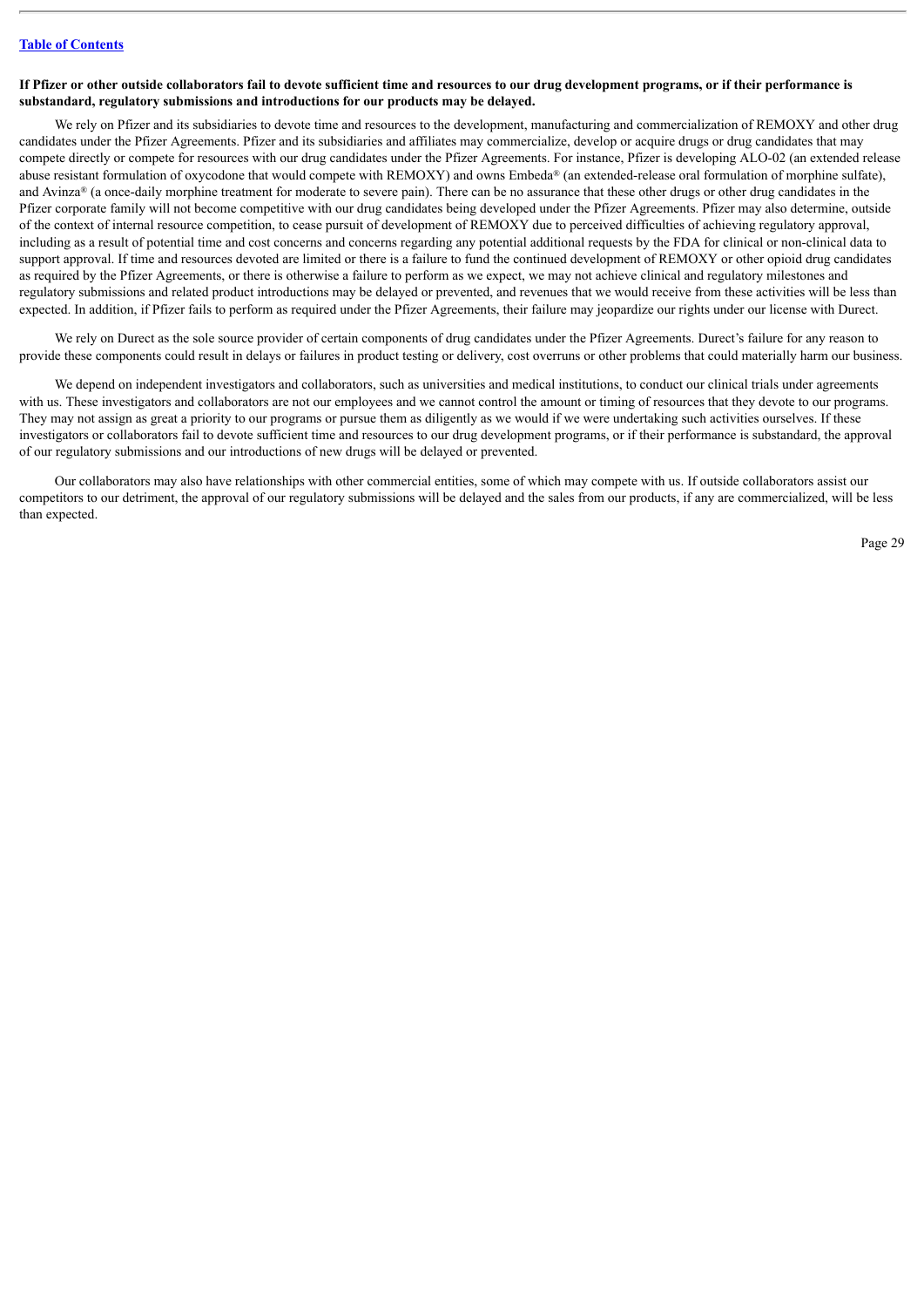**If Pfizer or other outside collaborators fail to devote sufficient time and resources to our drug development programs, or if their performance is substandard, regulatory submissions and introductions for our products may be delayed.**

We rely on Pfizer and its subsidiaries to devote time and resources to the development, manufacturing and commercialization of REMOXY and other drug candidates under the Pfizer Agreements. Pfizer and its subsidiaries and affiliates may commercialize, develop or acquire drugs or drug candidates that may compete directly or compete for resources with our drug candidates under the Pfizer Agreements. For instance, Pfizer is developing ALO-02 (an extended release abuse resistant formulation of oxycodone that would compete with REMOXY) and owns Embeda® (an extended-release oral formulation of morphine sulfate), and Avinza® (a once-daily morphine treatment for moderate to severe pain). There can be no assurance that these other drugs or other drug candidates in the Pfizer corporate family will not become competitive with our drug candidates being developed under the Pfizer Agreements. Pfizer may also determine, outside of the context of internal resource competition, to cease pursuit of development of REMOXY due to perceived difficulties of achieving regulatory approval, including as a result of potential time and cost concerns and concerns regarding any potential additional requests by the FDA for clinical or non-clinical data to support approval. If time and resources devoted are limited or there is a failure to fund the continued development of REMOXY or other opioid drug candidates as required by the Pfizer Agreements, or there is otherwise a failure to perform as we expect, we may not achieve clinical and regulatory milestones and regulatory submissions and related product introductions may be delayed or prevented, and revenues that we would receive from these activities will be less than expected. In addition, if Pfizer fails to perform as required under the Pfizer Agreements, their failure may jeopardize our rights under our license with Durect.

We rely on Durect as the sole source provider of certain components of drug candidates under the Pfizer Agreements. Durect's failure for any reason to provide these components could result in delays or failures in product testing or delivery, cost overruns or other problems that could materially harm our business.

We depend on independent investigators and collaborators, such as universities and medical institutions, to conduct our clinical trials under agreements with us. These investigators and collaborators are not our employees and we cannot control the amount or timing of resources that they devote to our programs. They may not assign as great a priority to our programs or pursue them as diligently as we would if we were undertaking such activities ourselves. If these investigators or collaborators fail to devote sufficient time and resources to our drug development programs, or if their performance is substandard, the approval of our regulatory submissions and our introductions of new drugs will be delayed or prevented.

Our collaborators may also have relationships with other commercial entities, some of which may compete with us. If outside collaborators assist our competitors to our detriment, the approval of our regulatory submissions will be delayed and the sales from our products, if any are commercialized, will be less than expected.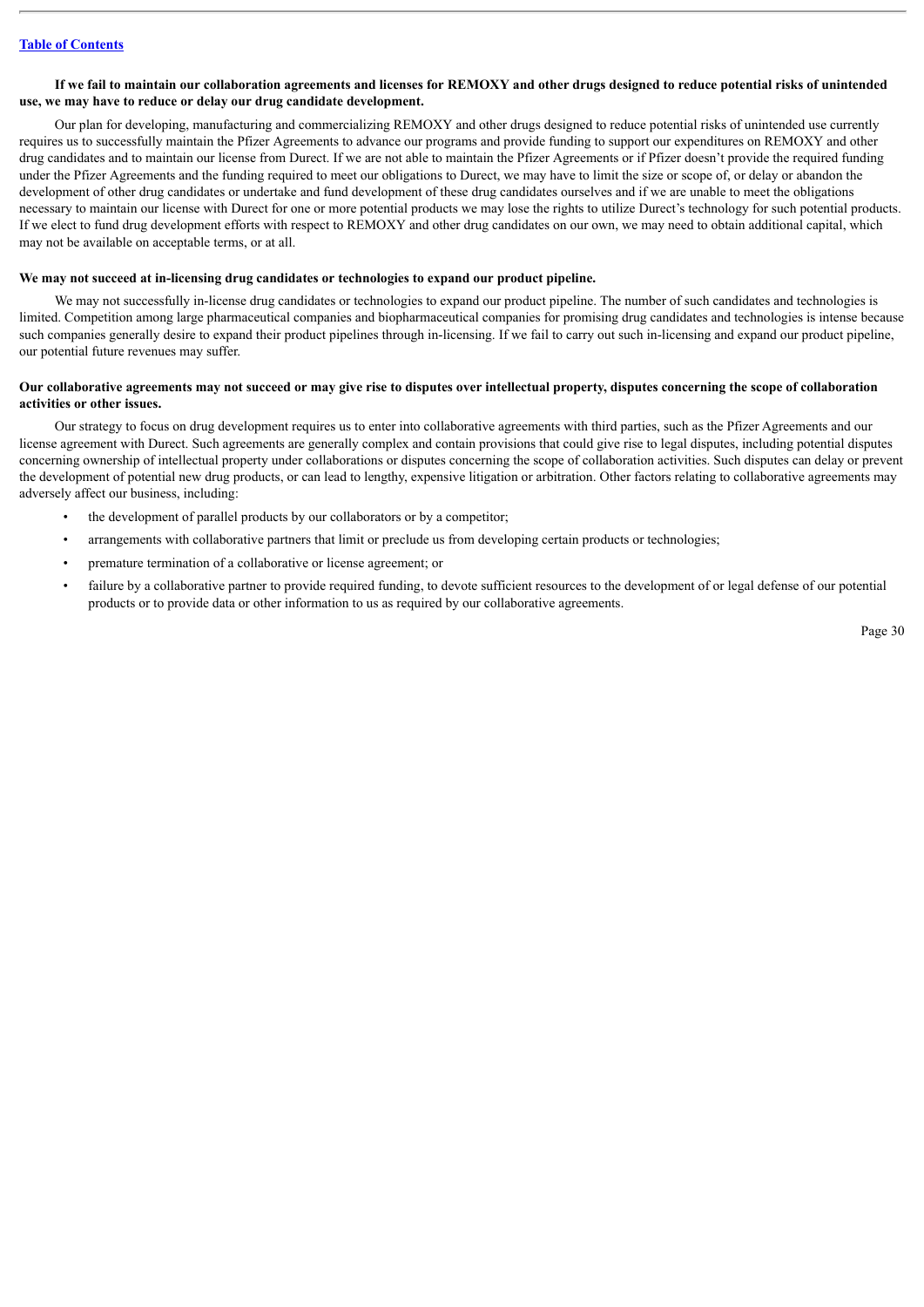**If we fail to maintain our collaboration agreements and licenses for REMOXY and other drugs designed to reduce potential risks of unintended use, we may have to reduce or delay our drug candidate development.**

Our plan for developing, manufacturing and commercializing REMOXY and other drugs designed to reduce potential risks of unintended use currently requires us to successfully maintain the Pfizer Agreements to advance our programs and provide funding to support our expenditures on REMOXY and other drug candidates and to maintain our license from Durect. If we are not able to maintain the Pfizer Agreements or if Pfizer doesn't provide the required funding under the Pfizer Agreements and the funding required to meet our obligations to Durect, we may have to limit the size or scope of, or delay or abandon the development of other drug candidates or undertake and fund development of these drug candidates ourselves and if we are unable to meet the obligations necessary to maintain our license with Durect for one or more potential products we may lose the rights to utilize Durect's technology for such potential products. If we elect to fund drug development efforts with respect to REMOXY and other drug candidates on our own, we may need to obtain additional capital, which may not be available on acceptable terms, or at all.

**We may not succeed at in-licensing drug candidates or technologies to expand our product pipeline.**

We may not successfully in-license drug candidates or technologies to expand our product pipeline. The number of such candidates and technologies is limited. Competition among large pharmaceutical companies and biopharmaceutical companies for promising drug candidates and technologies is intense because such companies generally desire to expand their product pipelines through in-licensing. If we fail to carry out such in-licensing and expand our product pipeline, our potential future revenues may suffer.

**Our collaborative agreements may not succeed or may give rise to disputes over intellectual property, disputes concerning the scope of collaboration activities or other issues.**

Our strategy to focus on drug development requires us to enter into collaborative agreements with third parties, such as the Pfizer Agreements and our license agreement with Durect. Such agreements are generally complex and contain provisions that could give rise to legal disputes, including potential disputes concerning ownership of intellectual property under collaborations or disputes concerning the scope of collaboration activities. Such disputes can delay or prevent the development of potential new drug products, or can lead to lengthy, expensive litigation or arbitration. Other factors relating to collaborative agreements may adversely affect our business, including:

- the development of parallel products by our collaborators or by a competitor;
- arrangements with collaborative partners that limit or preclude us from developing certain products or technologies;
- premature termination of a collaborative or license agreement; or
- failure by a collaborative partner to provide required funding, to devote sufficient resources to the development of or legal defense of our potential products or to provide data or other information to us as required by our collaborative agreements.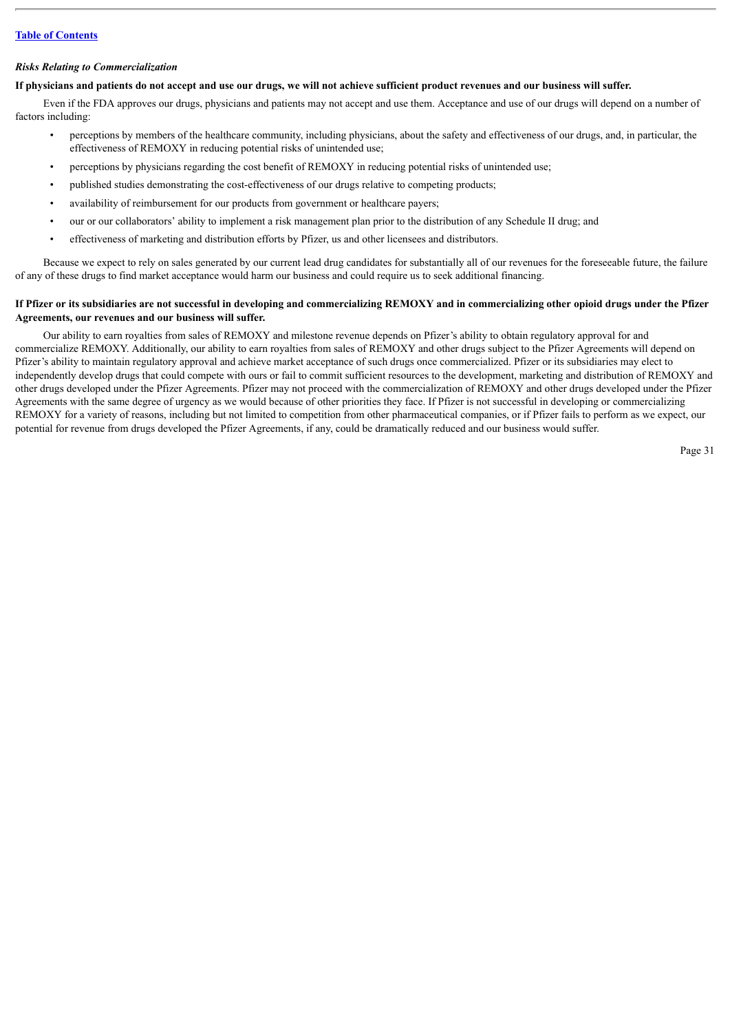*Risks Relating to Commercialization*

**If physicians and patients do not accept and use our drugs, we will not achieve sufficient product revenues and our business will suffer.**

Even if the FDA approves our drugs, physicians and patients may not accept and use them. Acceptance and use of our drugs will depend on a number of factors including:

- perceptions by members of the healthcare community, including physicians, about the safety and effectiveness of our drugs, and, in particular, the effectiveness of REMOXY in reducing potential risks of unintended use;
- perceptions by physicians regarding the cost benefit of REMOXY in reducing potential risks of unintended use;
- published studies demonstrating the cost-effectiveness of our drugs relative to competing products;
- availability of reimbursement for our products from government or healthcare payers;
- our or our collaborators' ability to implement a risk management plan prior to the distribution of any Schedule II drug; and
- effectiveness of marketing and distribution efforts by Pfizer, us and other licensees and distributors.

Because we expect to rely on sales generated by our current lead drug candidates for substantially all of our revenues for the foreseeable future, the failure of any of these drugs to find market acceptance would harm our business and could require us to seek additional financing.

**If Pfizer or its subsidiaries are not successful in developing and commercializing REMOXY and in commercializing other opioid drugs under the Pfizer Agreements, our revenues and our business will suffer.**

Our ability to earn royalties from sales of REMOXY and milestone revenue depends on Pfizer's ability to obtain regulatory approval for and commercialize REMOXY. Additionally, our ability to earn royalties from sales of REMOXY and other drugs subject to the Pfizer Agreements will depend on Pfizer's ability to maintain regulatory approval and achieve market acceptance of such drugs once commercialized. Pfizer or its subsidiaries may elect to independently develop drugs that could compete with ours or fail to commit sufficient resources to the development, marketing and distribution of REMOXY and other drugs developed under the Pfizer Agreements. Pfizer may not proceed with the commercialization of REMOXY and other drugs developed under the Pfizer Agreements with the same degree of urgency as we would because of other priorities they face. If Pfizer is not successful in developing or commercializing REMOXY for a variety of reasons, including but not limited to competition from other pharmaceutical companies, or if Pfizer fails to perform as we expect, our potential for revenue from drugs developed the Pfizer Agreements, if any, could be dramatically reduced and our business would suffer.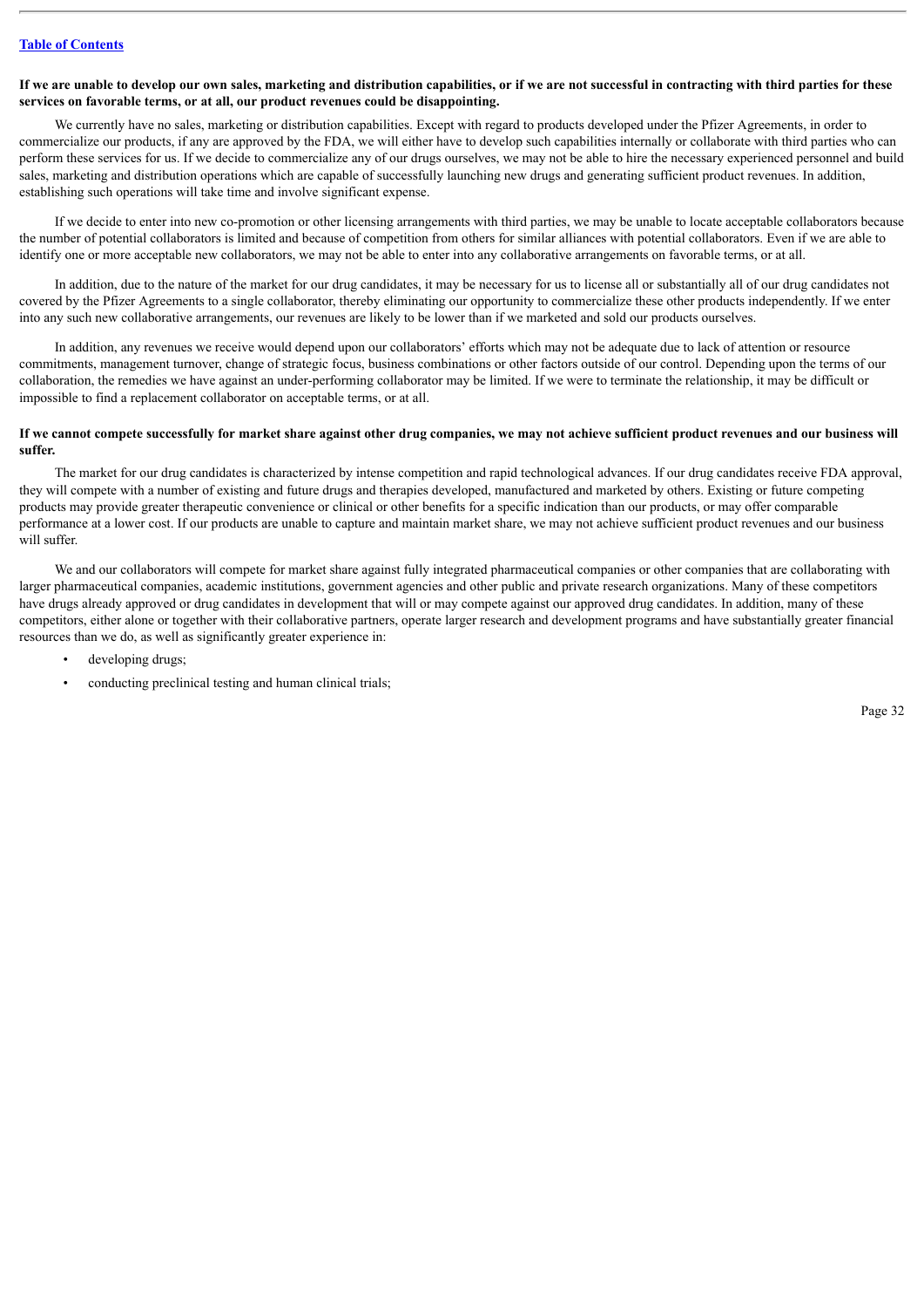**If we are unable to develop our own sales, marketing and distribution capabilities, or if we are not successful in contracting with third parties for these services on favorable terms, or at all, our product revenues could be disappointing.**

We currently have no sales, marketing or distribution capabilities. Except with regard to products developed under the Pfizer Agreements, in order to commercialize our products, if any are approved by the FDA, we will either have to develop such capabilities internally or collaborate with third parties who can perform these services for us. If we decide to commercialize any of our drugs ourselves, we may not be able to hire the necessary experienced personnel and build sales, marketing and distribution operations which are capable of successfully launching new drugs and generating sufficient product revenues. In addition, establishing such operations will take time and involve significant expense.

If we decide to enter into new co-promotion or other licensing arrangements with third parties, we may be unable to locate acceptable collaborators because the number of potential collaborators is limited and because of competition from others for similar alliances with potential collaborators. Even if we are able to identify one or more acceptable new collaborators, we may not be able to enter into any collaborative arrangements on favorable terms, or at all.

In addition, due to the nature of the market for our drug candidates, it may be necessary for us to license all or substantially all of our drug candidates not covered by the Pfizer Agreements to a single collaborator, thereby eliminating our opportunity to commercialize these other products independently. If we enter into any such new collaborative arrangements, our revenues are likely to be lower than if we marketed and sold our products ourselves.

In addition, any revenues we receive would depend upon our collaborators' efforts which may not be adequate due to lack of attention or resource commitments, management turnover, change of strategic focus, business combinations or other factors outside of our control. Depending upon the terms of our collaboration, the remedies we have against an under-performing collaborator may be limited. If we were to terminate the relationship, it may be difficult or impossible to find a replacement collaborator on acceptable terms, or at all.

**If we cannot compete successfully for market share against other drug companies, we may not achieve sufficient product revenues and our business will suffer.**

The market for our drug candidates is characterized by intense competition and rapid technological advances. If our drug candidates receive FDA approval, they will compete with a number of existing and future drugs and therapies developed, manufactured and marketed by others. Existing or future competing products may provide greater therapeutic convenience or clinical or other benefits for a specific indication than our products, or may offer comparable performance at a lower cost. If our products are unable to capture and maintain market share, we may not achieve sufficient product revenues and our business will suffer.

We and our collaborators will compete for market share against fully integrated pharmaceutical companies or other companies that are collaborating with larger pharmaceutical companies, academic institutions, government agencies and other public and private research organizations. Many of these competitors have drugs already approved or drug candidates in development that will or may compete against our approved drug candidates. In addition, many of these competitors, either alone or together with their collaborative partners, operate larger research and development programs and have substantially greater financial resources than we do, as well as significantly greater experience in:

- developing drugs;
- conducting preclinical testing and human clinical trials;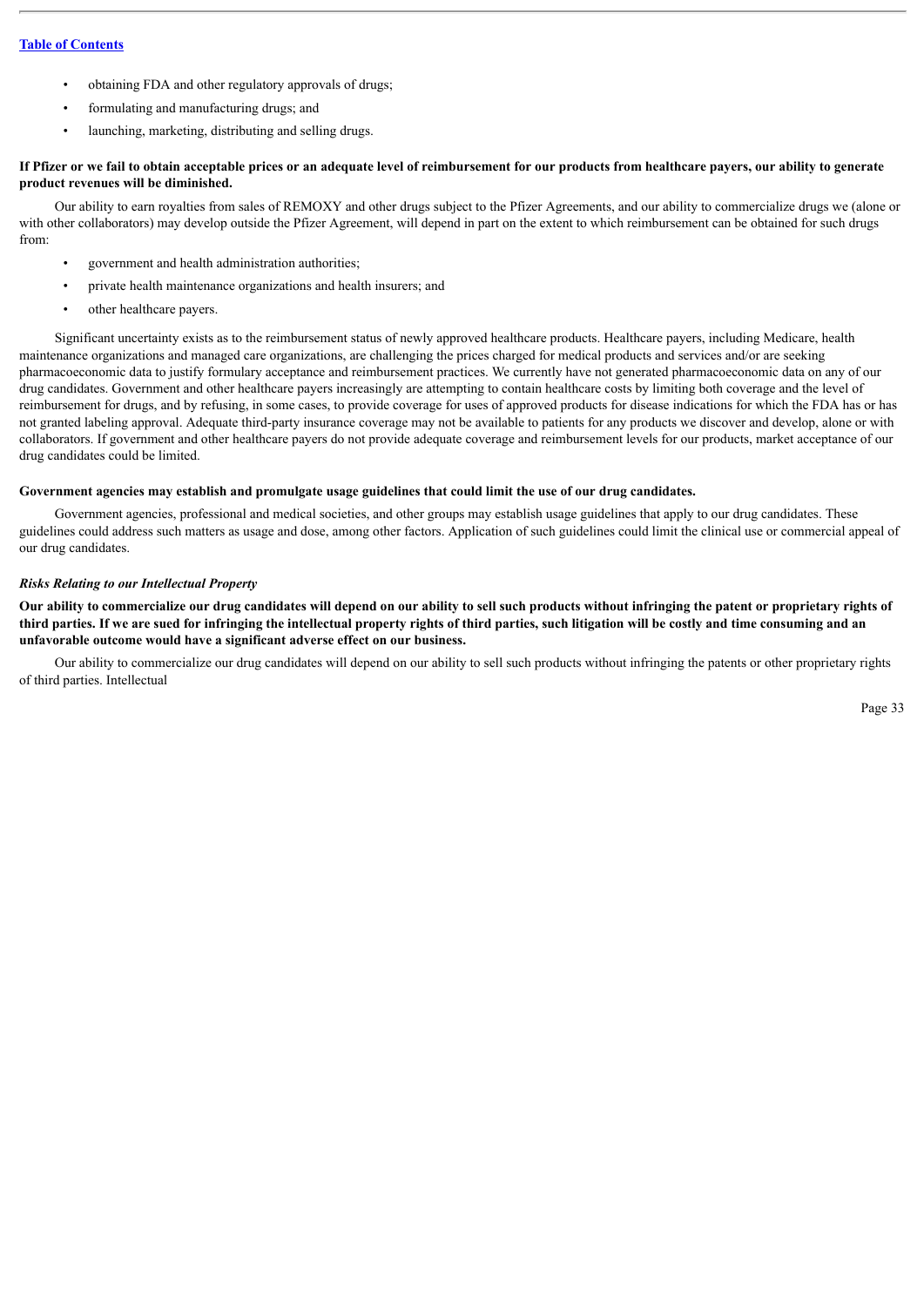- obtaining FDA and other regulatory approvals of drugs;
- formulating and manufacturing drugs; and
- launching, marketing, distributing and selling drugs.

**If Pfizer or we fail to obtain acceptable prices or an adequate level of reimbursement for our products from healthcare payers, our ability to generate product revenues will be diminished.**

Our ability to earn royalties from sales of REMOXY and other drugs subject to the Pfizer Agreements, and our ability to commercialize drugs we (alone or with other collaborators) may develop outside the Pfizer Agreement, will depend in part on the extent to which reimbursement can be obtained for such drugs from:

- government and health administration authorities;
- private health maintenance organizations and health insurers; and
- other healthcare payers.

Significant uncertainty exists as to the reimbursement status of newly approved healthcare products. Healthcare payers, including Medicare, health maintenance organizations and managed care organizations, are challenging the prices charged for medical products and services and/or are seeking pharmacoeconomic data to justify formulary acceptance and reimbursement practices. We currently have not generated pharmacoeconomic data on any of our drug candidates. Government and other healthcare payers increasingly are attempting to contain healthcare costs by limiting both coverage and the level of reimbursement for drugs, and by refusing, in some cases, to provide coverage for uses of approved products for disease indications for which the FDA has or has not granted labeling approval. Adequate third-party insurance coverage may not be available to patients for any products we discover and develop, alone or with collaborators. If government and other healthcare payers do not provide adequate coverage and reimbursement levels for our products, market acceptance of our drug candidates could be limited.

**Government agencies may establish and promulgate usage guidelines that could limit the use of our drug candidates.**

Government agencies, professional and medical societies, and other groups may establish usage guidelines that apply to our drug candidates. These guidelines could address such matters as usage and dose, among other factors. Application of such guidelines could limit the clinical use or commercial appeal of our drug candidates.

***Risks Relating to our Intellectual Property***

**Our ability to commercialize our drug candidates will depend on our ability to sell such products without infringing the patent or proprietary rights of third parties. If we are sued for infringing the intellectual property rights of third parties, such litigation will be costly and time consuming and an unfavorable outcome would have a significant adverse effect on our business.**

Our ability to commercialize our drug candidates will depend on our ability to sell such products without infringing the patents or other proprietary rights of third parties. Intellectual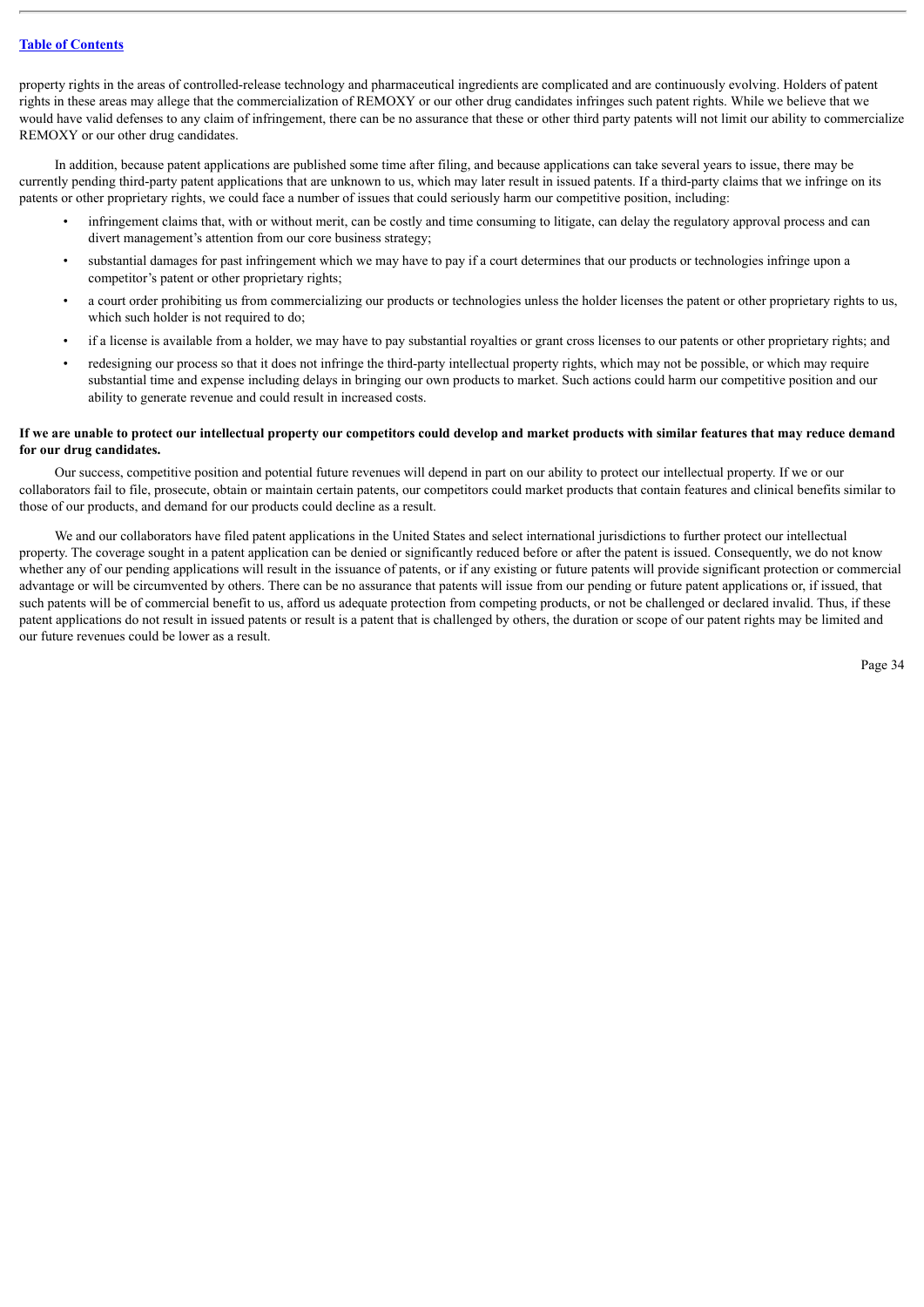property rights in the areas of controlled-release technology and pharmaceutical ingredients are complicated and are continuously evolving. Holders of patent rights in these areas may allege that the commercialization of REMOXY or our other drug candidates infringes such patent rights. While we believe that we would have valid defenses to any claim of infringement, there can be no assurance that these or other third party patents will not limit our ability to commercialize REMOXY or our other drug candidates.

In addition, because patent applications are published some time after filing, and because applications can take several years to issue, there may be currently pending third-party patent applications that are unknown to us, which may later result in issued patents. If a third-party claims that we infringe on its patents or other proprietary rights, we could face a number of issues that could seriously harm our competitive position, including:

- infringement claims that, with or without merit, can be costly and time consuming to litigate, can delay the regulatory approval process and can divert management's attention from our core business strategy;
- substantial damages for past infringement which we may have to pay if a court determines that our products or technologies infringe upon a competitor's patent or other proprietary rights;
- a court order prohibiting us from commercializing our products or technologies unless the holder licenses the patent or other proprietary rights to us, which such holder is not required to do;
- if a license is available from a holder, we may have to pay substantial royalties or grant cross licenses to our patents or other proprietary rights; and
- redesigning our process so that it does not infringe the third-party intellectual property rights, which may not be possible, or which may require substantial time and expense including delays in bringing our own products to market. Such actions could harm our competitive position and our ability to generate revenue and could result in increased costs.

**If we are unable to protect our intellectual property our competitors could develop and market products with similar features that may reduce demand for our drug candidates.**

Our success, competitive position and potential future revenues will depend in part on our ability to protect our intellectual property. If we or our collaborators fail to file, prosecute, obtain or maintain certain patents, our competitors could market products that contain features and clinical benefits similar to those of our products, and demand for our products could decline as a result.

We and our collaborators have filed patent applications in the United States and select international jurisdictions to further protect our intellectual property. The coverage sought in a patent application can be denied or significantly reduced before or after the patent is issued. Consequently, we do not know whether any of our pending applications will result in the issuance of patents, or if any existing or future patents will provide significant protection or commercial advantage or will be circumvented by others. There can be no assurance that patents will issue from our pending or future patent applications or, if issued, that such patents will be of commercial benefit to us, afford us adequate protection from competing products, or not be challenged or declared invalid. Thus, if these patent applications do not result in issued patents or result is a patent that is challenged by others, the duration or scope of our patent rights may be limited and our future revenues could be lower as a result.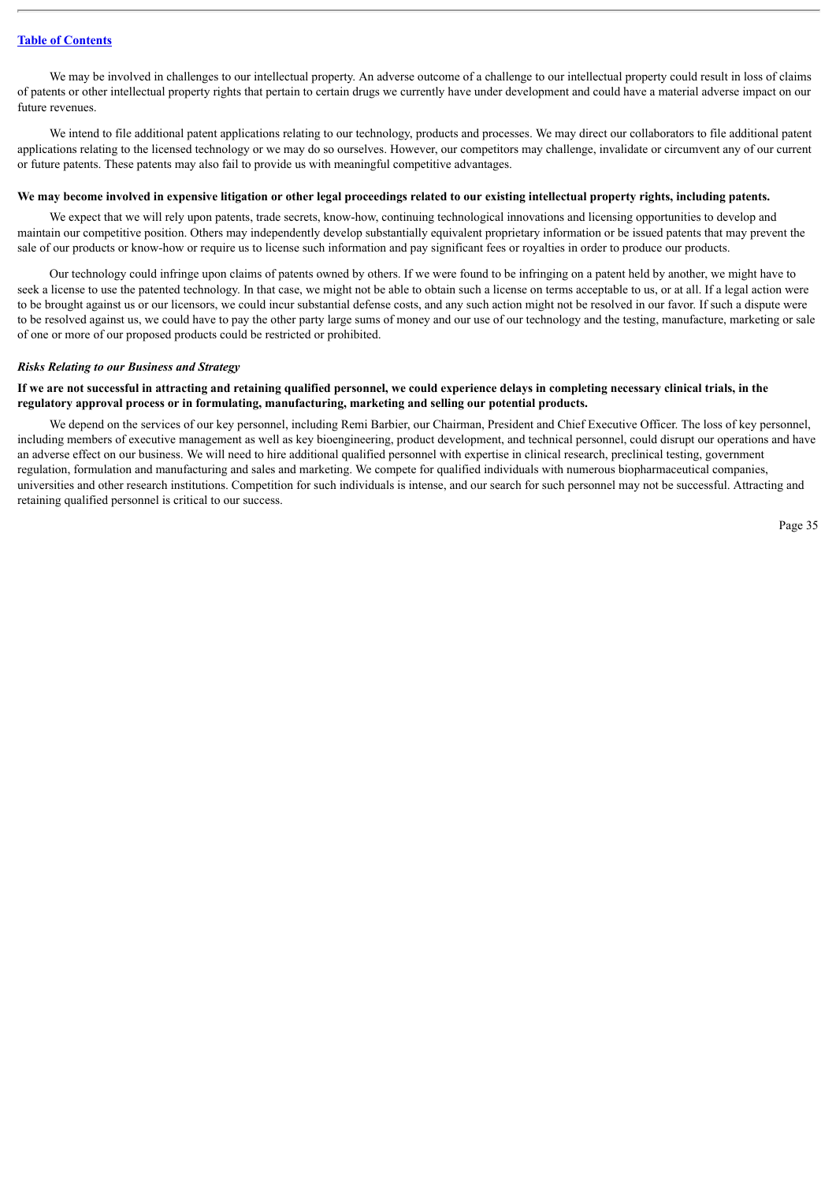We may be involved in challenges to our intellectual property. An adverse outcome of a challenge to our intellectual property could result in loss of claims of patents or other intellectual property rights that pertain to certain drugs we currently have under development and could have a material adverse impact on our future revenues.

We intend to file additional patent applications relating to our technology, products and processes. We may direct our collaborators to file additional patent applications relating to the licensed technology or we may do so ourselves. However, our competitors may challenge, invalidate or circumvent any of our current or future patents. These patents may also fail to provide us with meaningful competitive advantages.

**We may become involved in expensive litigation or other legal proceedings related to our existing intellectual property rights, including patents.**

We expect that we will rely upon patents, trade secrets, know-how, continuing technological innovations and licensing opportunities to develop and maintain our competitive position. Others may independently develop substantially equivalent proprietary information or be issued patents that may prevent the sale of our products or know-how or require us to license such information and pay significant fees or royalties in order to produce our products.

Our technology could infringe upon claims of patents owned by others. If we were found to be infringing on a patent held by another, we might have to seek a license to use the patented technology. In that case, we might not be able to obtain such a license on terms acceptable to us, or at all. If a legal action were to be brought against us or our licensors, we could incur substantial defense costs, and any such action might not be resolved in our favor. If such a dispute were to be resolved against us, we could have to pay the other party large sums of money and our use of our technology and the testing, manufacture, marketing or sale of one or more of our proposed products could be restricted or prohibited.

*Risks Relating to our Business and Strategy*

**If we are not successful in attracting and retaining qualified personnel, we could experience delays in completing necessary clinical trials, in the regulatory approval process or in formulating, manufacturing, marketing and selling our potential products.**

We depend on the services of our key personnel, including Remi Barbier, our Chairman, President and Chief Executive Officer. The loss of key personnel, including members of executive management as well as key bioengineering, product development, and technical personnel, could disrupt our operations and have an adverse effect on our business. We will need to hire additional qualified personnel with expertise in clinical research, preclinical testing, government regulation, formulation and manufacturing and sales and marketing. We compete for qualified individuals with numerous biopharmaceutical companies, universities and other research institutions. Competition for such individuals is intense, and our search for such personnel may not be successful. Attracting and retaining qualified personnel is critical to our success.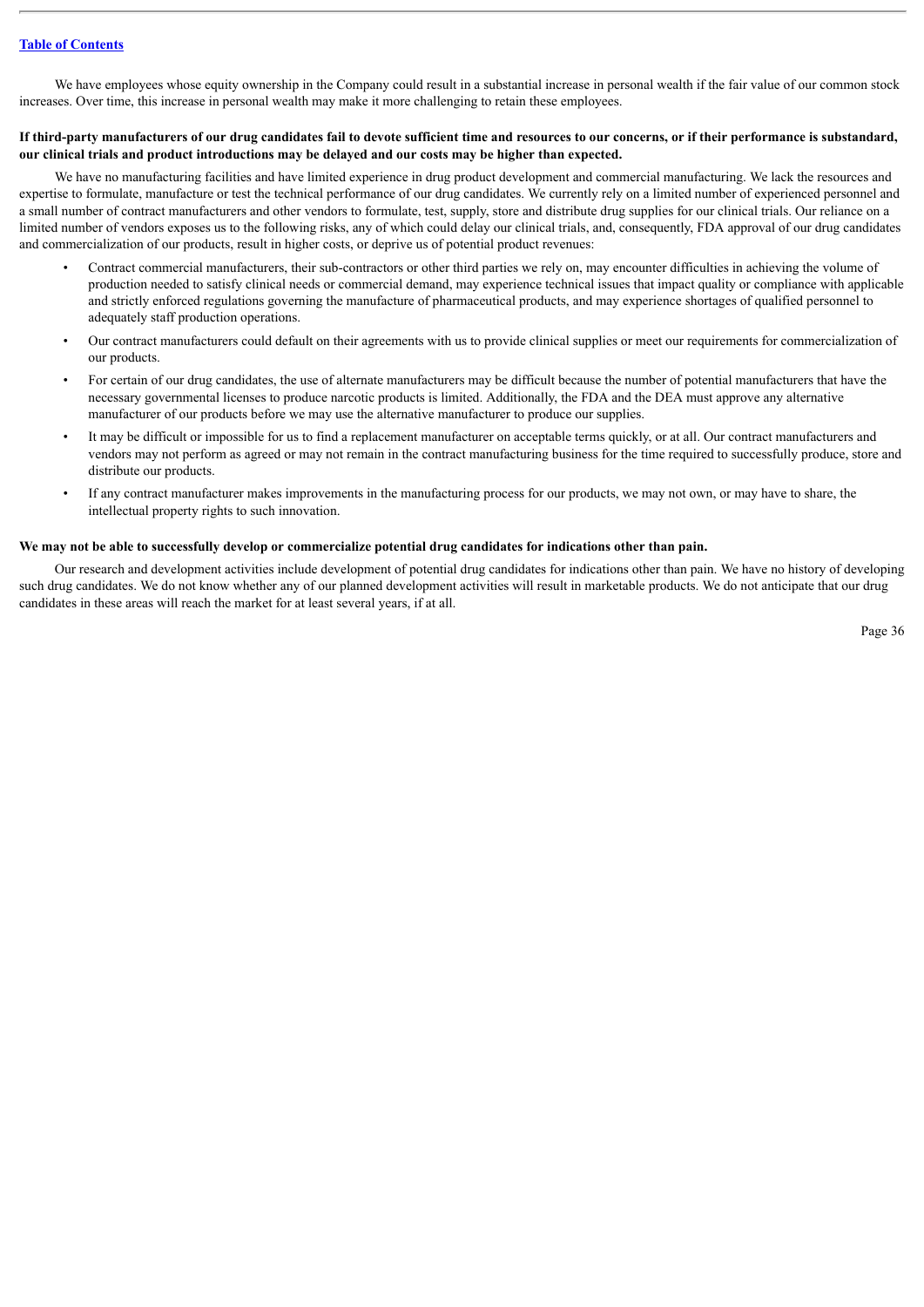We have employees whose equity ownership in the Company could result in a substantial increase in personal wealth if the fair value of our common stock increases. Over time, this increase in personal wealth may make it more challenging to retain these employees.

**If third-party manufacturers of our drug candidates fail to devote sufficient time and resources to our concerns, or if their performance is substandard, our clinical trials and product introductions may be delayed and our costs may be higher than expected.**

We have no manufacturing facilities and have limited experience in drug product development and commercial manufacturing. We lack the resources and expertise to formulate, manufacture or test the technical performance of our drug candidates. We currently rely on a limited number of experienced personnel and a small number of contract manufacturers and other vendors to formulate, test, supply, store and distribute drug supplies for our clinical trials. Our reliance on a limited number of vendors exposes us to the following risks, any of which could delay our clinical trials, and, consequently, FDA approval of our drug candidates and commercialization of our products, result in higher costs, or deprive us of potential product revenues:

- Contract commercial manufacturers, their sub-contractors or other third parties we rely on, may encounter difficulties in achieving the volume of production needed to satisfy clinical needs or commercial demand, may experience technical issues that impact quality or compliance with applicable and strictly enforced regulations governing the manufacture of pharmaceutical products, and may experience shortages of qualified personnel to adequately staff production operations.
- Our contract manufacturers could default on their agreements with us to provide clinical supplies or meet our requirements for commercialization of our products.
- For certain of our drug candidates, the use of alternate manufacturers may be difficult because the number of potential manufacturers that have the necessary governmental licenses to produce narcotic products is limited. Additionally, the FDA and the DEA must approve any alternative manufacturer of our products before we may use the alternative manufacturer to produce our supplies.
- It may be difficult or impossible for us to find a replacement manufacturer on acceptable terms quickly, or at all. Our contract manufacturers and vendors may not perform as agreed or may not remain in the contract manufacturing business for the time required to successfully produce, store and distribute our products.
- If any contract manufacturer makes improvements in the manufacturing process for our products, we may not own, or may have to share, the intellectual property rights to such innovation.

**We may not be able to successfully develop or commercialize potential drug candidates for indications other than pain.**

Our research and development activities include development of potential drug candidates for indications other than pain. We have no history of developing such drug candidates. We do not know whether any of our planned development activities will result in marketable products. We do not anticipate that our drug candidates in these areas will reach the market for at least several years, if at all.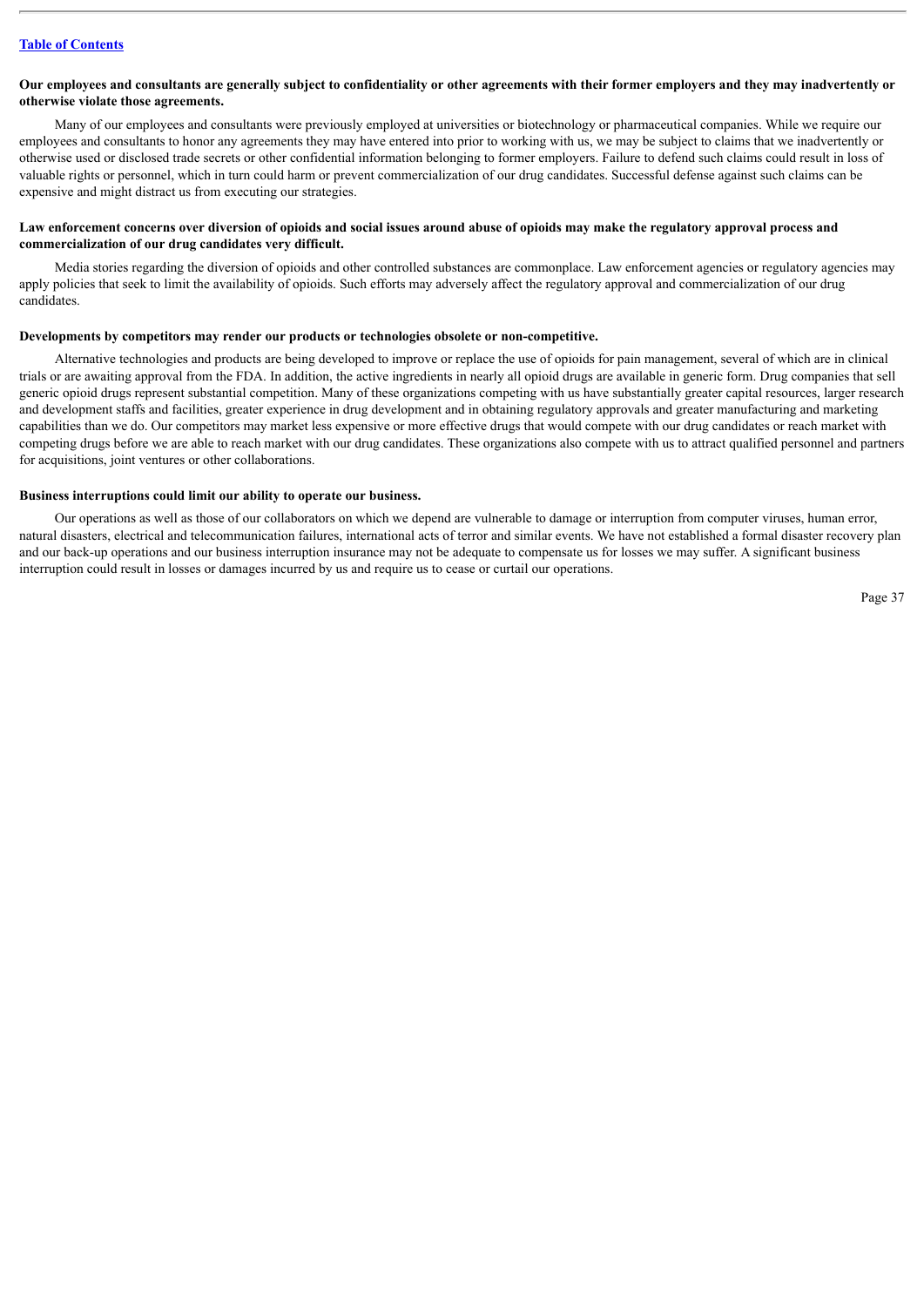**Our employees and consultants are generally subject to confidentiality or other agreements with their former employers and they may inadvertently or otherwise violate those agreements.**

Many of our employees and consultants were previously employed at universities or biotechnology or pharmaceutical companies. While we require our employees and consultants to honor any agreements they may have entered into prior to working with us, we may be subject to claims that we inadvertently or otherwise used or disclosed trade secrets or other confidential information belonging to former employers. Failure to defend such claims could result in loss of valuable rights or personnel, which in turn could harm or prevent commercialization of our drug candidates. Successful defense against such claims can be expensive and might distract us from executing our strategies.

**Law enforcement concerns over diversion of opioids and social issues around abuse of opioids may make the regulatory approval process and commercialization of our drug candidates very difficult.**

Media stories regarding the diversion of opioids and other controlled substances are commonplace. Law enforcement agencies or regulatory agencies may apply policies that seek to limit the availability of opioids. Such efforts may adversely affect the regulatory approval and commercialization of our drug candidates.

**Developments by competitors may render our products or technologies obsolete or non-competitive.**

Alternative technologies and products are being developed to improve or replace the use of opioids for pain management, several of which are in clinical trials or are awaiting approval from the FDA. In addition, the active ingredients in nearly all opioid drugs are available in generic form. Drug companies that sell generic opioid drugs represent substantial competition. Many of these organizations competing with us have substantially greater capital resources, larger research and development staffs and facilities, greater experience in drug development and in obtaining regulatory approvals and greater manufacturing and marketing capabilities than we do. Our competitors may market less expensive or more effective drugs that would compete with our drug candidates or reach market with competing drugs before we are able to reach market with our drug candidates. These organizations also compete with us to attract qualified personnel and partners for acquisitions, joint ventures or other collaborations.

**Business interruptions could limit our ability to operate our business.**

Our operations as well as those of our collaborators on which we depend are vulnerable to damage or interruption from computer viruses, human error, natural disasters, electrical and telecommunication failures, international acts of terror and similar events. We have not established a formal disaster recovery plan and our back-up operations and our business interruption insurance may not be adequate to compensate us for losses we may suffer. A significant business interruption could result in losses or damages incurred by us and require us to cease or curtail our operations.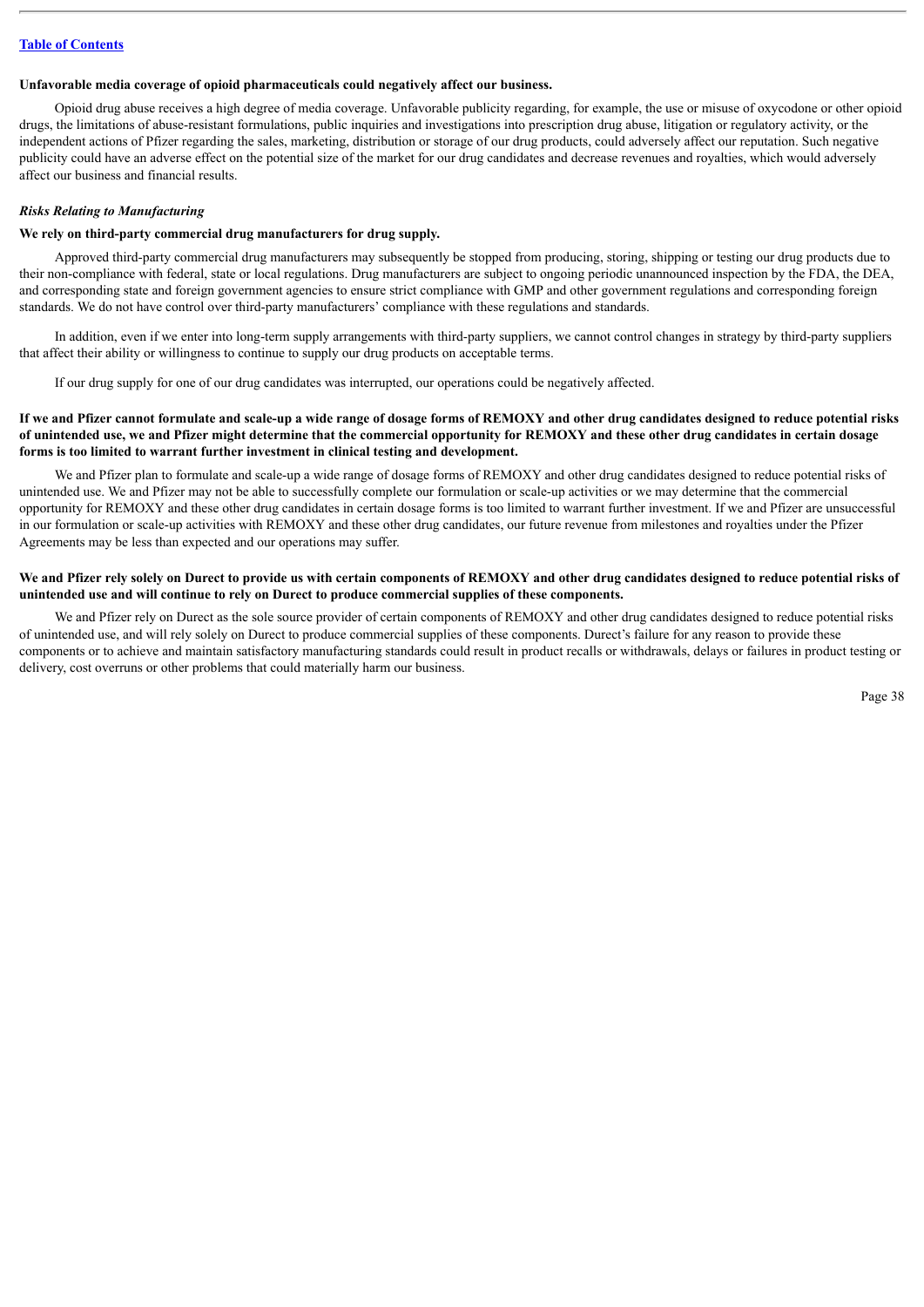**Unfavorable media coverage of opioid pharmaceuticals could negatively affect our business.**

Opioid drug abuse receives a high degree of media coverage. Unfavorable publicity regarding, for example, the use or misuse of oxycodone or other opioid drugs, the limitations of abuse-resistant formulations, public inquiries and investigations into prescription drug abuse, litigation or regulatory activity, or the independent actions of Pfizer regarding the sales, marketing, distribution or storage of our drug products, could adversely affect our reputation. Such negative publicity could have an adverse effect on the potential size of the market for our drug candidates and decrease revenues and royalties, which would adversely affect our business and financial results.

***Risks Relating to Manufacturing***

**We rely on third-party commercial drug manufacturers for drug supply.**

Approved third-party commercial drug manufacturers may subsequently be stopped from producing, storing, shipping or testing our drug products due to their non-compliance with federal, state or local regulations. Drug manufacturers are subject to ongoing periodic unannounced inspection by the FDA, the DEA, and corresponding state and foreign government agencies to ensure strict compliance with GMP and other government regulations and corresponding foreign standards. We do not have control over third-party manufacturers' compliance with these regulations and standards.

In addition, even if we enter into long-term supply arrangements with third-party suppliers, we cannot control changes in strategy by third-party suppliers that affect their ability or willingness to continue to supply our drug products on acceptable terms.

If our drug supply for one of our drug candidates was interrupted, our operations could be negatively affected.

**If we and Pfizer cannot formulate and scale-up a wide range of dosage forms of REMOXY and other drug candidates designed to reduce potential risks of unintended use, we and Pfizer might determine that the commercial opportunity for REMOXY and these other drug candidates in certain dosage forms is too limited to warrant further investment in clinical testing and development.**

We and Pfizer plan to formulate and scale-up a wide range of dosage forms of REMOXY and other drug candidates designed to reduce potential risks of unintended use. We and Pfizer may not be able to successfully complete our formulation or scale-up activities or we may determine that the commercial opportunity for REMOXY and these other drug candidates in certain dosage forms is too limited to warrant further investment. If we and Pfizer are unsuccessful in our formulation or scale-up activities with REMOXY and these other drug candidates, our future revenue from milestones and royalties under the Pfizer Agreements may be less than expected and our operations may suffer.

**We and Pfizer rely solely on Durect to provide us with certain components of REMOXY and other drug candidates designed to reduce potential risks of unintended use and will continue to rely on Durect to produce commercial supplies of these components.**

We and Pfizer rely on Durect as the sole source provider of certain components of REMOXY and other drug candidates designed to reduce potential risks of unintended use, and will rely solely on Durect to produce commercial supplies of these components. Durect's failure for any reason to provide these components or to achieve and maintain satisfactory manufacturing standards could result in product recalls or withdrawals, delays or failures in product testing or delivery, cost overruns or other problems that could materially harm our business.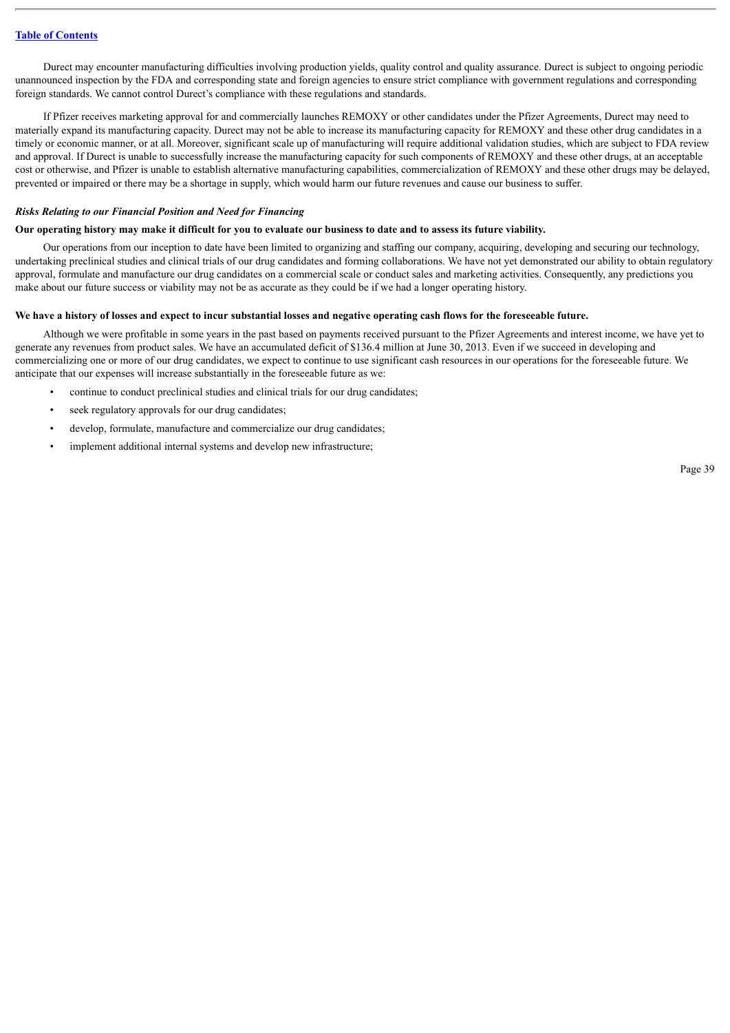Durect may encounter manufacturing difficulties involving production yields, quality control and quality assurance. Durect is subject to ongoing periodic unannounced inspection by the FDA and corresponding state and foreign agencies to ensure strict compliance with government regulations and corresponding foreign standards. We cannot control Durect's compliance with these regulations and standards.

If Pfizer receives marketing approval for and commercially launches REMOXY or other candidates under the Pfizer Agreements, Durect may need to materially expand its manufacturing capacity. Durect may not be able to increase its manufacturing capacity for REMOXY and these other drug candidates in a timely or economic manner, or at all. Moreover, significant scale up of manufacturing will require additional validation studies, which are subject to FDA review and approval. If Durect is unable to successfully increase the manufacturing capacity for such components of REMOXY and these other drugs, at an acceptable cost or otherwise, and Pfizer is unable to establish alternative manufacturing capabilities, commercialization of REMOXY and these other drugs may be delayed, prevented or impaired or there may be a shortage in supply, which would harm our future revenues and cause our business to suffer.

### *Risks Relating to our Financial Position and Need for Financing*

**Our operating history may make it difficult for you to evaluate our business to date and to assess its future viability.**

Our operations from our inception to date have been limited to organizing and staffing our company, acquiring, developing and securing our technology, undertaking preclinical studies and clinical trials of our drug candidates and forming collaborations. We have not yet demonstrated our ability to obtain regulatory approval, formulate and manufacture our drug candidates on a commercial scale or conduct sales and marketing activities. Consequently, any predictions you make about our future success or viability may not be as accurate as they could be if we had a longer operating history.

**We have a history of losses and expect to incur substantial losses and negative operating cash flows for the foreseeable future.**

Although we were profitable in some years in the past based on payments received pursuant to the Pfizer Agreements and interest income, we have yet to generate any revenues from product sales. We have an accumulated deficit of $136.4 million at June 30, 2013. Even if we succeed in developing and commercializing one or more of our drug candidates, we expect to continue to use significant cash resources in our operations for the foreseeable future. We anticipate that our expenses will increase substantially in the foreseeable future as we:

- continue to conduct preclinical studies and clinical trials for our drug candidates;
- seek regulatory approvals for our drug candidates;
- develop, formulate, manufacture and commercialize our drug candidates;
- implement additional internal systems and develop new infrastructure;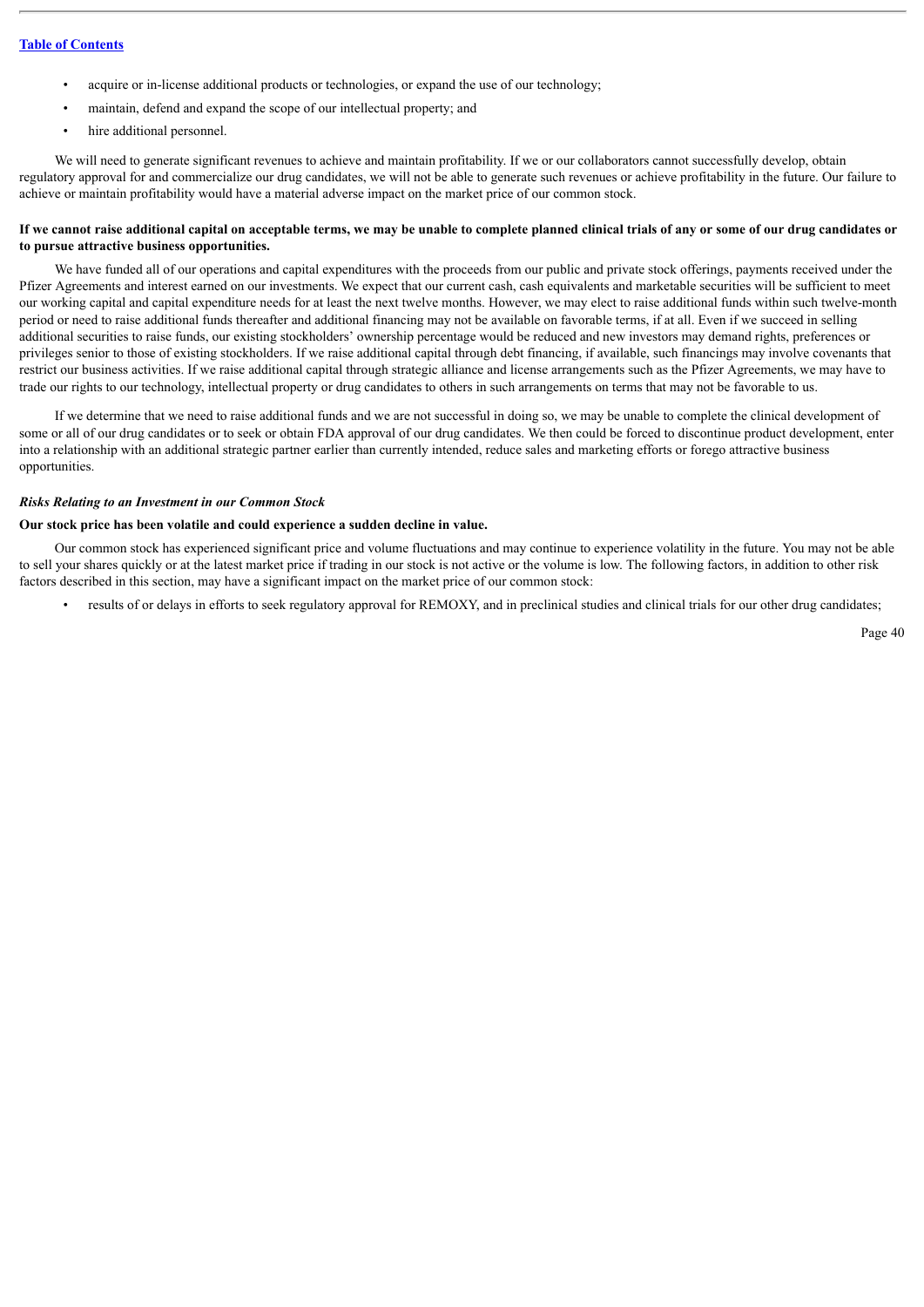- acquire or in-license additional products or technologies, or expand the use of our technology;
- maintain, defend and expand the scope of our intellectual property; and
- hire additional personnel.

We will need to generate significant revenues to achieve and maintain profitability. If we or our collaborators cannot successfully develop, obtain regulatory approval for and commercialize our drug candidates, we will not be able to generate such revenues or achieve profitability in the future. Our failure to achieve or maintain profitability would have a material adverse impact on the market price of our common stock.

**If we cannot raise additional capital on acceptable terms, we may be unable to complete planned clinical trials of any or some of our drug candidates or to pursue attractive business opportunities.**

We have funded all of our operations and capital expenditures with the proceeds from our public and private stock offerings, payments received under the Pfizer Agreements and interest earned on our investments. We expect that our current cash, cash equivalents and marketable securities will be sufficient to meet our working capital and capital expenditure needs for at least the next twelve months. However, we may elect to raise additional funds within such twelve-month period or need to raise additional funds thereafter and additional financing may not be available on favorable terms, if at all. Even if we succeed in selling additional securities to raise funds, our existing stockholders' ownership percentage would be reduced and new investors may demand rights, preferences or privileges senior to those of existing stockholders. If we raise additional capital through debt financing, if available, such financings may involve covenants that restrict our business activities. If we raise additional capital through strategic alliance and license arrangements such as the Pfizer Agreements, we may have to trade our rights to our technology, intellectual property or drug candidates to others in such arrangements on terms that may not be favorable to us.

If we determine that we need to raise additional funds and we are not successful in doing so, we may be unable to complete the clinical development of some or all of our drug candidates or to seek or obtain FDA approval of our drug candidates. We then could be forced to discontinue product development, enter into a relationship with an additional strategic partner earlier than currently intended, reduce sales and marketing efforts or forego attractive business opportunities.

***Risks Relating to an Investment in our Common Stock***

**Our stock price has been volatile and could experience a sudden decline in value.**

Our common stock has experienced significant price and volume fluctuations and may continue to experience volatility in the future. You may not be able to sell your shares quickly or at the latest market price if trading in our stock is not active or the volume is low. The following factors, in addition to other risk factors described in this section, may have a significant impact on the market price of our common stock:

- results of or delays in efforts to seek regulatory approval for REMOXY, and in preclinical studies and clinical trials for our other drug candidates;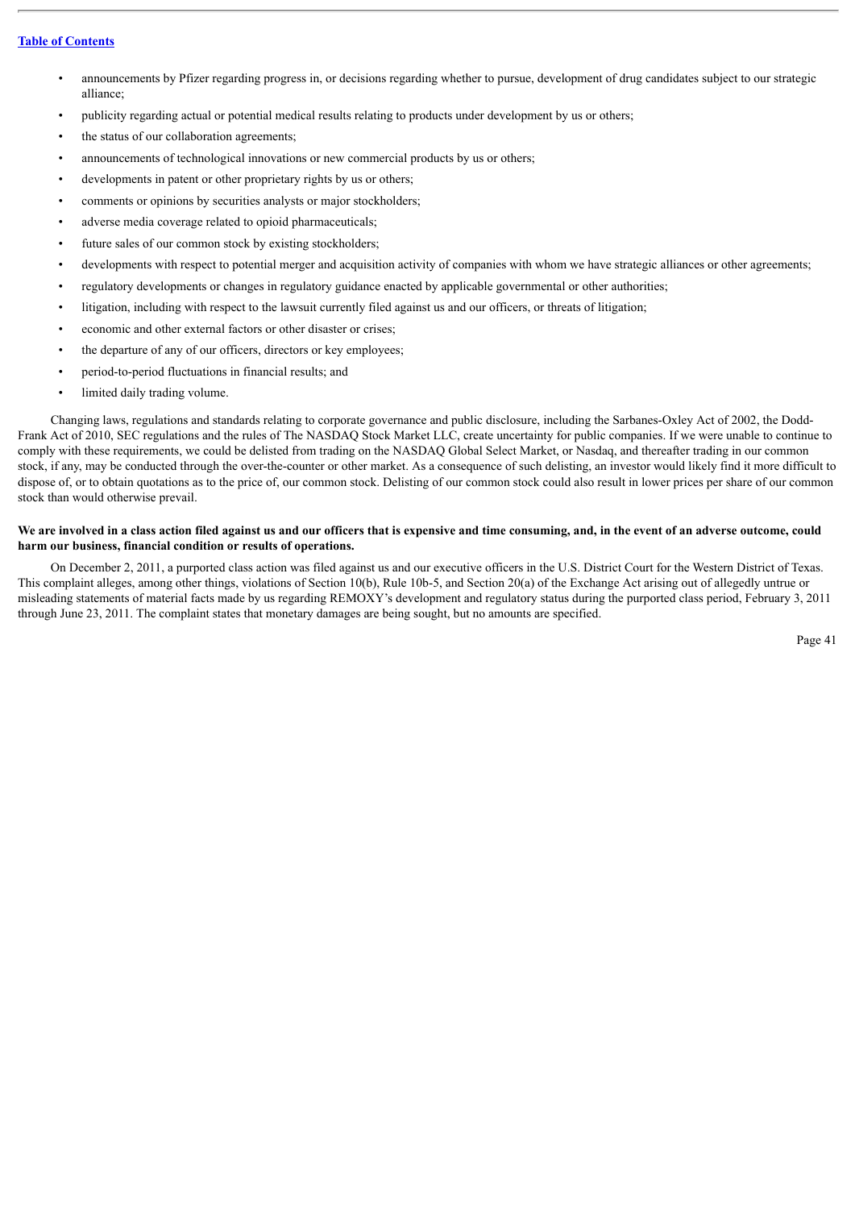- announcements by Pfizer regarding progress in, or decisions regarding whether to pursue, development of drug candidates subject to our strategic alliance;
- publicity regarding actual or potential medical results relating to products under development by us or others;
- the status of our collaboration agreements;
- announcements of technological innovations or new commercial products by us or others;
- developments in patent or other proprietary rights by us or others;
- comments or opinions by securities analysts or major stockholders;
- adverse media coverage related to opioid pharmaceuticals;
- future sales of our common stock by existing stockholders;
- developments with respect to potential merger and acquisition activity of companies with whom we have strategic alliances or other agreements;
- regulatory developments or changes in regulatory guidance enacted by applicable governmental or other authorities;
- litigation, including with respect to the lawsuit currently filed against us and our officers, or threats of litigation;
- economic and other external factors or other disaster or crises;
- the departure of any of our officers, directors or key employees;
- period-to-period fluctuations in financial results; and
- limited daily trading volume.

Changing laws, regulations and standards relating to corporate governance and public disclosure, including the Sarbanes-Oxley Act of 2002, the Dodd-Frank Act of 2010, SEC regulations and the rules of The NASDAQ Stock Market LLC, create uncertainty for public companies. If we were unable to continue to comply with these requirements, we could be delisted from trading on the NASDAQ Global Select Market, or Nasdaq, and thereafter trading in our common stock, if any, may be conducted through the over-the-counter or other market. As a consequence of such delisting, an investor would likely find it more difficult to dispose of, or to obtain quotations as to the price of, our common stock. Delisting of our common stock could also result in lower prices per share of our common stock than would otherwise prevail.

**We are involved in a class action filed against us and our officers that is expensive and time consuming, and, in the event of an adverse outcome, could harm our business, financial condition or results of operations.**

On December 2, 2011, a purported class action was filed against us and our executive officers in the U.S. District Court for the Western District of Texas. This complaint alleges, among other things, violations of Section 10(b), Rule 10b-5, and Section 20(a) of the Exchange Act arising out of allegedly untrue or misleading statements of material facts made by us regarding REMOXY's development and regulatory status during the purported class period, February 3, 2011 through June 23, 2011. The complaint states that monetary damages are being sought, but no amounts are specified.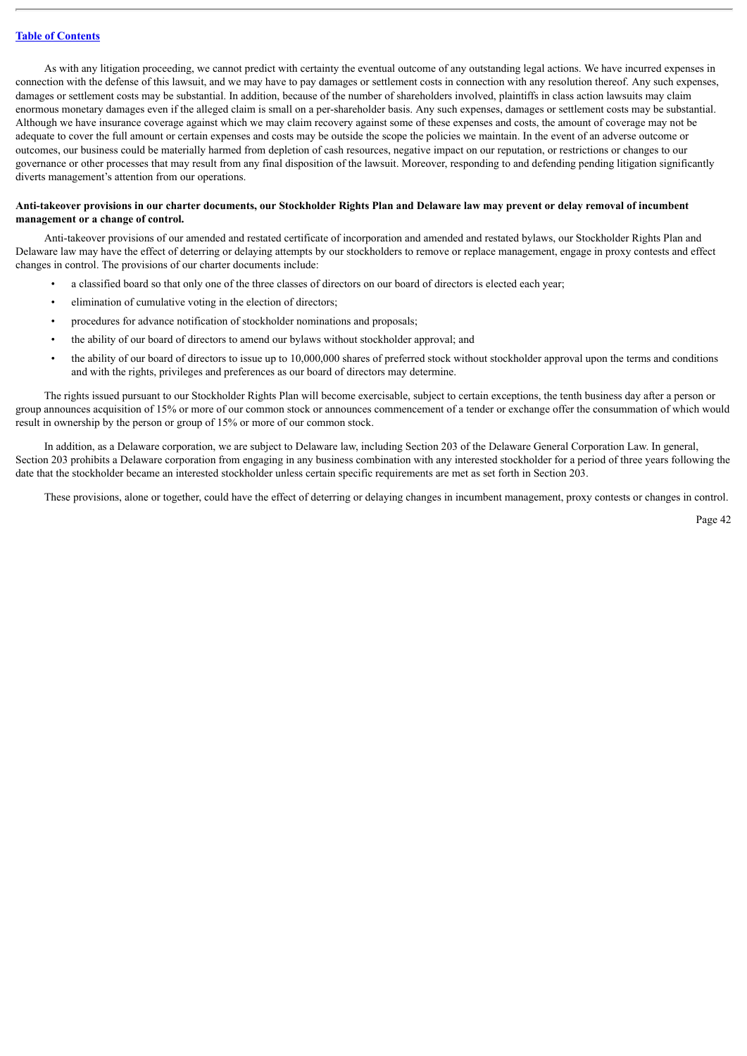As with any litigation proceeding, we cannot predict with certainty the eventual outcome of any outstanding legal actions. We have incurred expenses in connection with the defense of this lawsuit, and we may have to pay damages or settlement costs in connection with any resolution thereof. Any such expenses, damages or settlement costs may be substantial. In addition, because of the number of shareholders involved, plaintiffs in class action lawsuits may claim enormous monetary damages even if the alleged claim is small on a per-shareholder basis. Any such expenses, damages or settlement costs may be substantial. Although we have insurance coverage against which we may claim recovery against some of these expenses and costs, the amount of coverage may not be adequate to cover the full amount or certain expenses and costs may be outside the scope the policies we maintain. In the event of an adverse outcome or outcomes, our business could be materially harmed from depletion of cash resources, negative impact on our reputation, or restrictions or changes to our governance or other processes that may result from any final disposition of the lawsuit. Moreover, responding to and defending pending litigation significantly diverts management's attention from our operations.

**Anti-takeover provisions in our charter documents, our Stockholder Rights Plan and Delaware law may prevent or delay removal of incumbent management or a change of control.**

Anti-takeover provisions of our amended and restated certificate of incorporation and amended and restated bylaws, our Stockholder Rights Plan and Delaware law may have the effect of deterring or delaying attempts by our stockholders to remove or replace management, engage in proxy contests and effect changes in control. The provisions of our charter documents include:

- a classified board so that only one of the three classes of directors on our board of directors is elected each year;
- elimination of cumulative voting in the election of directors;
- procedures for advance notification of stockholder nominations and proposals;
- the ability of our board of directors to amend our bylaws without stockholder approval; and
- the ability of our board of directors to issue up to 10,000,000 shares of preferred stock without stockholder approval upon the terms and conditions and with the rights, privileges and preferences as our board of directors may determine.

The rights issued pursuant to our Stockholder Rights Plan will become exercisable, subject to certain exceptions, the tenth business day after a person or group announces acquisition of 15% or more of our common stock or announces commencement of a tender or exchange offer the consummation of which would result in ownership by the person or group of 15% or more of our common stock.

In addition, as a Delaware corporation, we are subject to Delaware law, including Section 203 of the Delaware General Corporation Law. In general, Section 203 prohibits a Delaware corporation from engaging in any business combination with any interested stockholder for a period of three years following the date that the stockholder became an interested stockholder unless certain specific requirements are met as set forth in Section 203.

These provisions, alone or together, could have the effect of deterring or delaying changes in incumbent management, proxy contests or changes in control.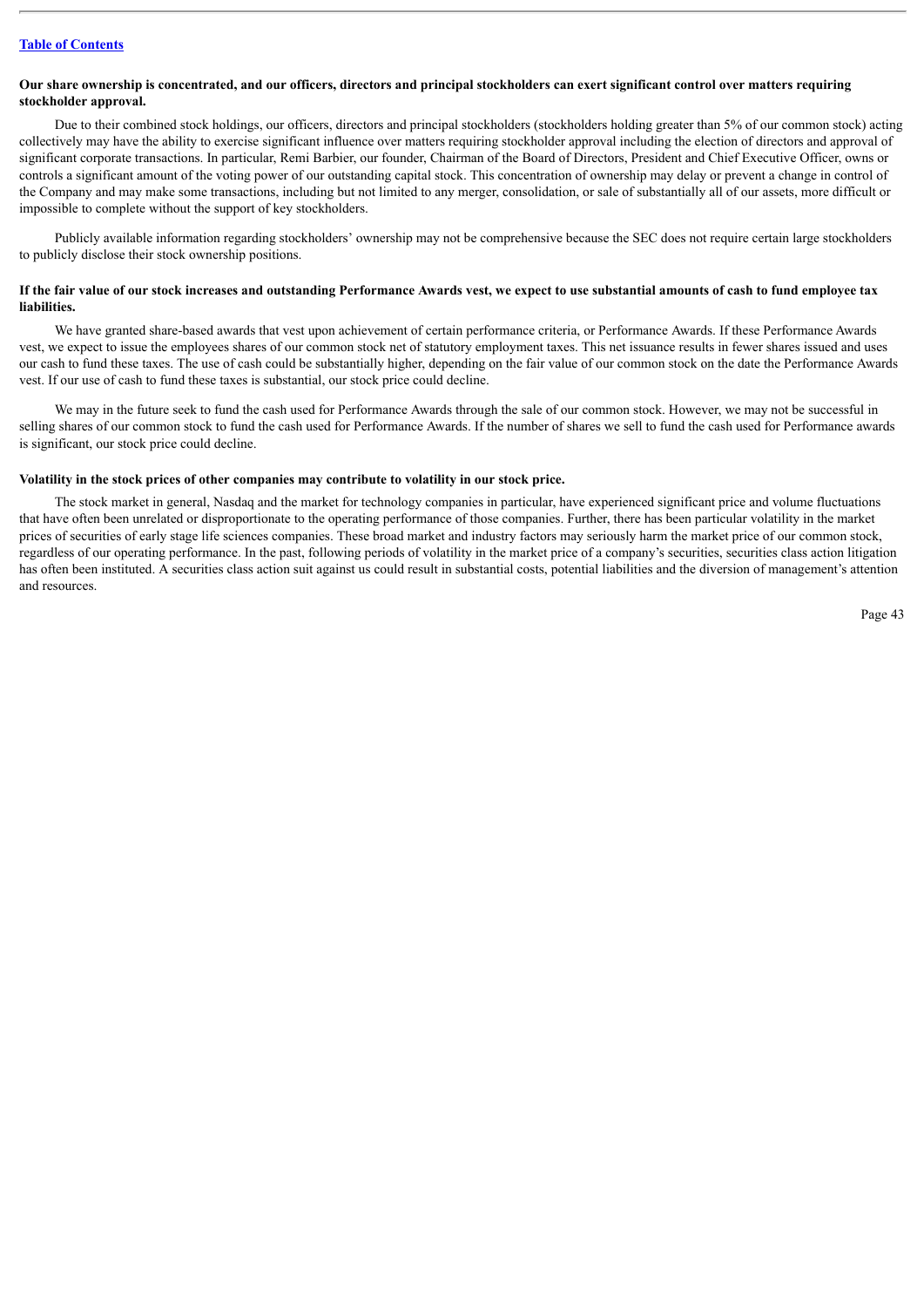**Our share ownership is concentrated, and our officers, directors and principal stockholders can exert significant control over matters requiring stockholder approval.**

Due to their combined stock holdings, our officers, directors and principal stockholders (stockholders holding greater than 5% of our common stock) acting collectively may have the ability to exercise significant influence over matters requiring stockholder approval including the election of directors and approval of significant corporate transactions. In particular, Remi Barbier, our founder, Chairman of the Board of Directors, President and Chief Executive Officer, owns or controls a significant amount of the voting power of our outstanding capital stock. This concentration of ownership may delay or prevent a change in control of the Company and may make some transactions, including but not limited to any merger, consolidation, or sale of substantially all of our assets, more difficult or impossible to complete without the support of key stockholders.

Publicly available information regarding stockholders' ownership may not be comprehensive because the SEC does not require certain large stockholders to publicly disclose their stock ownership positions.

**If the fair value of our stock increases and outstanding Performance Awards vest, we expect to use substantial amounts of cash to fund employee tax liabilities.**

We have granted share-based awards that vest upon achievement of certain performance criteria, or Performance Awards. If these Performance Awards vest, we expect to issue the employees shares of our common stock net of statutory employment taxes. This net issuance results in fewer shares issued and uses our cash to fund these taxes. The use of cash could be substantially higher, depending on the fair value of our common stock on the date the Performance Awards vest. If our use of cash to fund these taxes is substantial, our stock price could decline.

We may in the future seek to fund the cash used for Performance Awards through the sale of our common stock. However, we may not be successful in selling shares of our common stock to fund the cash used for Performance Awards. If the number of shares we sell to fund the cash used for Performance awards is significant, our stock price could decline.

**Volatility in the stock prices of other companies may contribute to volatility in our stock price.**

The stock market in general, Nasdaq and the market for technology companies in particular, have experienced significant price and volume fluctuations that have often been unrelated or disproportionate to the operating performance of those companies. Further, there has been particular volatility in the market prices of securities of early stage life sciences companies. These broad market and industry factors may seriously harm the market price of our common stock, regardless of our operating performance. In the past, following periods of volatility in the market price of a company's securities, securities class action litigation has often been instituted. A securities class action suit against us could result in substantial costs, potential liabilities and the diversion of management's attention and resources.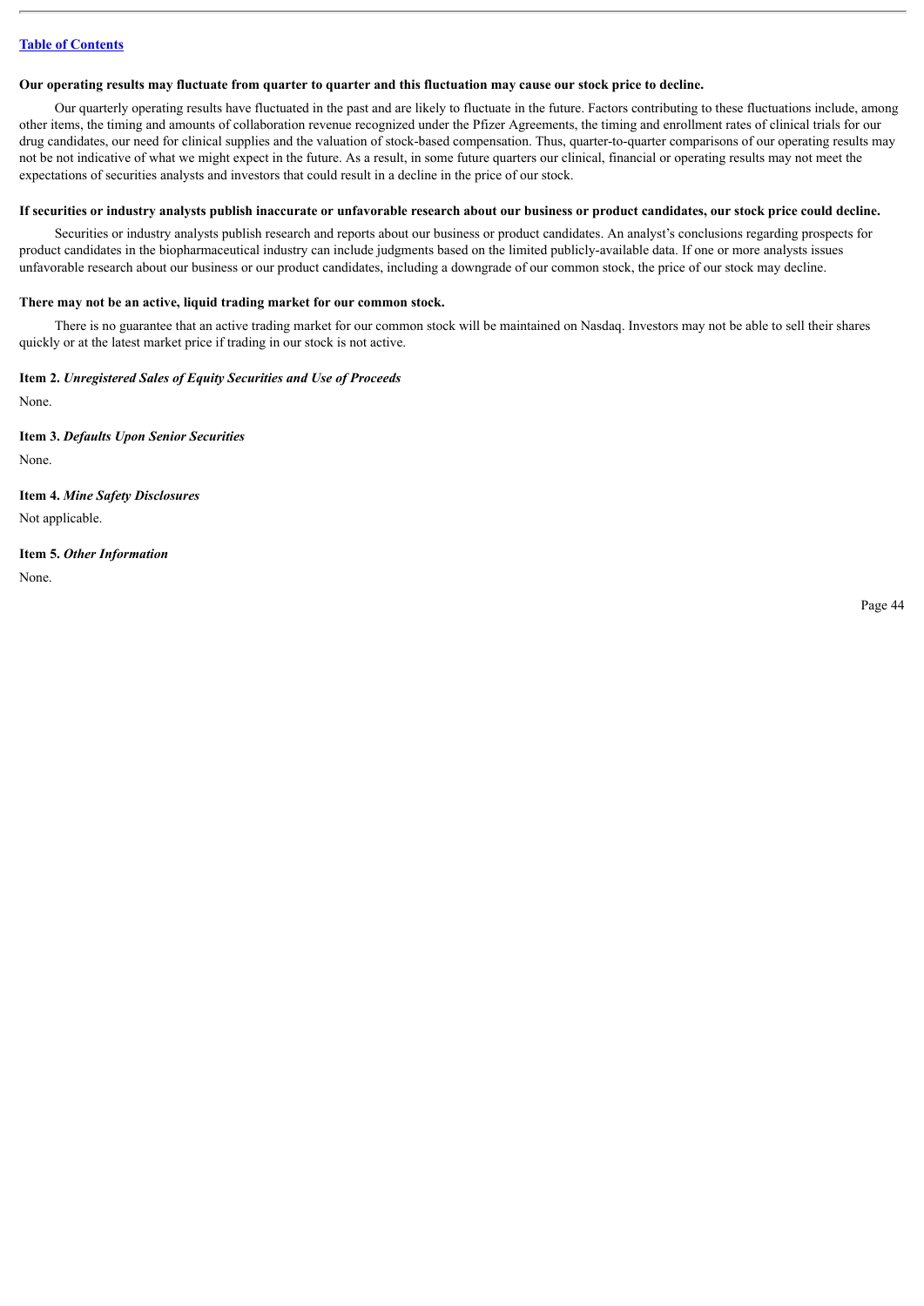**Our operating results may fluctuate from quarter to quarter and this fluctuation may cause our stock price to decline.**

Our quarterly operating results have fluctuated in the past and are likely to fluctuate in the future. Factors contributing to these fluctuations include, among other items, the timing and amounts of collaboration revenue recognized under the Pfizer Agreements, the timing and enrollment rates of clinical trials for our drug candidates, our need for clinical supplies and the valuation of stock-based compensation. Thus, quarter-to-quarter comparisons of our operating results may not be not indicative of what we might expect in the future. As a result, in some future quarters our clinical, financial or operating results may not meet the expectations of securities analysts and investors that could result in a decline in the price of our stock.

**If securities or industry analysts publish inaccurate or unfavorable research about our business or product candidates, our stock price could decline.**

Securities or industry analysts publish research and reports about our business or product candidates. An analyst's conclusions regarding prospects for product candidates in the biopharmaceutical industry can include judgments based on the limited publicly-available data. If one or more analysts issues unfavorable research about our business or our product candidates, including a downgrade of our common stock, the price of our stock may decline.

**There may not be an active, liquid trading market for our common stock.**

There is no guarantee that an active trading market for our common stock will be maintained on Nasdaq. Investors may not be able to sell their shares quickly or at the latest market price if trading in our stock is not active.

**Item 2.** ***Unregistered Sales of Equity Securities and Use of Proceeds***

None.

**Item 3.** ***Defaults Upon Senior Securities***

None.

**Item 4.** ***Mine Safety Disclosures***

Not applicable.

**Item 5.** ***Other Information***

None.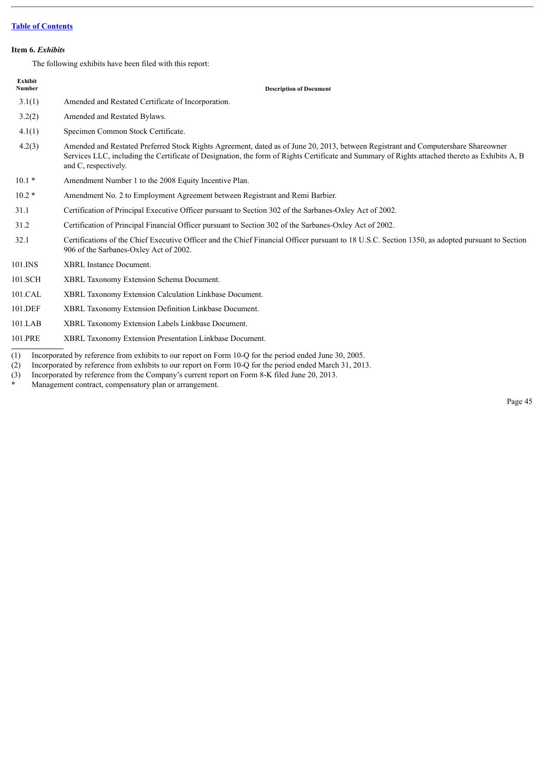[Table of Contents]

**Item 6.** ***Exhibits***

The following exhibits have been filed with this report:

| Exhibit Number | Description of Document |
| --- | --- |
| 3.1(1) | Amended and Restated Certificate of Incorporation. |
| 3.2(2) | Amended and Restated Bylaws. |
| 4.1(1) | Specimen Common Stock Certificate. |
| 4.2(3) | Amended and Restated Preferred Stock Rights Agreement, dated as of June 20, 2013, between Registrant and Computershare Shareowner Services LLC, including the Certificate of Designation, the form of Rights Certificate and Summary of Rights attached thereto as Exhibits A, B and C, respectively. |
| 10.1 * | Amendment Number 1 to the 2008 Equity Incentive Plan. |
| 10.2 * | Amendment No. 2 to Employment Agreement between Registrant and Remi Barbier. |
| 31.1 | Certification of Principal Executive Officer pursuant to Section 302 of the Sarbanes-Oxley Act of 2002. |
| 31.2 | Certification of Principal Financial Officer pursuant to Section 302 of the Sarbanes-Oxley Act of 2002. |
| 32.1 | Certifications of the Chief Executive Officer and the Chief Financial Officer pursuant to 18 U.S.C. Section 1350, as adopted pursuant to Section 906 of the Sarbanes-Oxley Act of 2002. |
| 101.INS | XBRL Instance Document. |
| 101.SCH | XBRL Taxonomy Extension Schema Document. |
| 101.CAL | XBRL Taxonomy Extension Calculation Linkbase Document. |
| 101.DEF | XBRL Taxonomy Extension Definition Linkbase Document. |
| 101.LAB | XBRL Taxonomy Extension Labels Linkbase Document. |
| 101.PRE | XBRL Taxonomy Extension Presentation Linkbase Document. |

(1) Incorporated by reference from exhibits to our report on Form 10-Q for the period ended June 30, 2005.
(2) Incorporated by reference from exhibits to our report on Form 10-Q for the period ended March 31, 2013.
(3) Incorporated by reference from the Company's current report on Form 8-K filed June 20, 2013.
\* Management contract, compensatory plan or arrangement.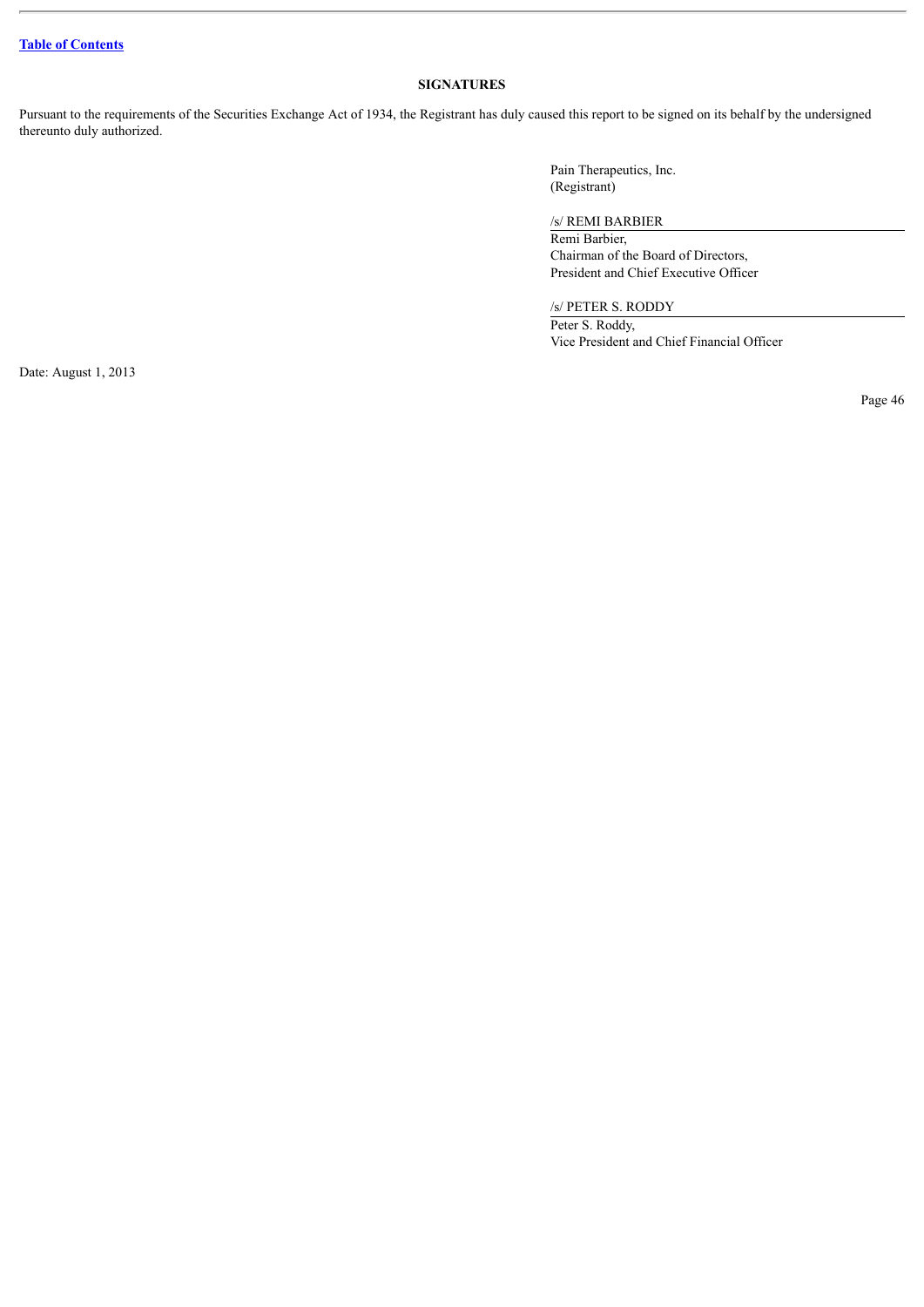[Table of Contents](#)

## SIGNATURES

Pursuant to the requirements of the Securities Exchange Act of 1934, the Registrant has duly caused this report to be signed on its behalf by the undersigned thereunto duly authorized.

Pain Therapeutics, Inc.
(Registrant)

/s/ REMI BARBIER

Remi Barbier,
Chairman of the Board of Directors,
President and Chief Executive Officer

/s/ PETER S. RODDY

Peter S. Roddy,
Vice President and Chief Financial Officer

Date: August 1, 2013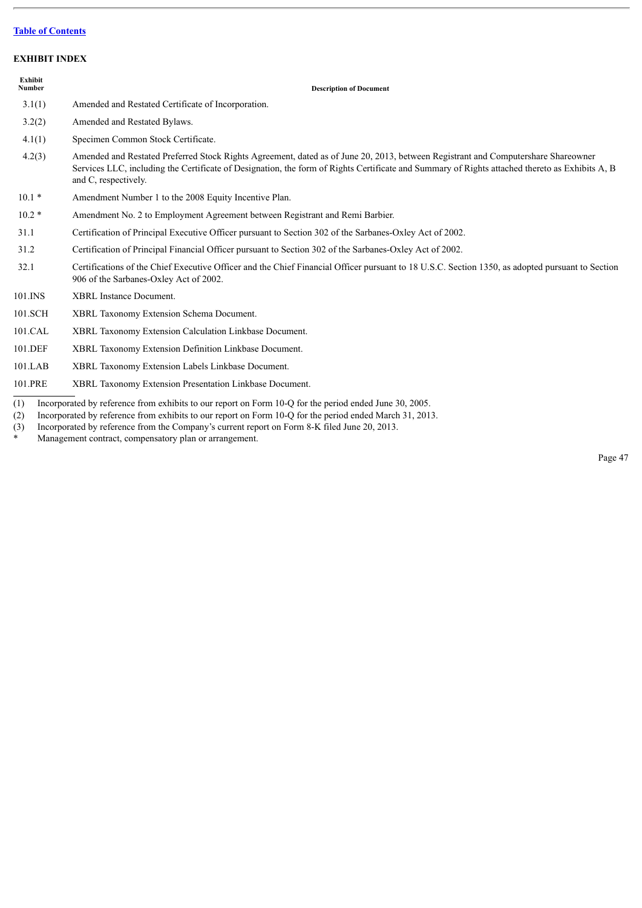[Table of Contents](#)

## EXHIBIT INDEX

| Exhibit Number | Description of Document |
|---|---|
| 3.1(1) | Amended and Restated Certificate of Incorporation. |
| 3.2(2) | Amended and Restated Bylaws. |
| 4.1(1) | Specimen Common Stock Certificate. |
| 4.2(3) | Amended and Restated Preferred Stock Rights Agreement, dated as of June 20, 2013, between Registrant and Computershare Shareowner Services LLC, including the Certificate of Designation, the form of Rights Certificate and Summary of Rights attached thereto as Exhibits A, B and C, respectively. |
| 10.1 * | Amendment Number 1 to the 2008 Equity Incentive Plan. |
| 10.2 * | Amendment No. 2 to Employment Agreement between Registrant and Remi Barbier. |
| 31.1 | Certification of Principal Executive Officer pursuant to Section 302 of the Sarbanes-Oxley Act of 2002. |
| 31.2 | Certification of Principal Financial Officer pursuant to Section 302 of the Sarbanes-Oxley Act of 2002. |
| 32.1 | Certifications of the Chief Executive Officer and the Chief Financial Officer pursuant to 18 U.S.C. Section 1350, as adopted pursuant to Section 906 of the Sarbanes-Oxley Act of 2002. |
| 101.INS | XBRL Instance Document. |
| 101.SCH | XBRL Taxonomy Extension Schema Document. |
| 101.CAL | XBRL Taxonomy Extension Calculation Linkbase Document. |
| 101.DEF | XBRL Taxonomy Extension Definition Linkbase Document. |
| 101.LAB | XBRL Taxonomy Extension Labels Linkbase Document. |
| 101.PRE | XBRL Taxonomy Extension Presentation Linkbase Document. |

(1) Incorporated by reference from exhibits to our report on Form 10-Q for the period ended June 30, 2005.

(2) Incorporated by reference from exhibits to our report on Form 10-Q for the period ended March 31, 2013.

(3) Incorporated by reference from the Company's current report on Form 8-K filed June 20, 2013.

\* Management contract, compensatory plan or arrangement.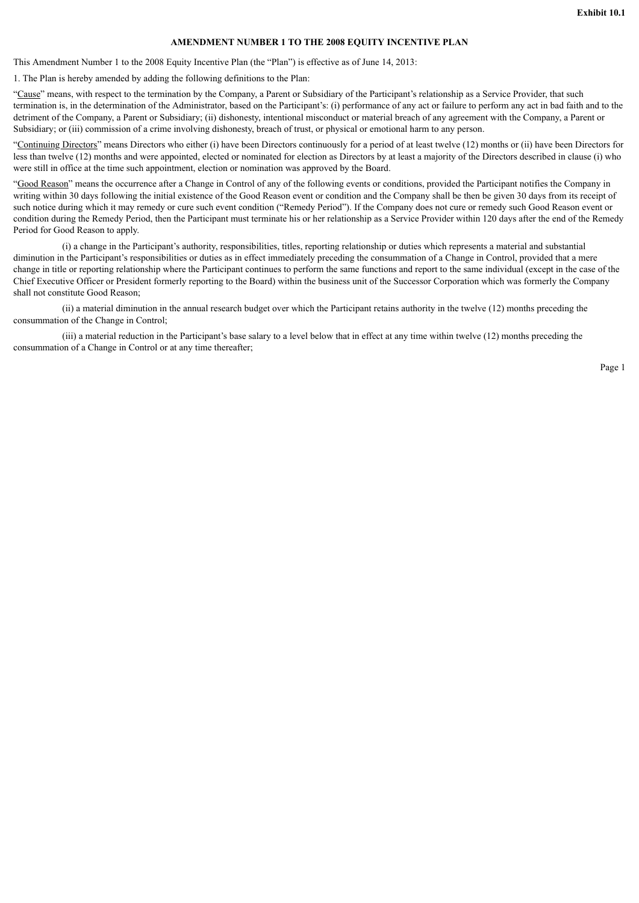**Exhibit 10.1**

**AMENDMENT NUMBER 1 TO THE 2008 EQUITY INCENTIVE PLAN**

This Amendment Number 1 to the 2008 Equity Incentive Plan (the "Plan") is effective as of June 14, 2013:

1. The Plan is hereby amended by adding the following definitions to the Plan:

"Cause" means, with respect to the termination by the Company, a Parent or Subsidiary of the Participant's relationship as a Service Provider, that such termination is, in the determination of the Administrator, based on the Participant's: (i) performance of any act or failure to perform any act in bad faith and to the detriment of the Company, a Parent or Subsidiary; (ii) dishonesty, intentional misconduct or material breach of any agreement with the Company, a Parent or Subsidiary; or (iii) commission of a crime involving dishonesty, breach of trust, or physical or emotional harm to any person.

"Continuing Directors" means Directors who either (i) have been Directors continuously for a period of at least twelve (12) months or (ii) have been Directors for less than twelve (12) months and were appointed, elected or nominated for election as Directors by at least a majority of the Directors described in clause (i) who were still in office at the time such appointment, election or nomination was approved by the Board.

"Good Reason" means the occurrence after a Change in Control of any of the following events or conditions, provided the Participant notifies the Company in writing within 30 days following the initial existence of the Good Reason event or condition and the Company shall be then be given 30 days from its receipt of such notice during which it may remedy or cure such event condition ("Remedy Period"). If the Company does not cure or remedy such Good Reason event or condition during the Remedy Period, then the Participant must terminate his or her relationship as a Service Provider within 120 days after the end of the Remedy Period for Good Reason to apply.

(i) a change in the Participant's authority, responsibilities, titles, reporting relationship or duties which represents a material and substantial diminution in the Participant's responsibilities or duties as in effect immediately preceding the consummation of a Change in Control, provided that a mere change in title or reporting relationship where the Participant continues to perform the same functions and report to the same individual (except in the case of the Chief Executive Officer or President formerly reporting to the Board) within the business unit of the Successor Corporation which was formerly the Company shall not constitute Good Reason;

(ii) a material diminution in the annual research budget over which the Participant retains authority in the twelve (12) months preceding the consummation of the Change in Control;

(iii) a material reduction in the Participant's base salary to a level below that in effect at any time within twelve (12) months preceding the consummation of a Change in Control or at any time thereafter;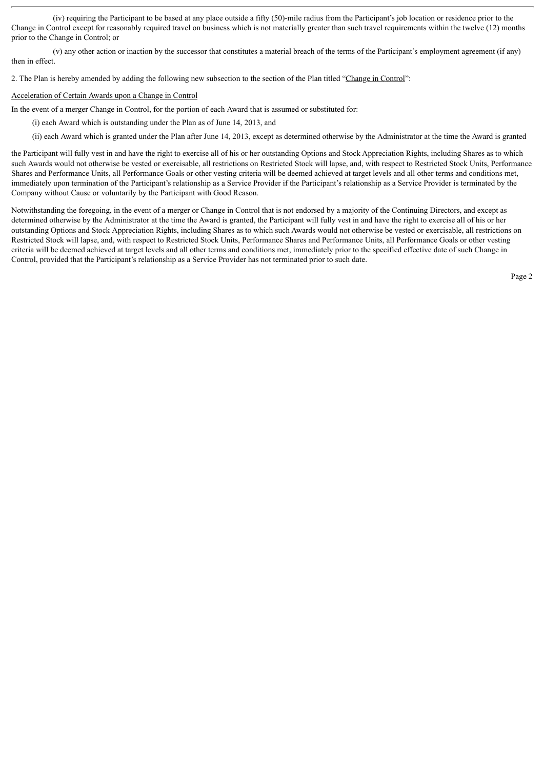(iv) requiring the Participant to be based at any place outside a fifty (50)-mile radius from the Participant's job location or residence prior to the Change in Control except for reasonably required travel on business which is not materially greater than such travel requirements within the twelve (12) months prior to the Change in Control; or

(v) any other action or inaction by the successor that constitutes a material breach of the terms of the Participant's employment agreement (if any) then in effect.

2. The Plan is hereby amended by adding the following new subsection to the section of the Plan titled "Change in Control":

Acceleration of Certain Awards upon a Change in Control

In the event of a merger Change in Control, for the portion of each Award that is assumed or substituted for:

(i) each Award which is outstanding under the Plan as of June 14, 2013, and

(ii) each Award which is granted under the Plan after June 14, 2013, except as determined otherwise by the Administrator at the time the Award is granted

the Participant will fully vest in and have the right to exercise all of his or her outstanding Options and Stock Appreciation Rights, including Shares as to which such Awards would not otherwise be vested or exercisable, all restrictions on Restricted Stock will lapse, and, with respect to Restricted Stock Units, Performance Shares and Performance Units, all Performance Goals or other vesting criteria will be deemed achieved at target levels and all other terms and conditions met, immediately upon termination of the Participant's relationship as a Service Provider if the Participant's relationship as a Service Provider is terminated by the Company without Cause or voluntarily by the Participant with Good Reason.

Notwithstanding the foregoing, in the event of a merger or Change in Control that is not endorsed by a majority of the Continuing Directors, and except as determined otherwise by the Administrator at the time the Award is granted, the Participant will fully vest in and have the right to exercise all of his or her outstanding Options and Stock Appreciation Rights, including Shares as to which such Awards would not otherwise be vested or exercisable, all restrictions on Restricted Stock will lapse, and, with respect to Restricted Stock Units, Performance Shares and Performance Units, all Performance Goals or other vesting criteria will be deemed achieved at target levels and all other terms and conditions met, immediately prior to the specified effective date of such Change in Control, provided that the Participant's relationship as a Service Provider has not terminated prior to such date.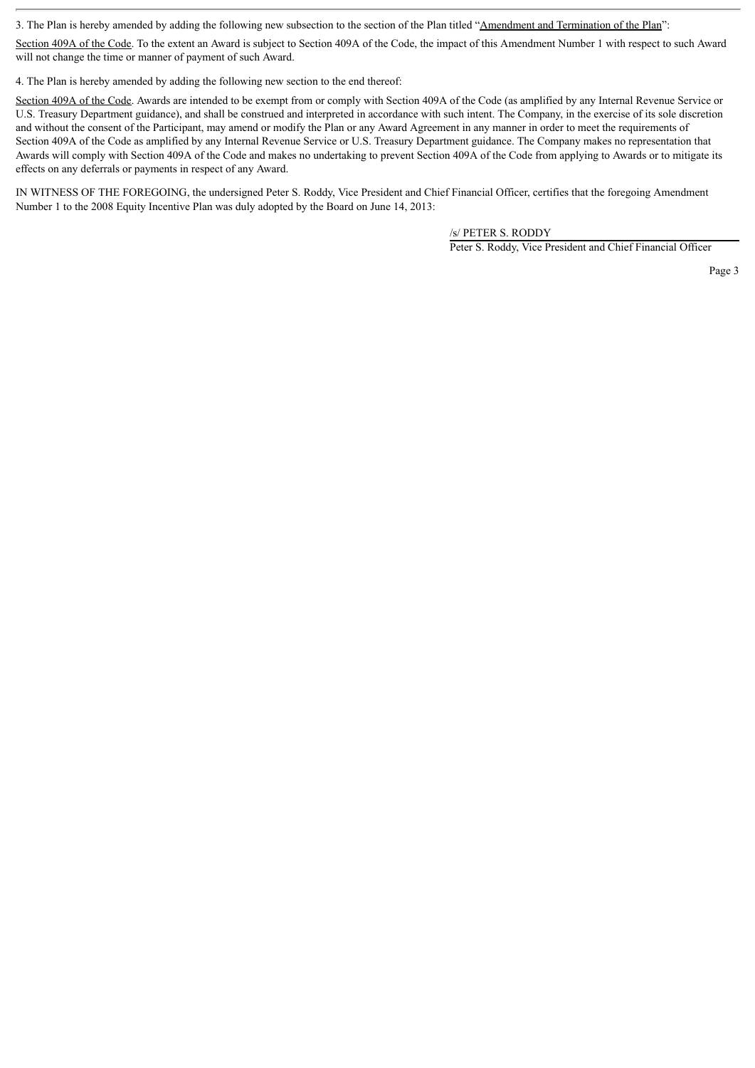3. The Plan is hereby amended by adding the following new subsection to the section of the Plan titled "Amendment and Termination of the Plan":

Section 409A of the Code. To the extent an Award is subject to Section 409A of the Code, the impact of this Amendment Number 1 with respect to such Award will not change the time or manner of payment of such Award.

4. The Plan is hereby amended by adding the following new section to the end thereof:

Section 409A of the Code. Awards are intended to be exempt from or comply with Section 409A of the Code (as amplified by any Internal Revenue Service or U.S. Treasury Department guidance), and shall be construed and interpreted in accordance with such intent. The Company, in the exercise of its sole discretion and without the consent of the Participant, may amend or modify the Plan or any Award Agreement in any manner in order to meet the requirements of Section 409A of the Code as amplified by any Internal Revenue Service or U.S. Treasury Department guidance. The Company makes no representation that Awards will comply with Section 409A of the Code and makes no undertaking to prevent Section 409A of the Code from applying to Awards or to mitigate its effects on any deferrals or payments in respect of any Award.

IN WITNESS OF THE FOREGOING, the undersigned Peter S. Roddy, Vice President and Chief Financial Officer, certifies that the foregoing Amendment Number 1 to the 2008 Equity Incentive Plan was duly adopted by the Board on June 14, 2013:

/s/ PETER S. RODDY

Peter S. Roddy, Vice President and Chief Financial Officer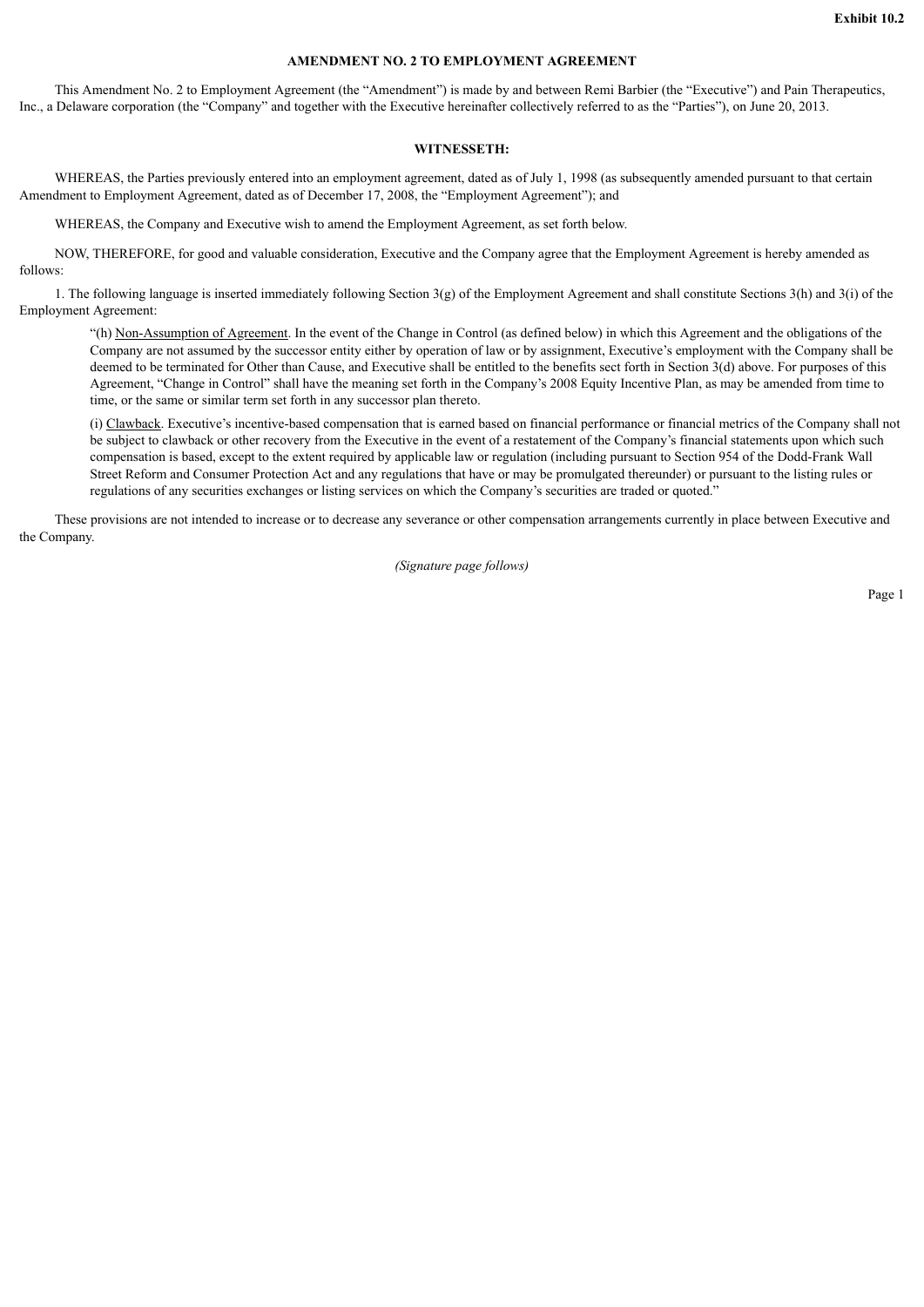**Exhibit 10.2**

**AMENDMENT NO. 2 TO EMPLOYMENT AGREEMENT**

This Amendment No. 2 to Employment Agreement (the "Amendment") is made by and between Remi Barbier (the "Executive") and Pain Therapeutics, Inc., a Delaware corporation (the "Company" and together with the Executive hereinafter collectively referred to as the "Parties"), on June 20, 2013.

**WITNESSETH:**

WHEREAS, the Parties previously entered into an employment agreement, dated as of July 1, 1998 (as subsequently amended pursuant to that certain Amendment to Employment Agreement, dated as of December 17, 2008, the "Employment Agreement"); and

WHEREAS, the Company and Executive wish to amend the Employment Agreement, as set forth below.

NOW, THEREFORE, for good and valuable consideration, Executive and the Company agree that the Employment Agreement is hereby amended as follows:

1. The following language is inserted immediately following Section 3(g) of the Employment Agreement and shall constitute Sections 3(h) and 3(i) of the Employment Agreement:

> "(h) Non-Assumption of Agreement. In the event of the Change in Control (as defined below) in which this Agreement and the obligations of the Company are not assumed by the successor entity either by operation of law or by assignment, Executive's employment with the Company shall be deemed to be terminated for Other than Cause, and Executive shall be entitled to the benefits sect forth in Section 3(d) above. For purposes of this Agreement, "Change in Control" shall have the meaning set forth in the Company's 2008 Equity Incentive Plan, as may be amended from time to time, or the same or similar term set forth in any successor plan thereto.
>
> (i) Clawback. Executive's incentive-based compensation that is earned based on financial performance or financial metrics of the Company shall not be subject to clawback or other recovery from the Executive in the event of a restatement of the Company's financial statements upon which such compensation is based, except to the extent required by applicable law or regulation (including pursuant to Section 954 of the Dodd-Frank Wall Street Reform and Consumer Protection Act and any regulations that have or may be promulgated thereunder) or pursuant to the listing rules or regulations of any securities exchanges or listing services on which the Company's securities are traded or quoted."

These provisions are not intended to increase or to decrease any severance or other compensation arrangements currently in place between Executive and the Company.

*(Signature page follows)*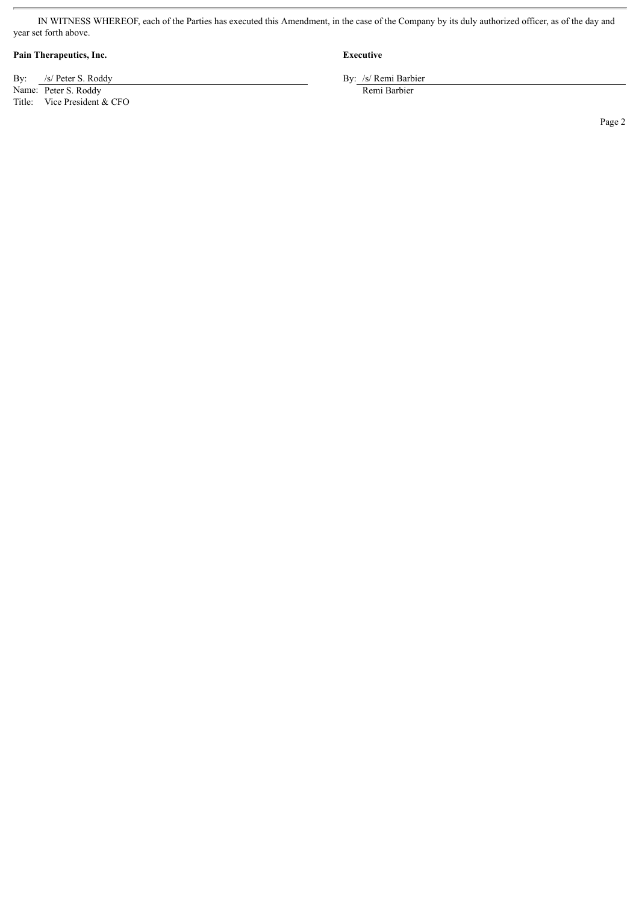IN WITNESS WHEREOF, each of the Parties has executed this Amendment, in the case of the Company by its duly authorized officer, as of the day and year set forth above.

**Pain Therapeutics, Inc.**

By: /s/ Peter S. Roddy
Name: Peter S. Roddy
Title: Vice President & CFO

**Executive**

By: /s/ Remi Barbier
Remi Barbier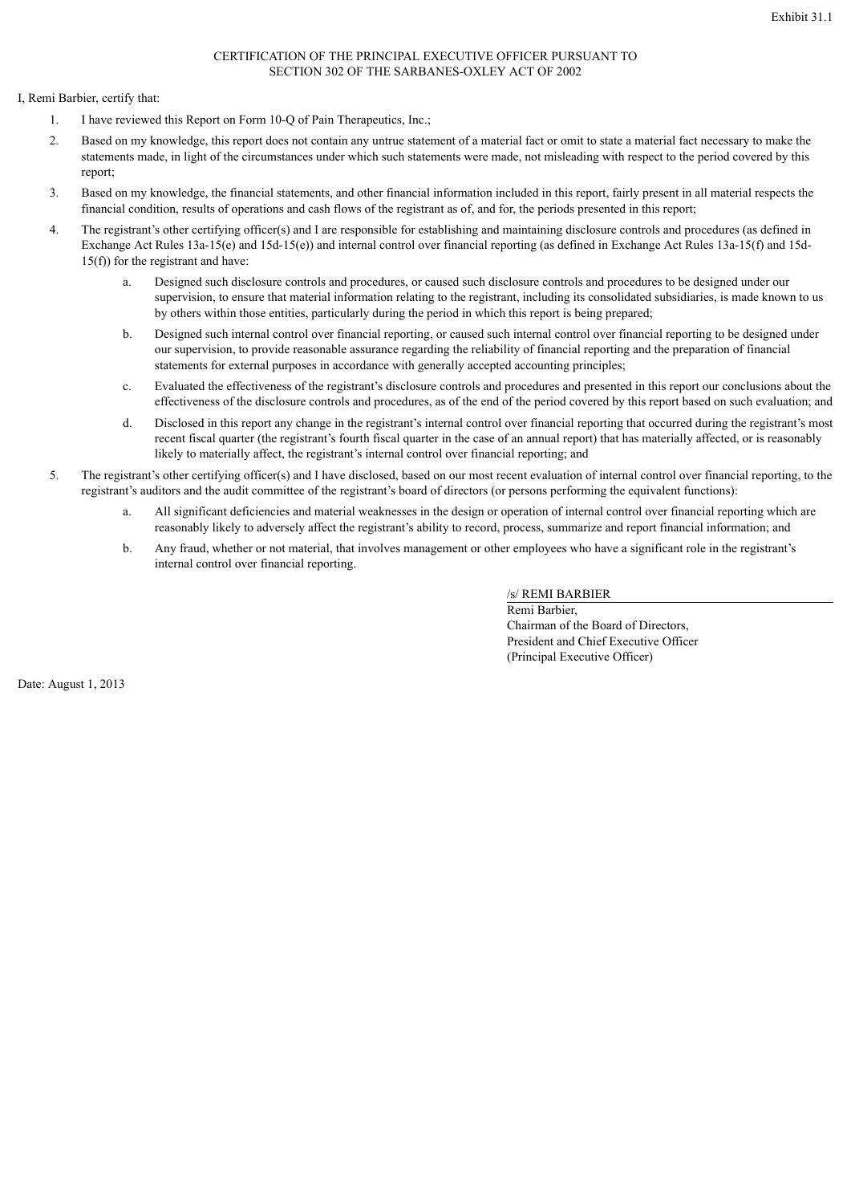Exhibit 31.1

CERTIFICATION OF THE PRINCIPAL EXECUTIVE OFFICER PURSUANT TO SECTION 302 OF THE SARBANES-OXLEY ACT OF 2002

I, Remi Barbier, certify that:

1. I have reviewed this Report on Form 10-Q of Pain Therapeutics, Inc.;
2. Based on my knowledge, this report does not contain any untrue statement of a material fact or omit to state a material fact necessary to make the statements made, in light of the circumstances under which such statements were made, not misleading with respect to the period covered by this report;
3. Based on my knowledge, the financial statements, and other financial information included in this report, fairly present in all material respects the financial condition, results of operations and cash flows of the registrant as of, and for, the periods presented in this report;
4. The registrant's other certifying officer(s) and I are responsible for establishing and maintaining disclosure controls and procedures (as defined in Exchange Act Rules 13a-15(e) and 15d-15(e)) and internal control over financial reporting (as defined in Exchange Act Rules 13a-15(f) and 15d-15(f)) for the registrant and have:
   a. Designed such disclosure controls and procedures, or caused such disclosure controls and procedures to be designed under our supervision, to ensure that material information relating to the registrant, including its consolidated subsidiaries, is made known to us by others within those entities, particularly during the period in which this report is being prepared;
   b. Designed such internal control over financial reporting, or caused such internal control over financial reporting to be designed under our supervision, to provide reasonable assurance regarding the reliability of financial reporting and the preparation of financial statements for external purposes in accordance with generally accepted accounting principles;
   c. Evaluated the effectiveness of the registrant's disclosure controls and procedures and presented in this report our conclusions about the effectiveness of the disclosure controls and procedures, as of the end of the period covered by this report based on such evaluation; and
   d. Disclosed in this report any change in the registrant's internal control over financial reporting that occurred during the registrant's most recent fiscal quarter (the registrant's fourth fiscal quarter in the case of an annual report) that has materially affected, or is reasonably likely to materially affect, the registrant's internal control over financial reporting; and
5. The registrant's other certifying officer(s) and I have disclosed, based on our most recent evaluation of internal control over financial reporting, to the registrant's auditors and the audit committee of the registrant's board of directors (or persons performing the equivalent functions):
   a. All significant deficiencies and material weaknesses in the design or operation of internal control over financial reporting which are reasonably likely to adversely affect the registrant's ability to record, process, summarize and report financial information; and
   b. Any fraud, whether or not material, that involves management or other employees who have a significant role in the registrant's internal control over financial reporting.

/s/ REMI BARBIER

Remi Barbier,
Chairman of the Board of Directors,
President and Chief Executive Officer
(Principal Executive Officer)

Date: August 1, 2013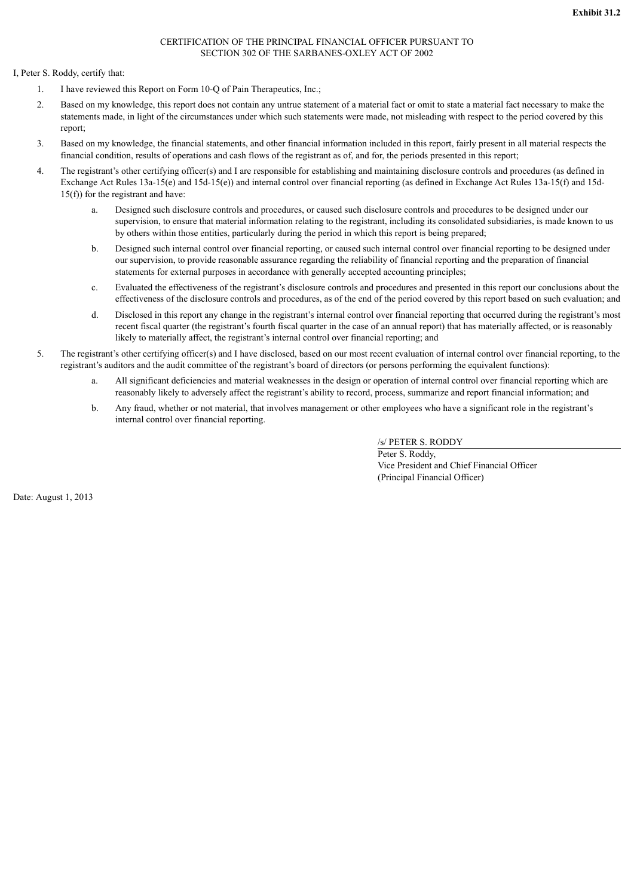**Exhibit 31.2**

CERTIFICATION OF THE PRINCIPAL FINANCIAL OFFICER PURSUANT TO SECTION 302 OF THE SARBANES-OXLEY ACT OF 2002

I, Peter S. Roddy, certify that:

1. I have reviewed this Report on Form 10-Q of Pain Therapeutics, Inc.;

2. Based on my knowledge, this report does not contain any untrue statement of a material fact or omit to state a material fact necessary to make the statements made, in light of the circumstances under which such statements were made, not misleading with respect to the period covered by this report;

3. Based on my knowledge, the financial statements, and other financial information included in this report, fairly present in all material respects the financial condition, results of operations and cash flows of the registrant as of, and for, the periods presented in this report;

4. The registrant's other certifying officer(s) and I are responsible for establishing and maintaining disclosure controls and procedures (as defined in Exchange Act Rules 13a-15(e) and 15d-15(e)) and internal control over financial reporting (as defined in Exchange Act Rules 13a-15(f) and 15d-15(f)) for the registrant and have:

    a. Designed such disclosure controls and procedures, or caused such disclosure controls and procedures to be designed under our supervision, to ensure that material information relating to the registrant, including its consolidated subsidiaries, is made known to us by others within those entities, particularly during the period in which this report is being prepared;

    b. Designed such internal control over financial reporting, or caused such internal control over financial reporting to be designed under our supervision, to provide reasonable assurance regarding the reliability of financial reporting and the preparation of financial statements for external purposes in accordance with generally accepted accounting principles;

    c. Evaluated the effectiveness of the registrant's disclosure controls and procedures and presented in this report our conclusions about the effectiveness of the disclosure controls and procedures, as of the end of the period covered by this report based on such evaluation; and

    d. Disclosed in this report any change in the registrant's internal control over financial reporting that occurred during the registrant's most recent fiscal quarter (the registrant's fourth fiscal quarter in the case of an annual report) that has materially affected, or is reasonably likely to materially affect, the registrant's internal control over financial reporting; and

5. The registrant's other certifying officer(s) and I have disclosed, based on our most recent evaluation of internal control over financial reporting, to the registrant's auditors and the audit committee of the registrant's board of directors (or persons performing the equivalent functions):

    a. All significant deficiencies and material weaknesses in the design or operation of internal control over financial reporting which are reasonably likely to adversely affect the registrant's ability to record, process, summarize and report financial information; and

    b. Any fraud, whether or not material, that involves management or other employees who have a significant role in the registrant's internal control over financial reporting.

/s/ PETER S. RODDY

Peter S. Roddy,
Vice President and Chief Financial Officer
(Principal Financial Officer)

Date: August 1, 2013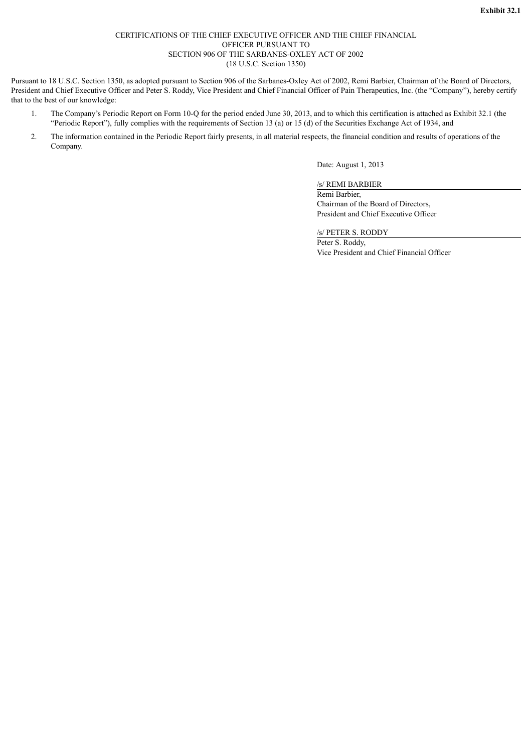**Exhibit 32.1**

CERTIFICATIONS OF THE CHIEF EXECUTIVE OFFICER AND THE CHIEF FINANCIAL OFFICER PURSUANT TO SECTION 906 OF THE SARBANES-OXLEY ACT OF 2002 (18 U.S.C. Section 1350)

Pursuant to 18 U.S.C. Section 1350, as adopted pursuant to Section 906 of the Sarbanes-Oxley Act of 2002, Remi Barbier, Chairman of the Board of Directors, President and Chief Executive Officer and Peter S. Roddy, Vice President and Chief Financial Officer of Pain Therapeutics, Inc. (the "Company"), hereby certify that to the best of our knowledge:

1. The Company's Periodic Report on Form 10-Q for the period ended June 30, 2013, and to which this certification is attached as Exhibit 32.1 (the "Periodic Report"), fully complies with the requirements of Section 13 (a) or 15 (d) of the Securities Exchange Act of 1934, and
2. The information contained in the Periodic Report fairly presents, in all material respects, the financial condition and results of operations of the Company.

Date: August 1, 2013

/s/ REMI BARBIER
Remi Barbier,
Chairman of the Board of Directors,
President and Chief Executive Officer

/s/ PETER S. RODDY
Peter S. Roddy,
Vice President and Chief Financial Officer